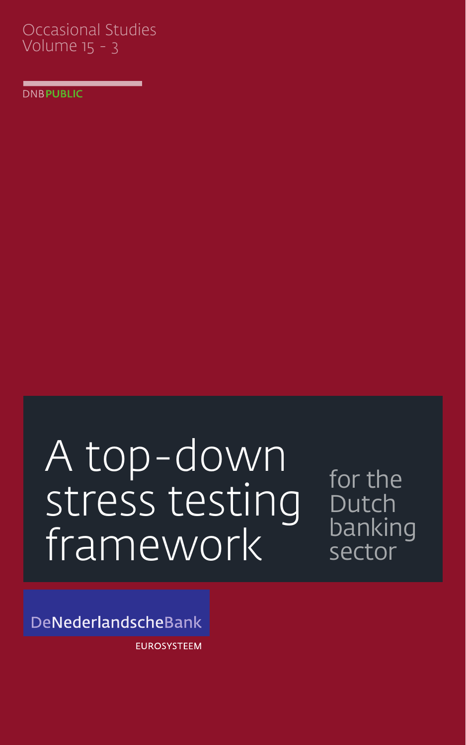Occasional Studies
Volume 15 - 3

DNB PUBLIC

# A top-down stress testing framework

## for the Dutch banking sector

DeNederlandscheBank

EUROSYSTEEM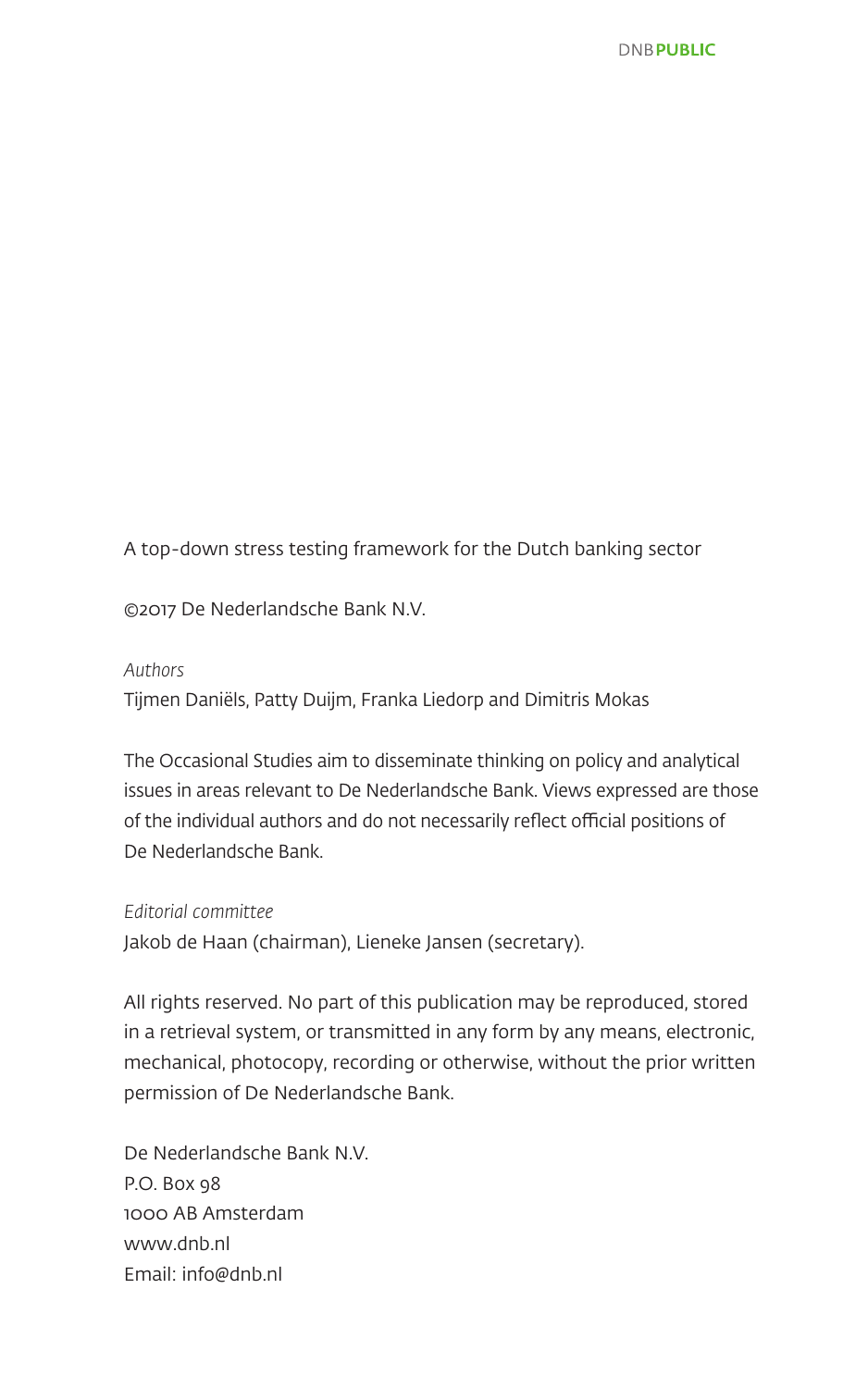A top-down stress testing framework for the Dutch banking sector

©2017 De Nederlandsche Bank N.V.

*Authors*

Tijmen Daniëls, Patty Duijm, Franka Liedorp and Dimitris Mokas

The Occasional Studies aim to disseminate thinking on policy and analytical issues in areas relevant to De Nederlandsche Bank. Views expressed are those of the individual authors and do not necessarily reflect official positions of De Nederlandsche Bank.

*Editorial committee*

Jakob de Haan (chairman), Lieneke Jansen (secretary).

All rights reserved. No part of this publication may be reproduced, stored in a retrieval system, or transmitted in any form by any means, electronic, mechanical, photocopy, recording or otherwise, without the prior written permission of De Nederlandsche Bank.

De Nederlandsche Bank N.V.
P.O. Box 98
1000 AB Amsterdam
www.dnb.nl
Email: info@dnb.nl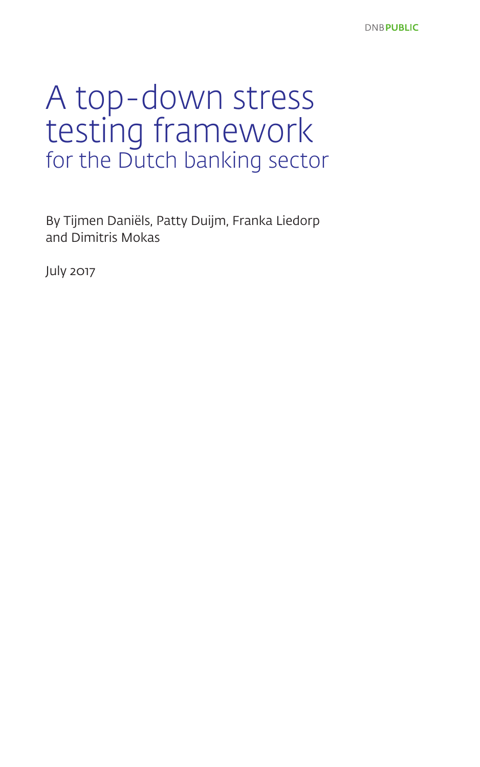# A top-down stress testing framework
## for the Dutch banking sector

By Tijmen Daniëls, Patty Duijm, Franka Liedorp and Dimitris Mokas

July 2017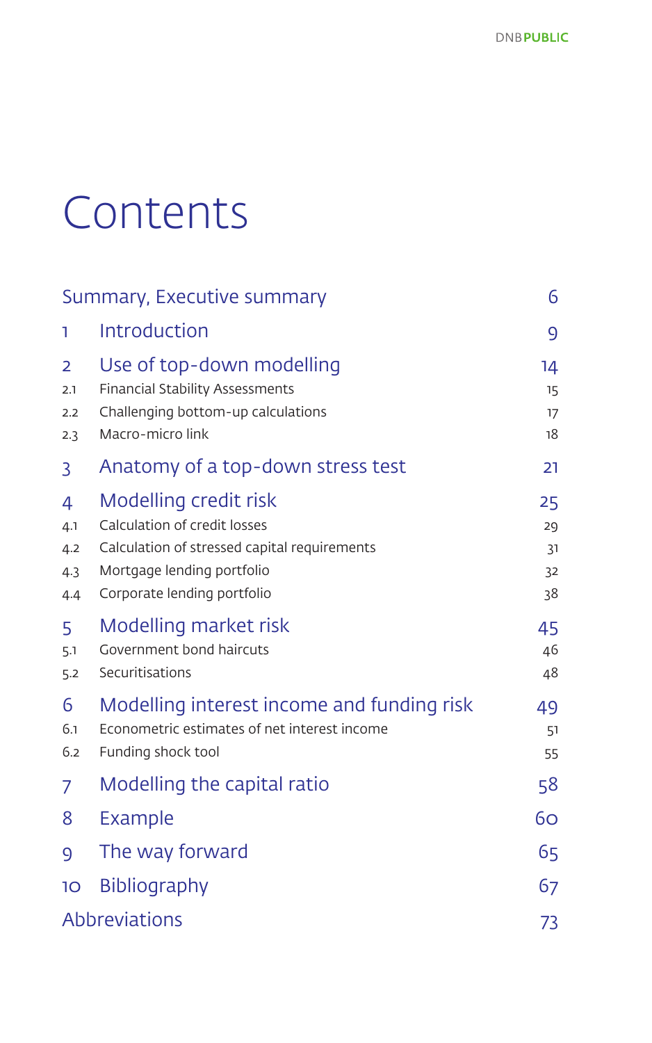# Contents

| | | |
|---|---|---|
| Summary, Executive summary | | 6 |
| 1 | Introduction | 9 |
| 2 | Use of top-down modelling | 14 |
| 2.1 | Financial Stability Assessments | 15 |
| 2.2 | Challenging bottom-up calculations | 17 |
| 2.3 | Macro-micro link | 18 |
| 3 | Anatomy of a top-down stress test | 21 |
| 4 | Modelling credit risk | 25 |
| 4.1 | Calculation of credit losses | 29 |
| 4.2 | Calculation of stressed capital requirements | 31 |
| 4.3 | Mortgage lending portfolio | 32 |
| 4.4 | Corporate lending portfolio | 38 |
| 5 | Modelling market risk | 45 |
| 5.1 | Government bond haircuts | 46 |
| 5.2 | Securitisations | 48 |
| 6 | Modelling interest income and funding risk | 49 |
| 6.1 | Econometric estimates of net interest income | 51 |
| 6.2 | Funding shock tool | 55 |
| 7 | Modelling the capital ratio | 58 |
| 8 | Example | 60 |
| 9 | The way forward | 65 |
| 10 | Bibliography | 67 |
| Abbreviations | | 73 |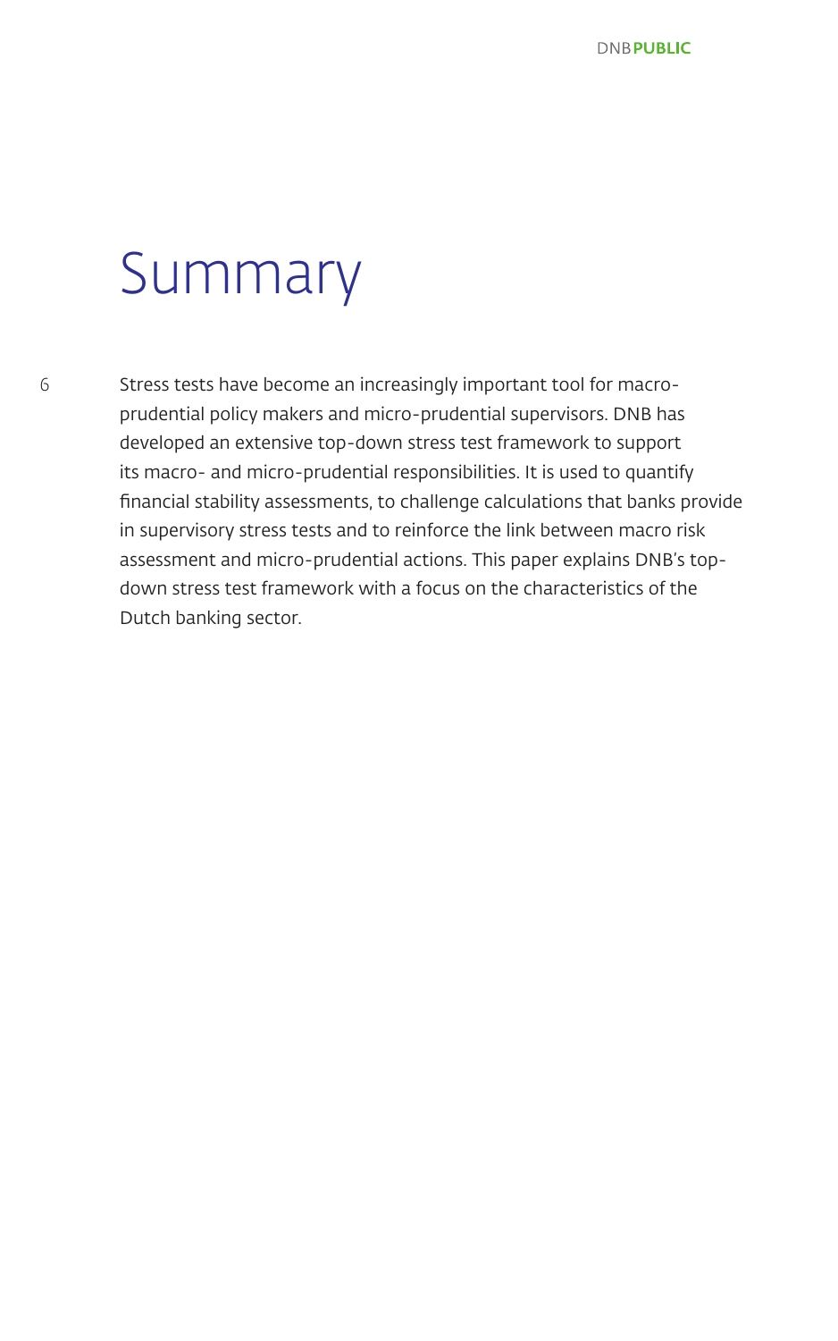# Summary

Stress tests have become an increasingly important tool for macro-prudential policy makers and micro-prudential supervisors. DNB has developed an extensive top-down stress test framework to support its macro- and micro-prudential responsibilities. It is used to quantify financial stability assessments, to challenge calculations that banks provide in supervisory stress tests and to reinforce the link between macro risk assessment and micro-prudential actions. This paper explains DNB's top-down stress test framework with a focus on the characteristics of the Dutch banking sector.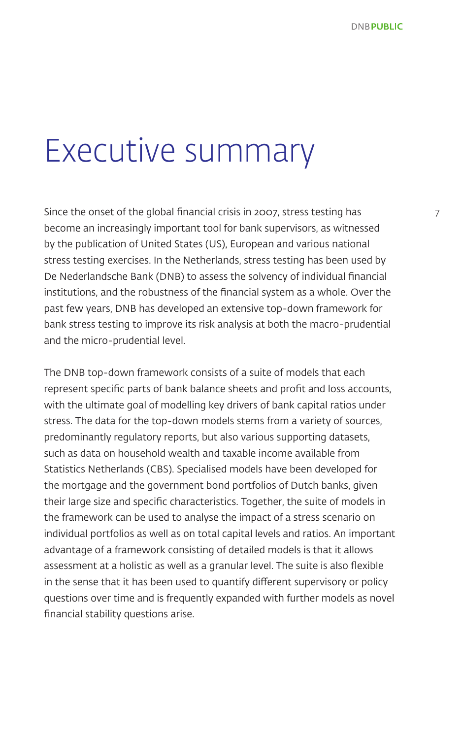# Executive summary

Since the onset of the global financial crisis in 2007, stress testing has become an increasingly important tool for bank supervisors, as witnessed by the publication of United States (US), European and various national stress testing exercises. In the Netherlands, stress testing has been used by De Nederlandsche Bank (DNB) to assess the solvency of individual financial institutions, and the robustness of the financial system as a whole. Over the past few years, DNB has developed an extensive top-down framework for bank stress testing to improve its risk analysis at both the macro-prudential and the micro-prudential level.

The DNB top-down framework consists of a suite of models that each represent specific parts of bank balance sheets and profit and loss accounts, with the ultimate goal of modelling key drivers of bank capital ratios under stress. The data for the top-down models stems from a variety of sources, predominantly regulatory reports, but also various supporting datasets, such as data on household wealth and taxable income available from Statistics Netherlands (CBS). Specialised models have been developed for the mortgage and the government bond portfolios of Dutch banks, given their large size and specific characteristics. Together, the suite of models in the framework can be used to analyse the impact of a stress scenario on individual portfolios as well as on total capital levels and ratios. An important advantage of a framework consisting of detailed models is that it allows assessment at a holistic as well as a granular level. The suite is also flexible in the sense that it has been used to quantify different supervisory or policy questions over time and is frequently expanded with further models as novel financial stability questions arise.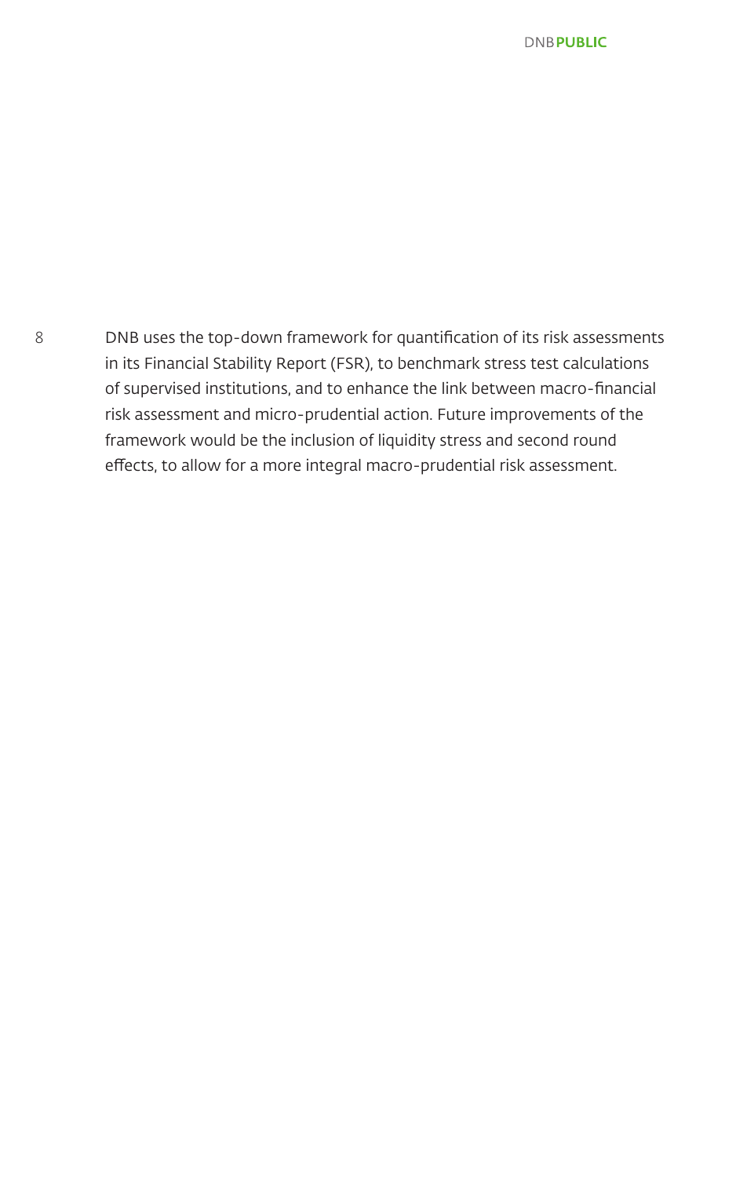DNB uses the top-down framework for quantification of its risk assessments in its Financial Stability Report (FSR), to benchmark stress test calculations of supervised institutions, and to enhance the link between macro-financial risk assessment and micro-prudential action. Future improvements of the framework would be the inclusion of liquidity stress and second round effects, to allow for a more integral macro-prudential risk assessment.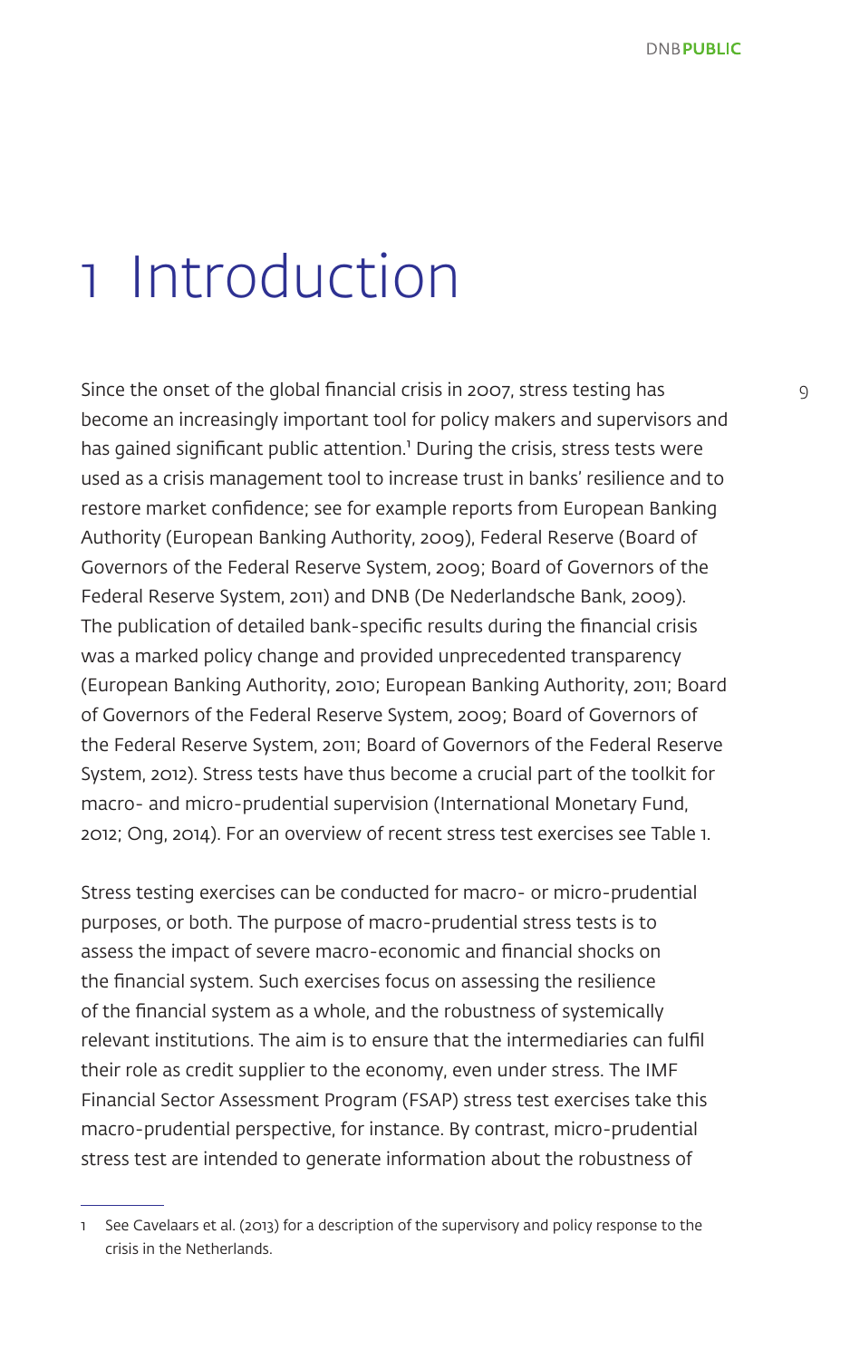# 1 Introduction

Since the onset of the global financial crisis in 2007, stress testing has become an increasingly important tool for policy makers and supervisors and has gained significant public attention.[1] During the crisis, stress tests were used as a crisis management tool to increase trust in banks' resilience and to restore market confidence; see for example reports from European Banking Authority (European Banking Authority, 2009), Federal Reserve (Board of Governors of the Federal Reserve System, 2009; Board of Governors of the Federal Reserve System, 2011) and DNB (De Nederlandsche Bank, 2009). The publication of detailed bank-specific results during the financial crisis was a marked policy change and provided unprecedented transparency (European Banking Authority, 2010; European Banking Authority, 2011; Board of Governors of the Federal Reserve System, 2009; Board of Governors of the Federal Reserve System, 2011; Board of Governors of the Federal Reserve System, 2012). Stress tests have thus become a crucial part of the toolkit for macro- and micro-prudential supervision (International Monetary Fund, 2012; Ong, 2014). For an overview of recent stress test exercises see Table 1.

Stress testing exercises can be conducted for macro- or micro-prudential purposes, or both. The purpose of macro-prudential stress tests is to assess the impact of severe macro-economic and financial shocks on the financial system. Such exercises focus on assessing the resilience of the financial system as a whole, and the robustness of systemically relevant institutions. The aim is to ensure that the intermediaries can fulfil their role as credit supplier to the economy, even under stress. The IMF Financial Sector Assessment Program (FSAP) stress test exercises take this macro-prudential perspective, for instance. By contrast, micro-prudential stress test are intended to generate information about the robustness of

1 See Cavelaars et al. (2013) for a description of the supervisory and policy response to the crisis in the Netherlands.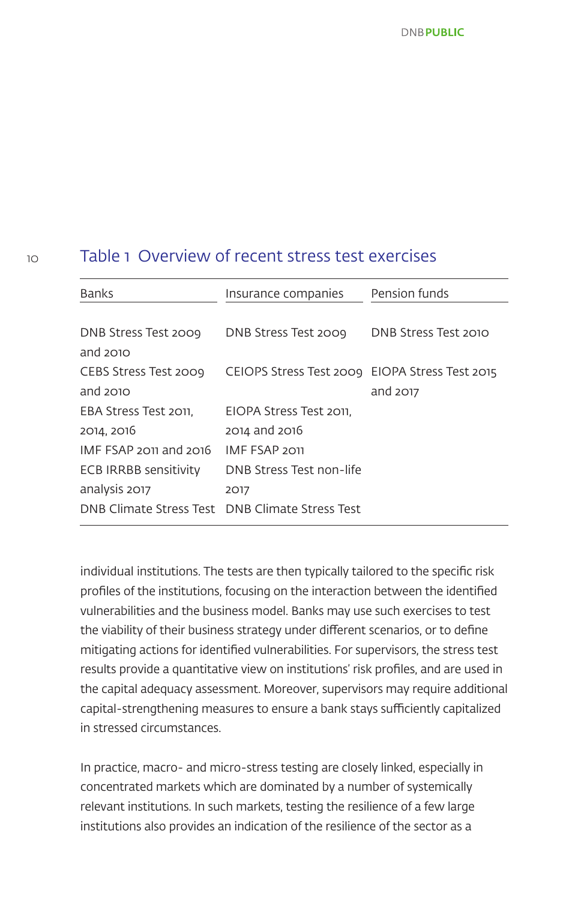## Table 1 Overview of recent stress test exercises

| Banks | Insurance companies | Pension funds |
|---|---|---|
| DNB Stress Test 2009 and 2010 | DNB Stress Test 2009 | DNB Stress Test 2010 |
| CEBS Stress Test 2009 and 2010 | CEIOPS Stress Test 2009 | EIOPA Stress Test 2015 and 2017 |
| EBA Stress Test 2011, 2014, 2016 | EIOPA Stress Test 2011, 2014 and 2016 | |
| IMF FSAP 2011 and 2016 | IMF FSAP 2011 | |
| ECB IRRBB sensitivity analysis 2017 | DNB Stress Test non-life 2017 | |
| DNB Climate Stress Test | DNB Climate Stress Test | |

individual institutions. The tests are then typically tailored to the specific risk profiles of the institutions, focusing on the interaction between the identified vulnerabilities and the business model. Banks may use such exercises to test the viability of their business strategy under different scenarios, or to define mitigating actions for identified vulnerabilities. For supervisors, the stress test results provide a quantitative view on institutions' risk profiles, and are used in the capital adequacy assessment. Moreover, supervisors may require additional capital-strengthening measures to ensure a bank stays sufficiently capitalized in stressed circumstances.

In practice, macro- and micro-stress testing are closely linked, especially in concentrated markets which are dominated by a number of systemically relevant institutions. In such markets, testing the resilience of a few large institutions also provides an indication of the resilience of the sector as a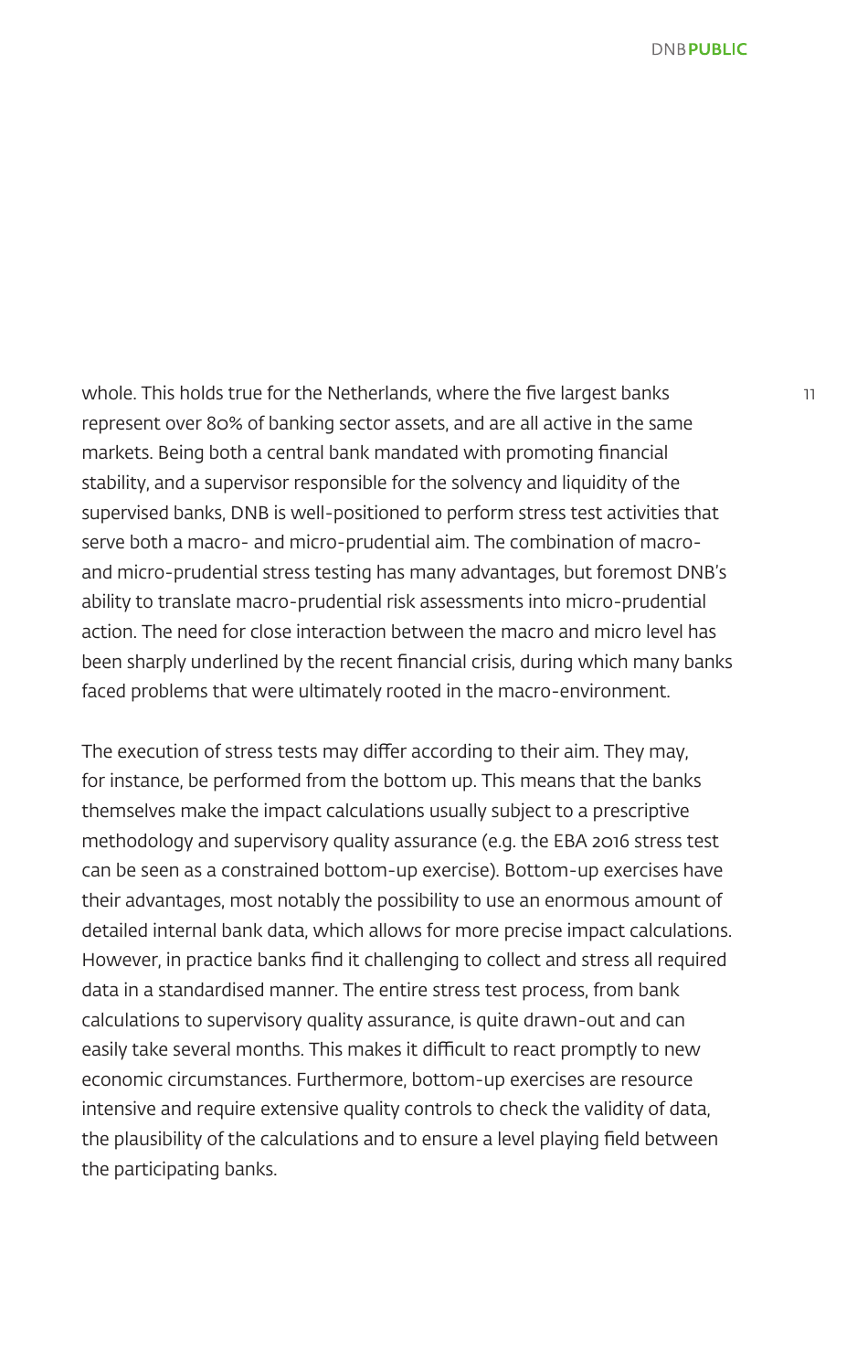whole. This holds true for the Netherlands, where the five largest banks represent over 80% of banking sector assets, and are all active in the same markets. Being both a central bank mandated with promoting financial stability, and a supervisor responsible for the solvency and liquidity of the supervised banks, DNB is well-positioned to perform stress test activities that serve both a macro- and micro-prudential aim. The combination of macro- and micro-prudential stress testing has many advantages, but foremost DNB's ability to translate macro-prudential risk assessments into micro-prudential action. The need for close interaction between the macro and micro level has been sharply underlined by the recent financial crisis, during which many banks faced problems that were ultimately rooted in the macro-environment.

The execution of stress tests may differ according to their aim. They may, for instance, be performed from the bottom up. This means that the banks themselves make the impact calculations usually subject to a prescriptive methodology and supervisory quality assurance (e.g. the EBA 2016 stress test can be seen as a constrained bottom-up exercise). Bottom-up exercises have their advantages, most notably the possibility to use an enormous amount of detailed internal bank data, which allows for more precise impact calculations. However, in practice banks find it challenging to collect and stress all required data in a standardised manner. The entire stress test process, from bank calculations to supervisory quality assurance, is quite drawn-out and can easily take several months. This makes it difficult to react promptly to new economic circumstances. Furthermore, bottom-up exercises are resource intensive and require extensive quality controls to check the validity of data, the plausibility of the calculations and to ensure a level playing field between the participating banks.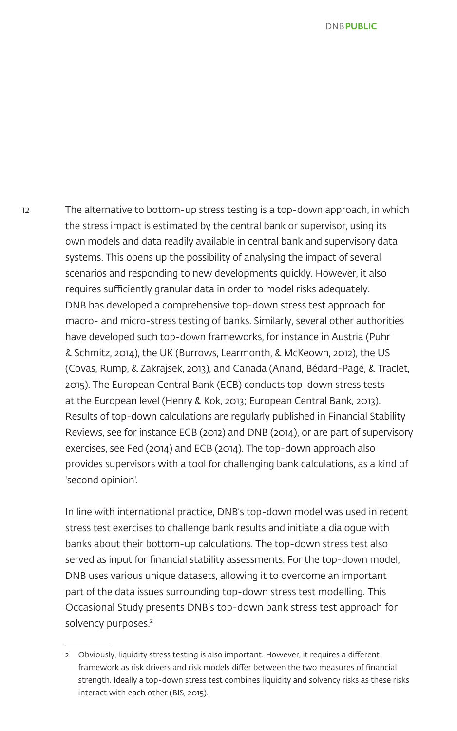The alternative to bottom-up stress testing is a top-down approach, in which the stress impact is estimated by the central bank or supervisor, using its own models and data readily available in central bank and supervisory data systems. This opens up the possibility of analysing the impact of several scenarios and responding to new developments quickly. However, it also requires sufficiently granular data in order to model risks adequately. DNB has developed a comprehensive top-down stress test approach for macro- and micro-stress testing of banks. Similarly, several other authorities have developed such top-down frameworks, for instance in Austria (Puhr & Schmitz, 2014), the UK (Burrows, Learmonth, & McKeown, 2012), the US (Covas, Rump, & Zakrajsek, 2013), and Canada (Anand, Bédard-Pagé, & Traclet, 2015). The European Central Bank (ECB) conducts top-down stress tests at the European level (Henry & Kok, 2013; European Central Bank, 2013). Results of top-down calculations are regularly published in Financial Stability Reviews, see for instance ECB (2012) and DNB (2014), or are part of supervisory exercises, see Fed (2014) and ECB (2014). The top-down approach also provides supervisors with a tool for challenging bank calculations, as a kind of 'second opinion'.

In line with international practice, DNB's top-down model was used in recent stress test exercises to challenge bank results and initiate a dialogue with banks about their bottom-up calculations. The top-down stress test also served as input for financial stability assessments. For the top-down model, DNB uses various unique datasets, allowing it to overcome an important part of the data issues surrounding top-down stress test modelling. This Occasional Study presents DNB's top-down bank stress test approach for solvency purposes.[2]

---

2 Obviously, liquidity stress testing is also important. However, it requires a different framework as risk drivers and risk models differ between the two measures of financial strength. Ideally a top-down stress test combines liquidity and solvency risks as these risks interact with each other (BIS, 2015).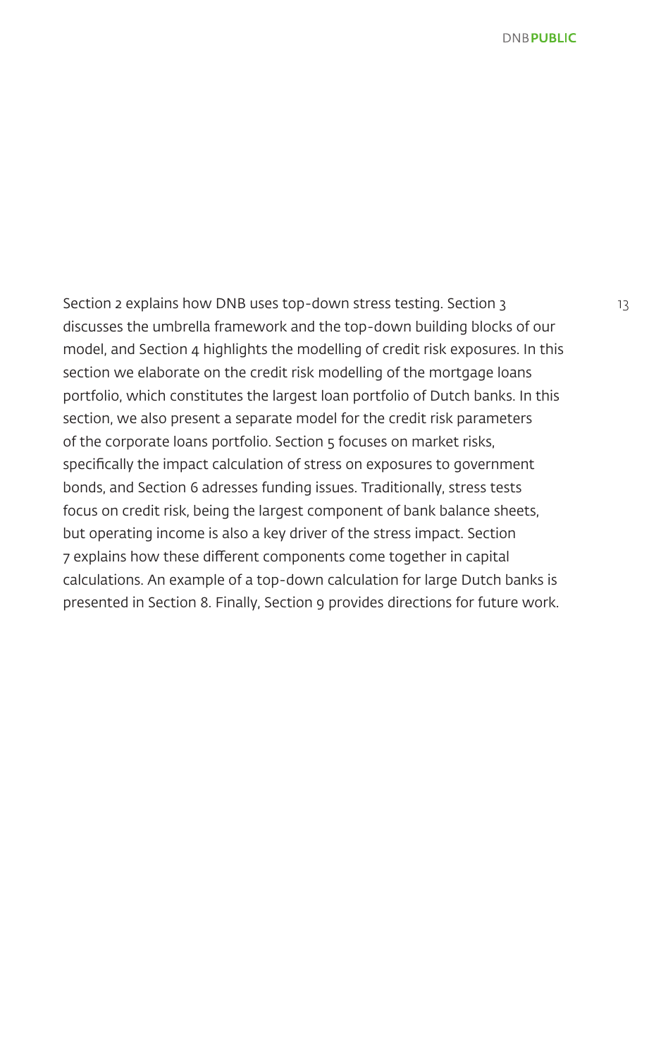Section 2 explains how DNB uses top-down stress testing. Section 3 discusses the umbrella framework and the top-down building blocks of our model, and Section 4 highlights the modelling of credit risk exposures. In this section we elaborate on the credit risk modelling of the mortgage loans portfolio, which constitutes the largest loan portfolio of Dutch banks. In this section, we also present a separate model for the credit risk parameters of the corporate loans portfolio. Section 5 focuses on market risks, specifically the impact calculation of stress on exposures to government bonds, and Section 6 adresses funding issues. Traditionally, stress tests focus on credit risk, being the largest component of bank balance sheets, but operating income is also a key driver of the stress impact. Section 7 explains how these different components come together in capital calculations. An example of a top-down calculation for large Dutch banks is presented in Section 8. Finally, Section 9 provides directions for future work.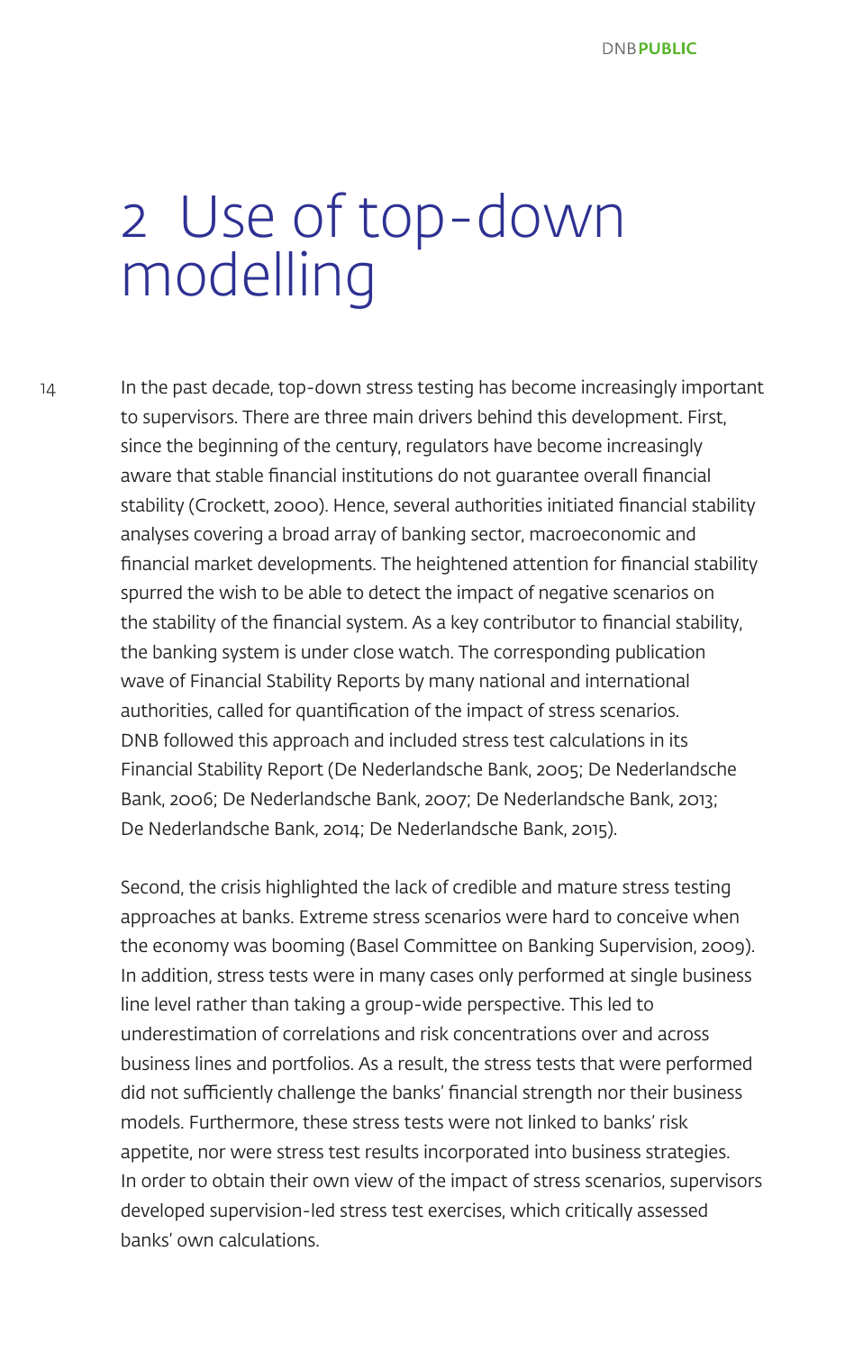# 2 Use of top-down modelling

In the past decade, top-down stress testing has become increasingly important to supervisors. There are three main drivers behind this development. First, since the beginning of the century, regulators have become increasingly aware that stable financial institutions do not guarantee overall financial stability (Crockett, 2000). Hence, several authorities initiated financial stability analyses covering a broad array of banking sector, macroeconomic and financial market developments. The heightened attention for financial stability spurred the wish to be able to detect the impact of negative scenarios on the stability of the financial system. As a key contributor to financial stability, the banking system is under close watch. The corresponding publication wave of Financial Stability Reports by many national and international authorities, called for quantification of the impact of stress scenarios. DNB followed this approach and included stress test calculations in its Financial Stability Report (De Nederlandsche Bank, 2005; De Nederlandsche Bank, 2006; De Nederlandsche Bank, 2007; De Nederlandsche Bank, 2013; De Nederlandsche Bank, 2014; De Nederlandsche Bank, 2015).

Second, the crisis highlighted the lack of credible and mature stress testing approaches at banks. Extreme stress scenarios were hard to conceive when the economy was booming (Basel Committee on Banking Supervision, 2009). In addition, stress tests were in many cases only performed at single business line level rather than taking a group-wide perspective. This led to underestimation of correlations and risk concentrations over and across business lines and portfolios. As a result, the stress tests that were performed did not sufficiently challenge the banks' financial strength nor their business models. Furthermore, these stress tests were not linked to banks' risk appetite, nor were stress test results incorporated into business strategies. In order to obtain their own view of the impact of stress scenarios, supervisors developed supervision-led stress test exercises, which critically assessed banks' own calculations.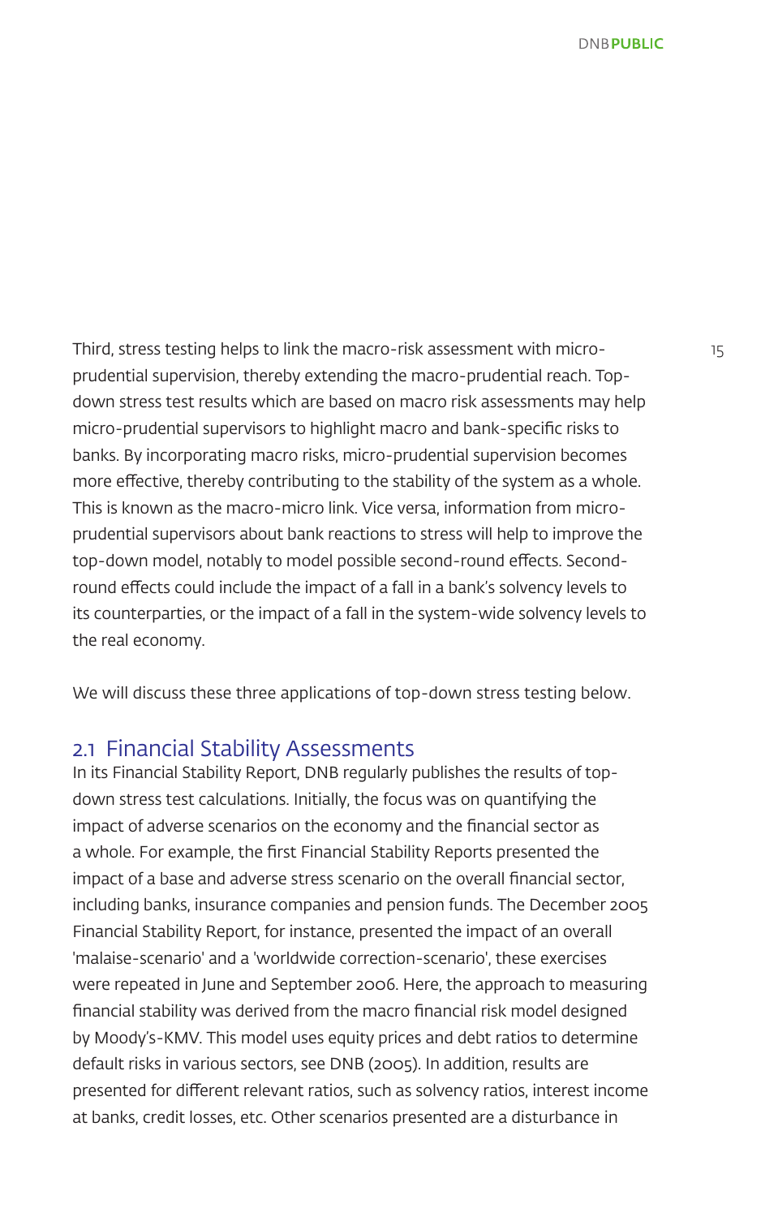Third, stress testing helps to link the macro-risk assessment with micro-prudential supervision, thereby extending the macro-prudential reach. Top-down stress test results which are based on macro risk assessments may help micro-prudential supervisors to highlight macro and bank-specific risks to banks. By incorporating macro risks, micro-prudential supervision becomes more effective, thereby contributing to the stability of the system as a whole. This is known as the macro-micro link. Vice versa, information from micro-prudential supervisors about bank reactions to stress will help to improve the top-down model, notably to model possible second-round effects. Second-round effects could include the impact of a fall in a bank's solvency levels to its counterparties, or the impact of a fall in the system-wide solvency levels to the real economy.

We will discuss these three applications of top-down stress testing below.

## 2.1 Financial Stability Assessments

In its Financial Stability Report, DNB regularly publishes the results of top-down stress test calculations. Initially, the focus was on quantifying the impact of adverse scenarios on the economy and the financial sector as a whole. For example, the first Financial Stability Reports presented the impact of a base and adverse stress scenario on the overall financial sector, including banks, insurance companies and pension funds. The December 2005 Financial Stability Report, for instance, presented the impact of an overall 'malaise-scenario' and a 'worldwide correction-scenario', these exercises were repeated in June and September 2006. Here, the approach to measuring financial stability was derived from the macro financial risk model designed by Moody's-KMV. This model uses equity prices and debt ratios to determine default risks in various sectors, see DNB (2005). In addition, results are presented for different relevant ratios, such as solvency ratios, interest income at banks, credit losses, etc. Other scenarios presented are a disturbance in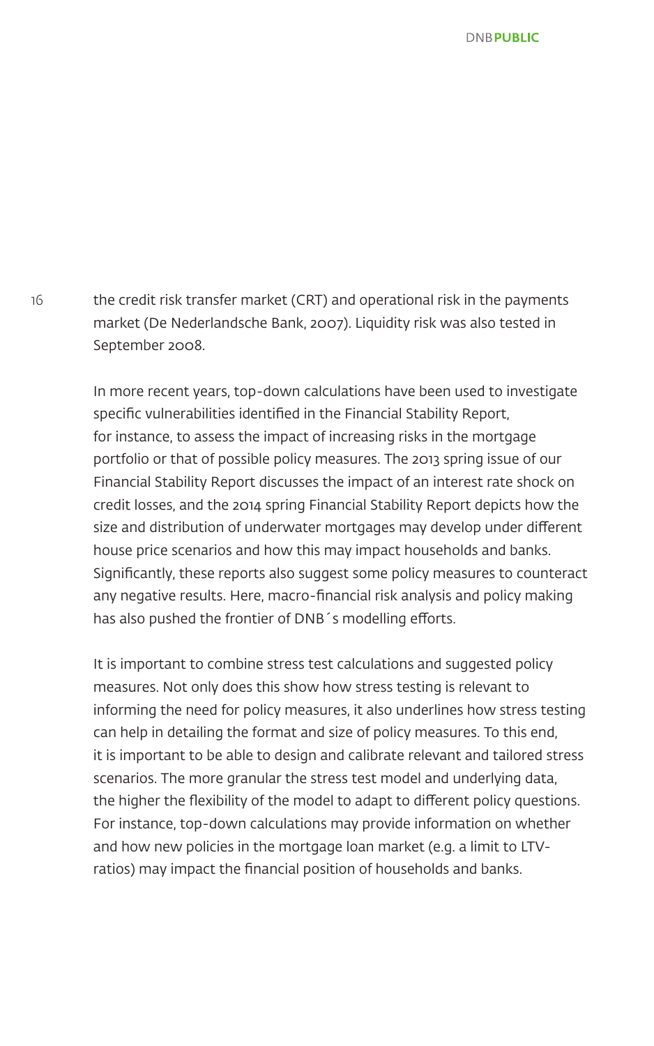the credit risk transfer market (CRT) and operational risk in the payments market (De Nederlandsche Bank, 2007). Liquidity risk was also tested in September 2008.

In more recent years, top-down calculations have been used to investigate specific vulnerabilities identified in the Financial Stability Report, for instance, to assess the impact of increasing risks in the mortgage portfolio or that of possible policy measures. The 2013 spring issue of our Financial Stability Report discusses the impact of an interest rate shock on credit losses, and the 2014 spring Financial Stability Report depicts how the size and distribution of underwater mortgages may develop under different house price scenarios and how this may impact households and banks. Significantly, these reports also suggest some policy measures to counteract any negative results. Here, macro-financial risk analysis and policy making has also pushed the frontier of DNB´s modelling efforts.

It is important to combine stress test calculations and suggested policy measures. Not only does this show how stress testing is relevant to informing the need for policy measures, it also underlines how stress testing can help in detailing the format and size of policy measures. To this end, it is important to be able to design and calibrate relevant and tailored stress scenarios. The more granular the stress test model and underlying data, the higher the flexibility of the model to adapt to different policy questions. For instance, top-down calculations may provide information on whether and how new policies in the mortgage loan market (e.g. a limit to LTV-ratios) may impact the financial position of households and banks.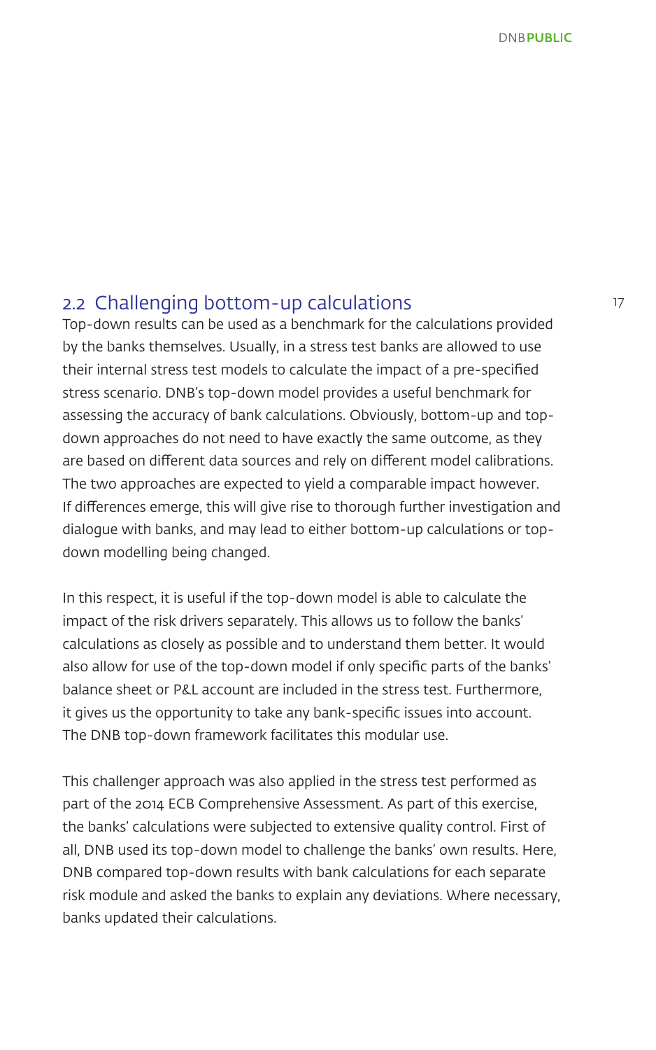## 2.2 Challenging bottom-up calculations

Top-down results can be used as a benchmark for the calculations provided by the banks themselves. Usually, in a stress test banks are allowed to use their internal stress test models to calculate the impact of a pre-specified stress scenario. DNB's top-down model provides a useful benchmark for assessing the accuracy of bank calculations. Obviously, bottom-up and top-down approaches do not need to have exactly the same outcome, as they are based on different data sources and rely on different model calibrations. The two approaches are expected to yield a comparable impact however. If differences emerge, this will give rise to thorough further investigation and dialogue with banks, and may lead to either bottom-up calculations or top-down modelling being changed.

In this respect, it is useful if the top-down model is able to calculate the impact of the risk drivers separately. This allows us to follow the banks' calculations as closely as possible and to understand them better. It would also allow for use of the top-down model if only specific parts of the banks' balance sheet or P&L account are included in the stress test. Furthermore, it gives us the opportunity to take any bank-specific issues into account. The DNB top-down framework facilitates this modular use.

This challenger approach was also applied in the stress test performed as part of the 2014 ECB Comprehensive Assessment. As part of this exercise, the banks' calculations were subjected to extensive quality control. First of all, DNB used its top-down model to challenge the banks' own results. Here, DNB compared top-down results with bank calculations for each separate risk module and asked the banks to explain any deviations. Where necessary, banks updated their calculations.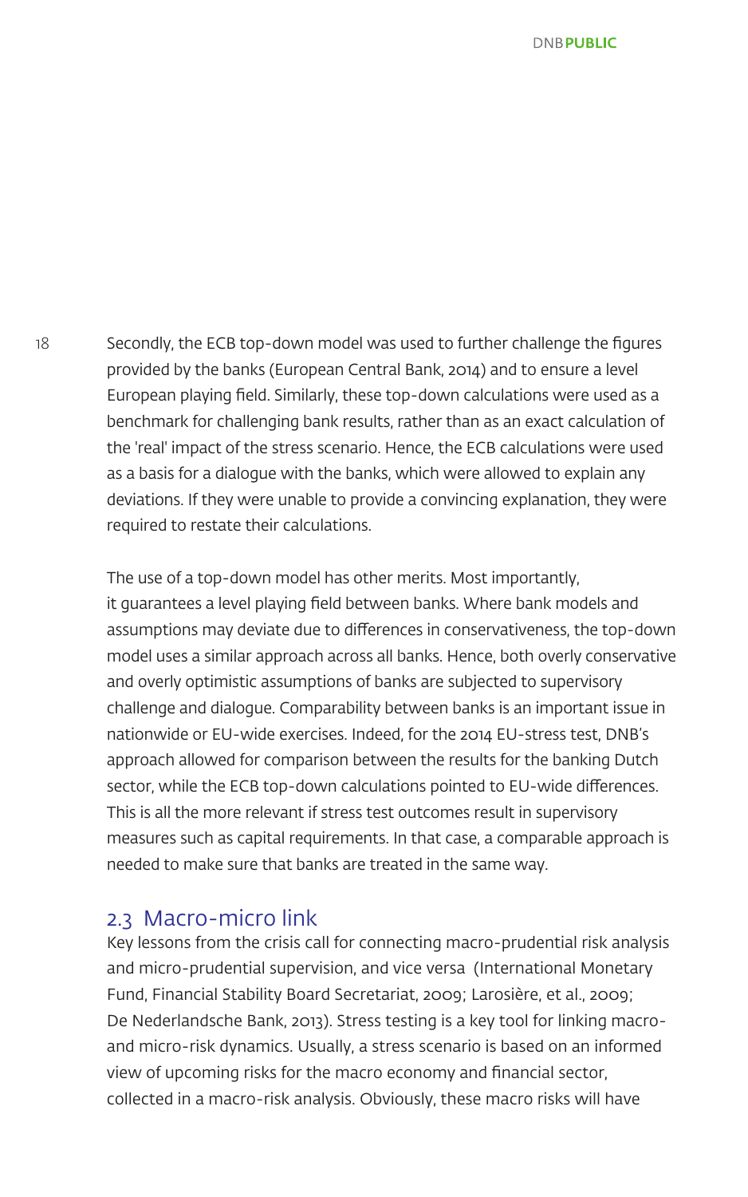Secondly, the ECB top-down model was used to further challenge the figures provided by the banks (European Central Bank, 2014) and to ensure a level European playing field. Similarly, these top-down calculations were used as a benchmark for challenging bank results, rather than as an exact calculation of the 'real' impact of the stress scenario. Hence, the ECB calculations were used as a basis for a dialogue with the banks, which were allowed to explain any deviations. If they were unable to provide a convincing explanation, they were required to restate their calculations.

The use of a top-down model has other merits. Most importantly, it guarantees a level playing field between banks. Where bank models and assumptions may deviate due to differences in conservativeness, the top-down model uses a similar approach across all banks. Hence, both overly conservative and overly optimistic assumptions of banks are subjected to supervisory challenge and dialogue. Comparability between banks is an important issue in nationwide or EU-wide exercises. Indeed, for the 2014 EU-stress test, DNB's approach allowed for comparison between the results for the banking Dutch sector, while the ECB top-down calculations pointed to EU-wide differences. This is all the more relevant if stress test outcomes result in supervisory measures such as capital requirements. In that case, a comparable approach is needed to make sure that banks are treated in the same way.

## 2.3 Macro-micro link

Key lessons from the crisis call for connecting macro-prudential risk analysis and micro-prudential supervision, and vice versa (International Monetary Fund, Financial Stability Board Secretariat, 2009; Larosière, et al., 2009; De Nederlandsche Bank, 2013). Stress testing is a key tool for linking macro- and micro-risk dynamics. Usually, a stress scenario is based on an informed view of upcoming risks for the macro economy and financial sector, collected in a macro-risk analysis. Obviously, these macro risks will have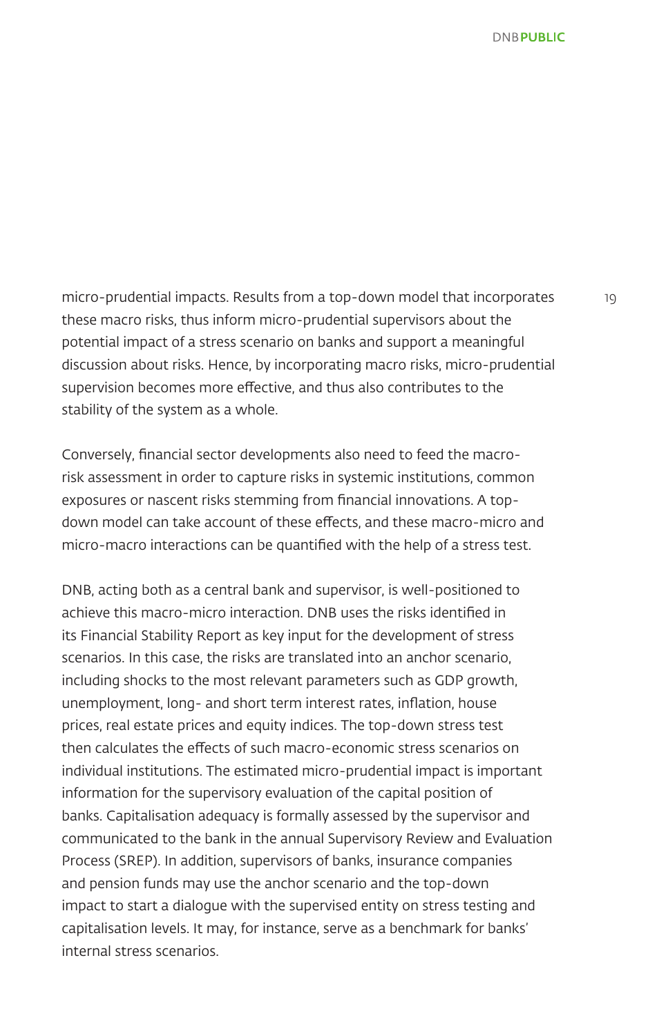micro-prudential impacts. Results from a top-down model that incorporates these macro risks, thus inform micro-prudential supervisors about the potential impact of a stress scenario on banks and support a meaningful discussion about risks. Hence, by incorporating macro risks, micro-prudential supervision becomes more effective, and thus also contributes to the stability of the system as a whole.

Conversely, financial sector developments also need to feed the macro-risk assessment in order to capture risks in systemic institutions, common exposures or nascent risks stemming from financial innovations. A top-down model can take account of these effects, and these macro-micro and micro-macro interactions can be quantified with the help of a stress test.

DNB, acting both as a central bank and supervisor, is well-positioned to achieve this macro-micro interaction. DNB uses the risks identified in its Financial Stability Report as key input for the development of stress scenarios. In this case, the risks are translated into an anchor scenario, including shocks to the most relevant parameters such as GDP growth, unemployment, long- and short term interest rates, inflation, house prices, real estate prices and equity indices. The top-down stress test then calculates the effects of such macro-economic stress scenarios on individual institutions. The estimated micro-prudential impact is important information for the supervisory evaluation of the capital position of banks. Capitalisation adequacy is formally assessed by the supervisor and communicated to the bank in the annual Supervisory Review and Evaluation Process (SREP). In addition, supervisors of banks, insurance companies and pension funds may use the anchor scenario and the top-down impact to start a dialogue with the supervised entity on stress testing and capitalisation levels. It may, for instance, serve as a benchmark for banks' internal stress scenarios.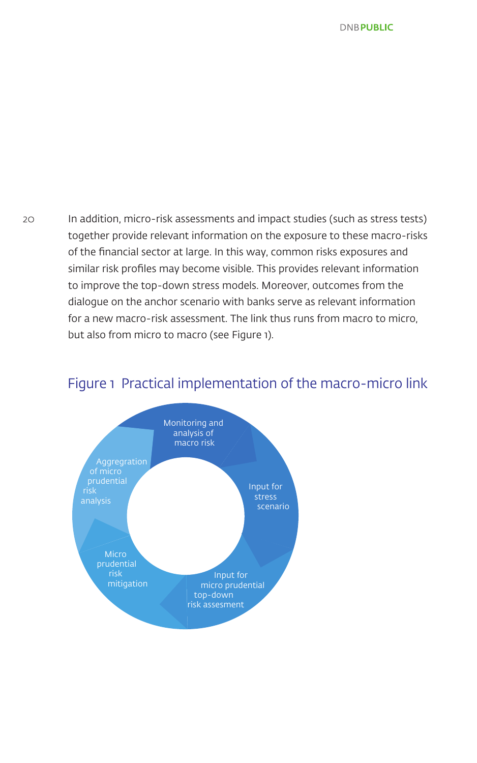In addition, micro-risk assessments and impact studies (such as stress tests) together provide relevant information on the exposure to these macro-risks of the financial sector at large. In this way, common risks exposures and similar risk profiles may become visible. This provides relevant information to improve the top-down stress models. Moreover, outcomes from the dialogue on the anchor scenario with banks serve as relevant information for a new macro-risk assessment. The link thus runs from macro to micro, but also from micro to macro (see Figure 1).

## Figure 1 Practical implementation of the macro-micro link

Monitoring and analysis of macro risk

Input for stress scenario

Input for micro prudential top-down risk assesment

Micro prudential risk mitigation

Aggregration of micro prudential risk analysis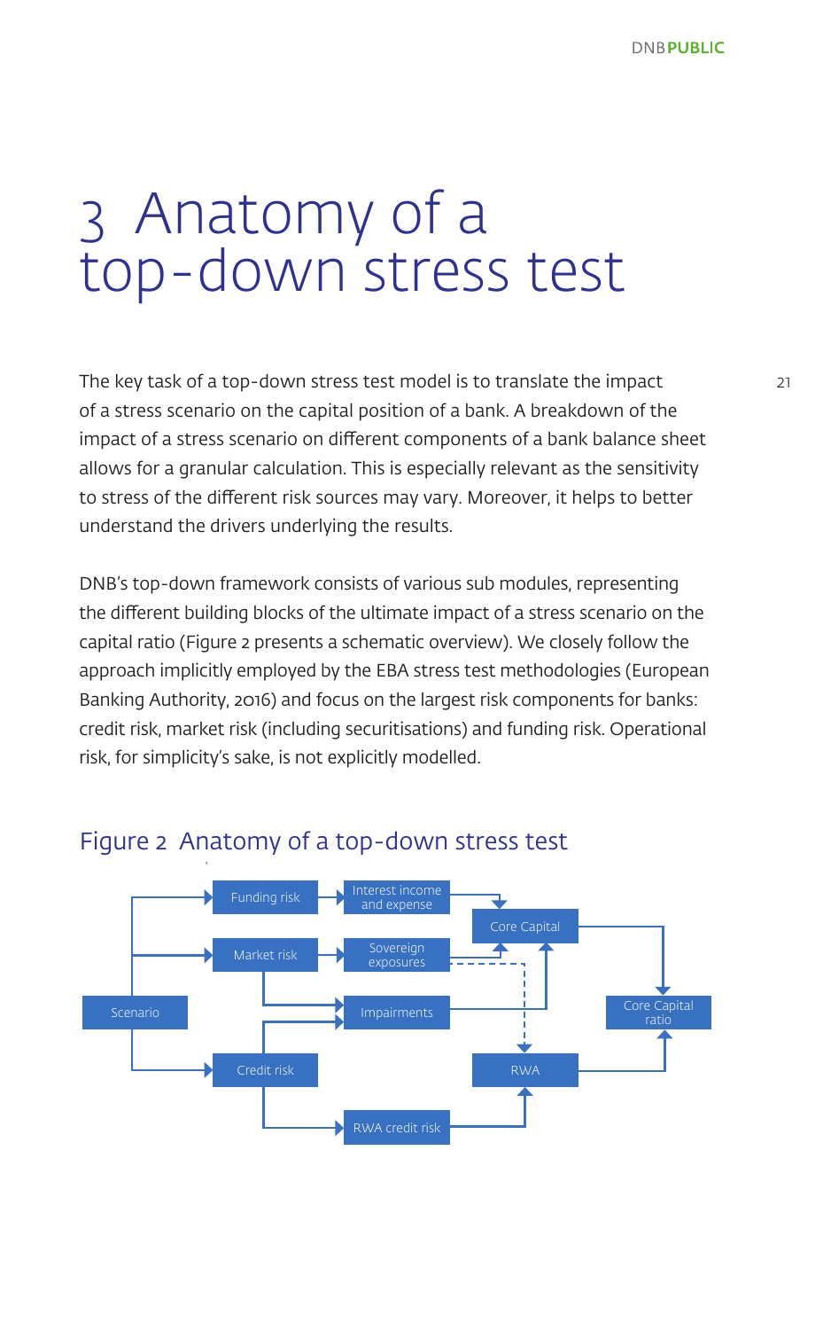# 3 Anatomy of a top-down stress test

The key task of a top-down stress test model is to translate the impact of a stress scenario on the capital position of a bank. A breakdown of the impact of a stress scenario on different components of a bank balance sheet allows for a granular calculation. This is especially relevant as the sensitivity to stress of the different risk sources may vary. Moreover, it helps to better understand the drivers underlying the results.

DNB's top-down framework consists of various sub modules, representing the different building blocks of the ultimate impact of a stress scenario on the capital ratio (Figure 2 presents a schematic overview). We closely follow the approach implicitly employed by the EBA stress test methodologies (European Banking Authority, 2016) and focus on the largest risk components for banks: credit risk, market risk (including securitisations) and funding risk. Operational risk, for simplicity's sake, is not explicitly modelled.

## Figure 2 Anatomy of a top-down stress test

Scenario → Funding risk → Interest income and expense → Core Capital → Core Capital ratio

Scenario → Market risk → Sovereign exposures → Core Capital; Sovereign exposures ⇢ RWA

Market risk → Impairments → Core Capital

Scenario → Credit risk → Impairments

Credit risk → RWA credit risk → RWA → Core Capital ratio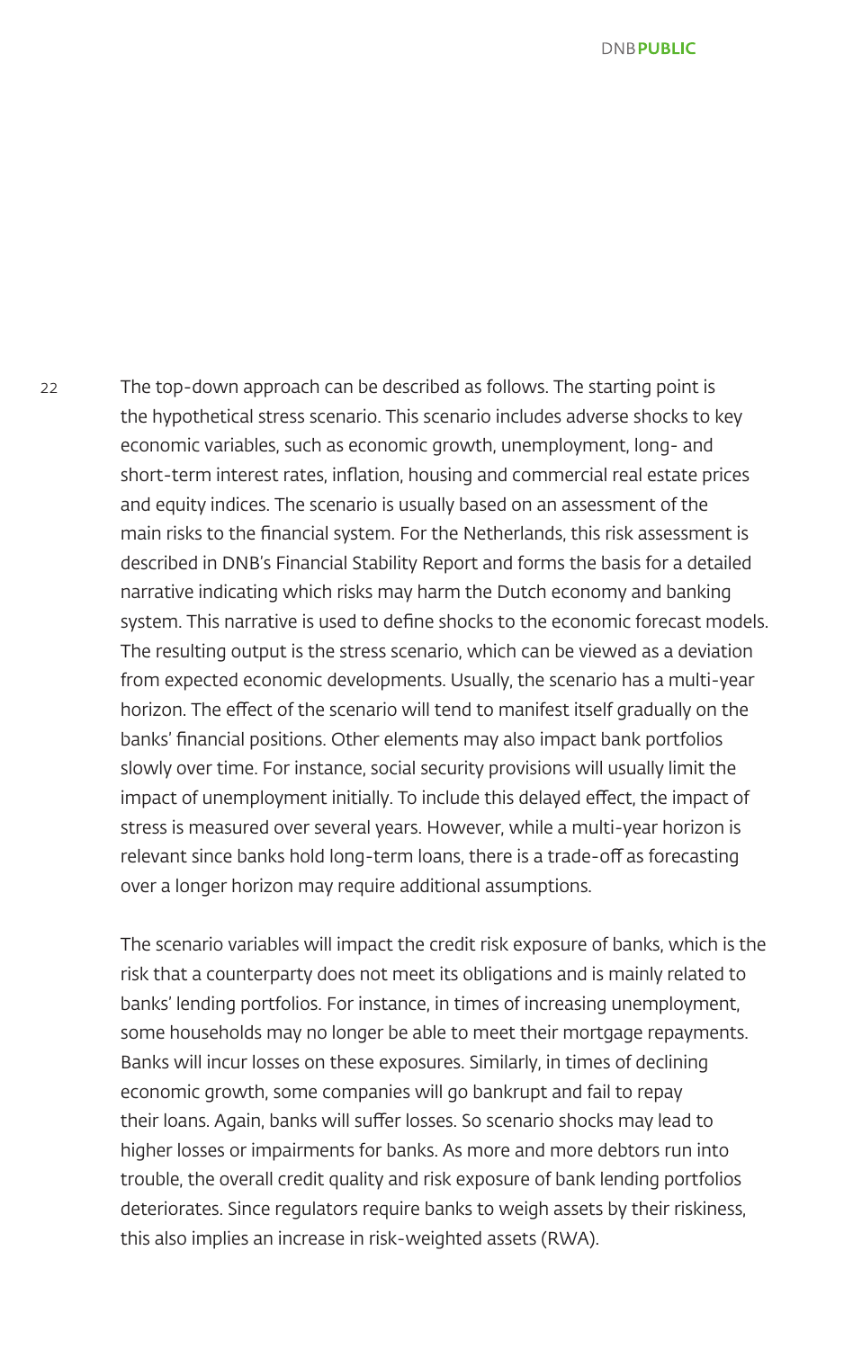The top-down approach can be described as follows. The starting point is the hypothetical stress scenario. This scenario includes adverse shocks to key economic variables, such as economic growth, unemployment, long- and short-term interest rates, inflation, housing and commercial real estate prices and equity indices. The scenario is usually based on an assessment of the main risks to the financial system. For the Netherlands, this risk assessment is described in DNB's Financial Stability Report and forms the basis for a detailed narrative indicating which risks may harm the Dutch economy and banking system. This narrative is used to define shocks to the economic forecast models. The resulting output is the stress scenario, which can be viewed as a deviation from expected economic developments. Usually, the scenario has a multi-year horizon. The effect of the scenario will tend to manifest itself gradually on the banks' financial positions. Other elements may also impact bank portfolios slowly over time. For instance, social security provisions will usually limit the impact of unemployment initially. To include this delayed effect, the impact of stress is measured over several years. However, while a multi-year horizon is relevant since banks hold long-term loans, there is a trade-off as forecasting over a longer horizon may require additional assumptions.

The scenario variables will impact the credit risk exposure of banks, which is the risk that a counterparty does not meet its obligations and is mainly related to banks' lending portfolios. For instance, in times of increasing unemployment, some households may no longer be able to meet their mortgage repayments. Banks will incur losses on these exposures. Similarly, in times of declining economic growth, some companies will go bankrupt and fail to repay their loans. Again, banks will suffer losses. So scenario shocks may lead to higher losses or impairments for banks. As more and more debtors run into trouble, the overall credit quality and risk exposure of bank lending portfolios deteriorates. Since regulators require banks to weigh assets by their riskiness, this also implies an increase in risk-weighted assets (RWA).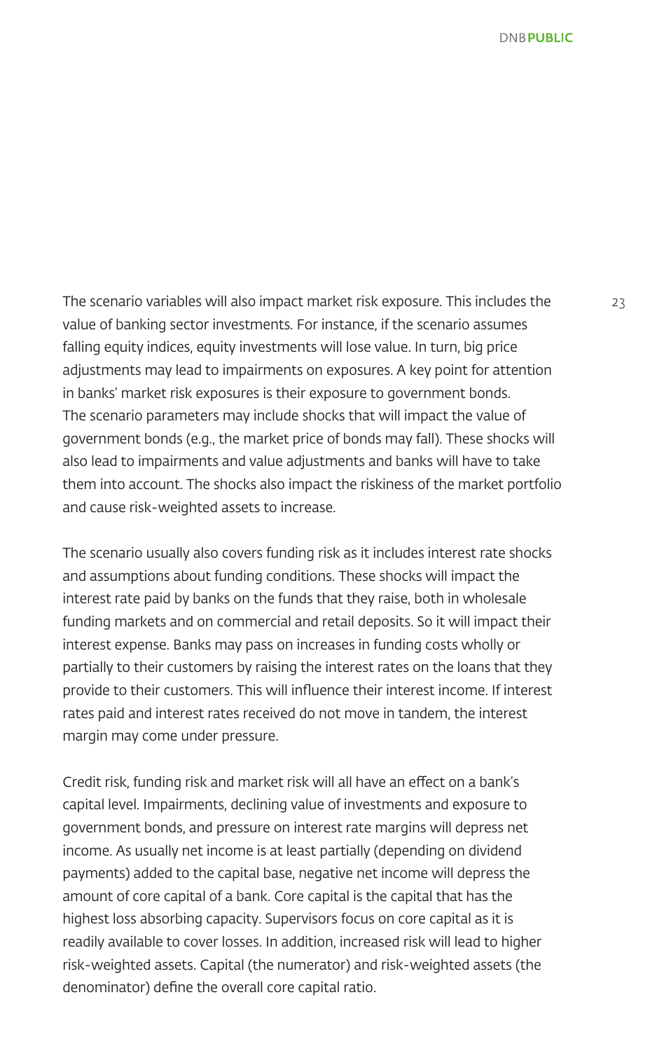The scenario variables will also impact market risk exposure. This includes the value of banking sector investments. For instance, if the scenario assumes falling equity indices, equity investments will lose value. In turn, big price adjustments may lead to impairments on exposures. A key point for attention in banks' market risk exposures is their exposure to government bonds. The scenario parameters may include shocks that will impact the value of government bonds (e.g., the market price of bonds may fall). These shocks will also lead to impairments and value adjustments and banks will have to take them into account. The shocks also impact the riskiness of the market portfolio and cause risk-weighted assets to increase.

The scenario usually also covers funding risk as it includes interest rate shocks and assumptions about funding conditions. These shocks will impact the interest rate paid by banks on the funds that they raise, both in wholesale funding markets and on commercial and retail deposits. So it will impact their interest expense. Banks may pass on increases in funding costs wholly or partially to their customers by raising the interest rates on the loans that they provide to their customers. This will influence their interest income. If interest rates paid and interest rates received do not move in tandem, the interest margin may come under pressure.

Credit risk, funding risk and market risk will all have an effect on a bank's capital level. Impairments, declining value of investments and exposure to government bonds, and pressure on interest rate margins will depress net income. As usually net income is at least partially (depending on dividend payments) added to the capital base, negative net income will depress the amount of core capital of a bank. Core capital is the capital that has the highest loss absorbing capacity. Supervisors focus on core capital as it is readily available to cover losses. In addition, increased risk will lead to higher risk-weighted assets. Capital (the numerator) and risk-weighted assets (the denominator) define the overall core capital ratio.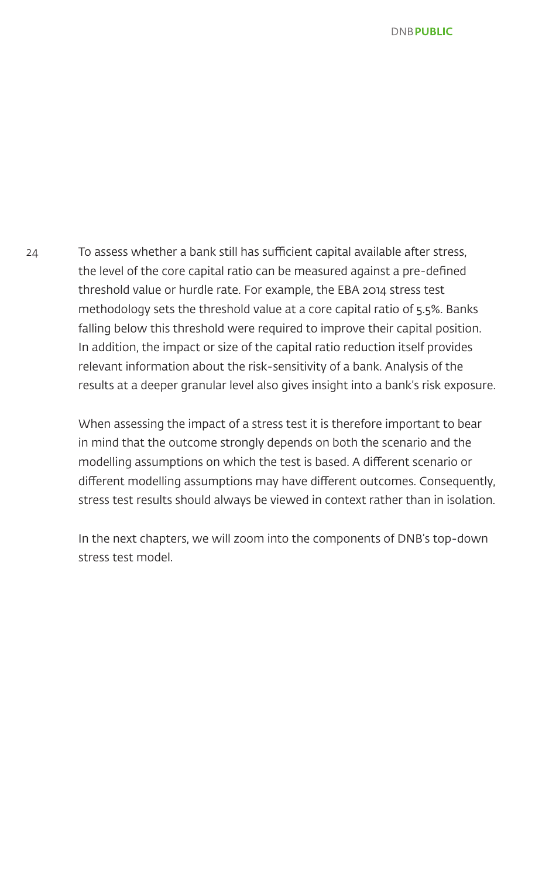To assess whether a bank still has sufficient capital available after stress, the level of the core capital ratio can be measured against a pre-defined threshold value or hurdle rate. For example, the EBA 2014 stress test methodology sets the threshold value at a core capital ratio of 5.5%. Banks falling below this threshold were required to improve their capital position. In addition, the impact or size of the capital ratio reduction itself provides relevant information about the risk-sensitivity of a bank. Analysis of the results at a deeper granular level also gives insight into a bank's risk exposure.

When assessing the impact of a stress test it is therefore important to bear in mind that the outcome strongly depends on both the scenario and the modelling assumptions on which the test is based. A different scenario or different modelling assumptions may have different outcomes. Consequently, stress test results should always be viewed in context rather than in isolation.

In the next chapters, we will zoom into the components of DNB's top-down stress test model.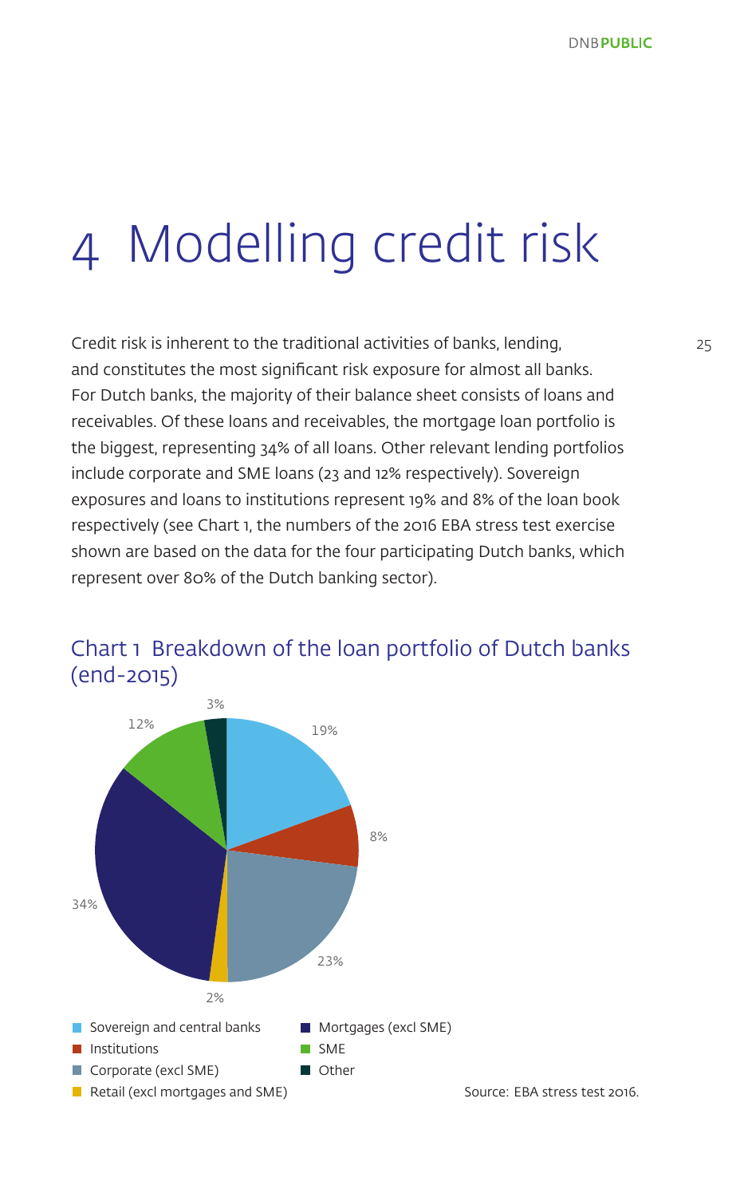# 4 Modelling credit risk

Credit risk is inherent to the traditional activities of banks, lending, and constitutes the most significant risk exposure for almost all banks. For Dutch banks, the majority of their balance sheet consists of loans and receivables. Of these loans and receivables, the mortgage loan portfolio is the biggest, representing 34% of all loans. Other relevant lending portfolios include corporate and SME loans (23 and 12% respectively). Sovereign exposures and loans to institutions represent 19% and 8% of the loan book respectively (see Chart 1, the numbers of the 2016 EBA stress test exercise shown are based on the data for the four participating Dutch banks, which represent over 80% of the Dutch banking sector).

## Chart 1 Breakdown of the loan portfolio of Dutch banks (end-2015)

| Category | Share |
|---|---|
| Sovereign and central banks | 19% |
| Institutions | 8% |
| Corporate (excl SME) | 23% |
| Retail (excl mortgages and SME) | 2% |
| Mortgages (excl SME) | 34% |
| SME | 12% |
| Other | 3% |

Source: EBA stress test 2016.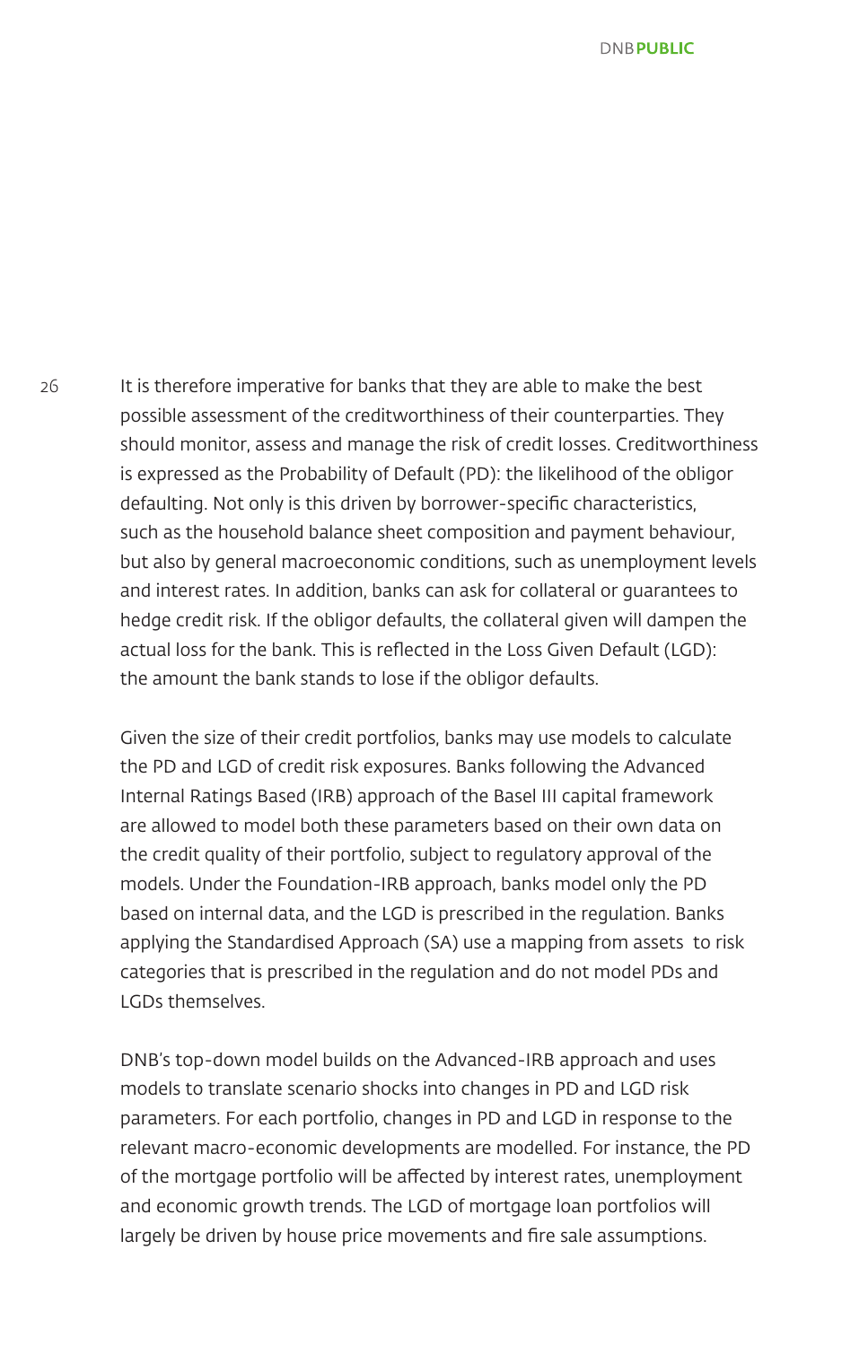It is therefore imperative for banks that they are able to make the best possible assessment of the creditworthiness of their counterparties. They should monitor, assess and manage the risk of credit losses. Creditworthiness is expressed as the Probability of Default (PD): the likelihood of the obligor defaulting. Not only is this driven by borrower-specific characteristics, such as the household balance sheet composition and payment behaviour, but also by general macroeconomic conditions, such as unemployment levels and interest rates. In addition, banks can ask for collateral or guarantees to hedge credit risk. If the obligor defaults, the collateral given will dampen the actual loss for the bank. This is reflected in the Loss Given Default (LGD): the amount the bank stands to lose if the obligor defaults.

Given the size of their credit portfolios, banks may use models to calculate the PD and LGD of credit risk exposures. Banks following the Advanced Internal Ratings Based (IRB) approach of the Basel III capital framework are allowed to model both these parameters based on their own data on the credit quality of their portfolio, subject to regulatory approval of the models. Under the Foundation-IRB approach, banks model only the PD based on internal data, and the LGD is prescribed in the regulation. Banks applying the Standardised Approach (SA) use a mapping from assets to risk categories that is prescribed in the regulation and do not model PDs and LGDs themselves.

DNB's top-down model builds on the Advanced-IRB approach and uses models to translate scenario shocks into changes in PD and LGD risk parameters. For each portfolio, changes in PD and LGD in response to the relevant macro-economic developments are modelled. For instance, the PD of the mortgage portfolio will be affected by interest rates, unemployment and economic growth trends. The LGD of mortgage loan portfolios will largely be driven by house price movements and fire sale assumptions.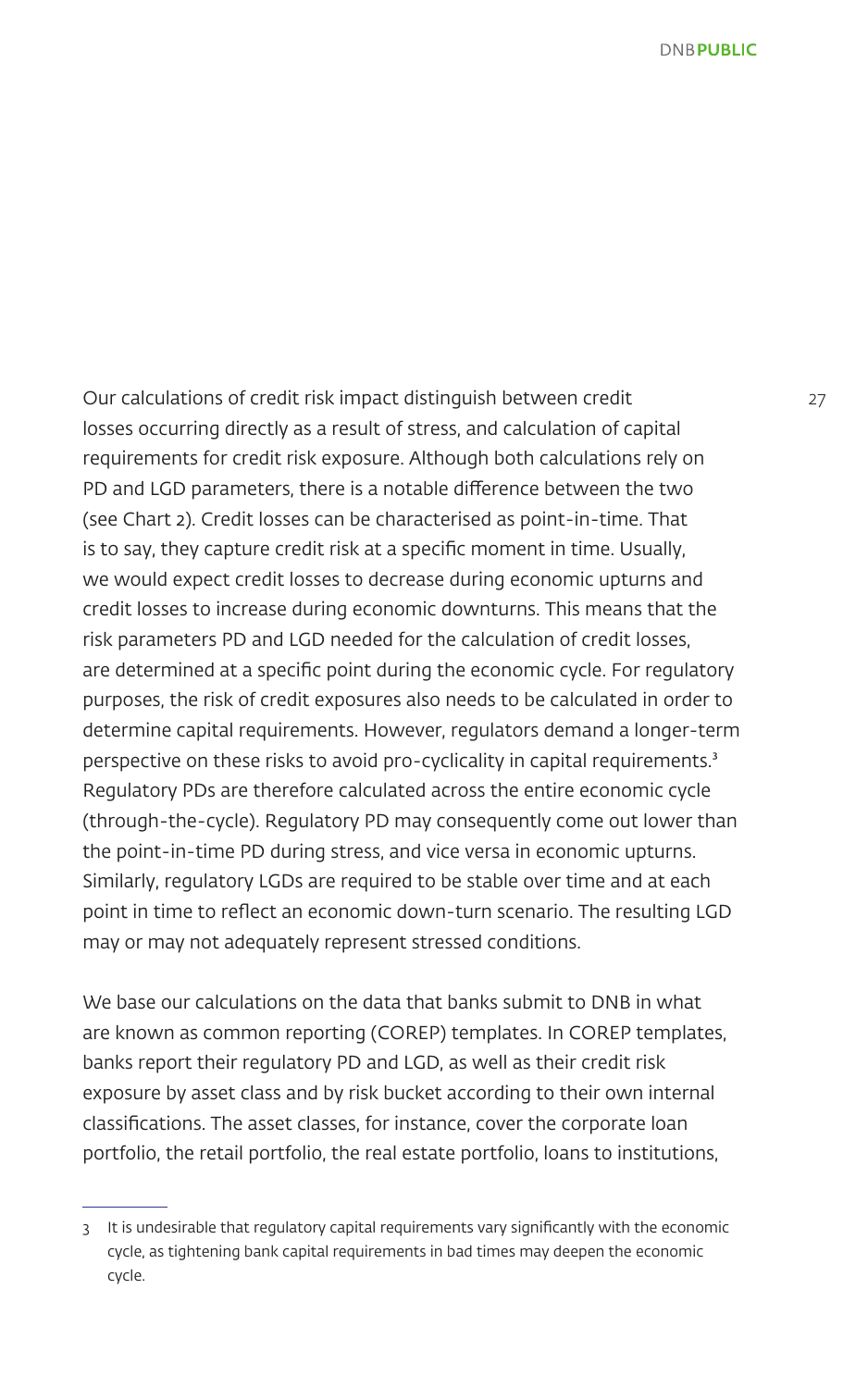Our calculations of credit risk impact distinguish between credit losses occurring directly as a result of stress, and calculation of capital requirements for credit risk exposure. Although both calculations rely on PD and LGD parameters, there is a notable difference between the two (see Chart 2). Credit losses can be characterised as point-in-time. That is to say, they capture credit risk at a specific moment in time. Usually, we would expect credit losses to decrease during economic upturns and credit losses to increase during economic downturns. This means that the risk parameters PD and LGD needed for the calculation of credit losses, are determined at a specific point during the economic cycle. For regulatory purposes, the risk of credit exposures also needs to be calculated in order to determine capital requirements. However, regulators demand a longer-term perspective on these risks to avoid pro-cyclicality in capital requirements.[3] Regulatory PDs are therefore calculated across the entire economic cycle (through-the-cycle). Regulatory PD may consequently come out lower than the point-in-time PD during stress, and vice versa in economic upturns. Similarly, regulatory LGDs are required to be stable over time and at each point in time to reflect an economic down-turn scenario. The resulting LGD may or may not adequately represent stressed conditions.

We base our calculations on the data that banks submit to DNB in what are known as common reporting (COREP) templates. In COREP templates, banks report their regulatory PD and LGD, as well as their credit risk exposure by asset class and by risk bucket according to their own internal classifications. The asset classes, for instance, cover the corporate loan portfolio, the retail portfolio, the real estate portfolio, loans to institutions,

---

3 It is undesirable that regulatory capital requirements vary significantly with the economic cycle, as tightening bank capital requirements in bad times may deepen the economic cycle.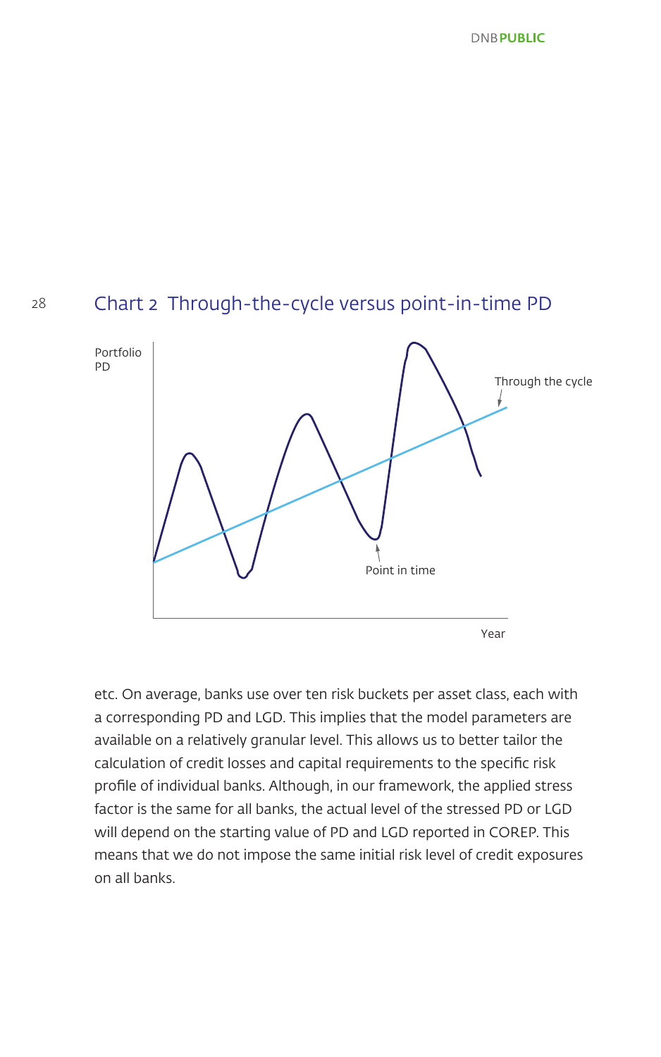## Chart 2 Through-the-cycle versus point-in-time PD

Portfolio PD

Through the cycle

Point in time

Year

etc. On average, banks use over ten risk buckets per asset class, each with a corresponding PD and LGD. This implies that the model parameters are available on a relatively granular level. This allows us to better tailor the calculation of credit losses and capital requirements to the specific risk profile of individual banks. Although, in our framework, the applied stress factor is the same for all banks, the actual level of the stressed PD or LGD will depend on the starting value of PD and LGD reported in COREP. This means that we do not impose the same initial risk level of credit exposures on all banks.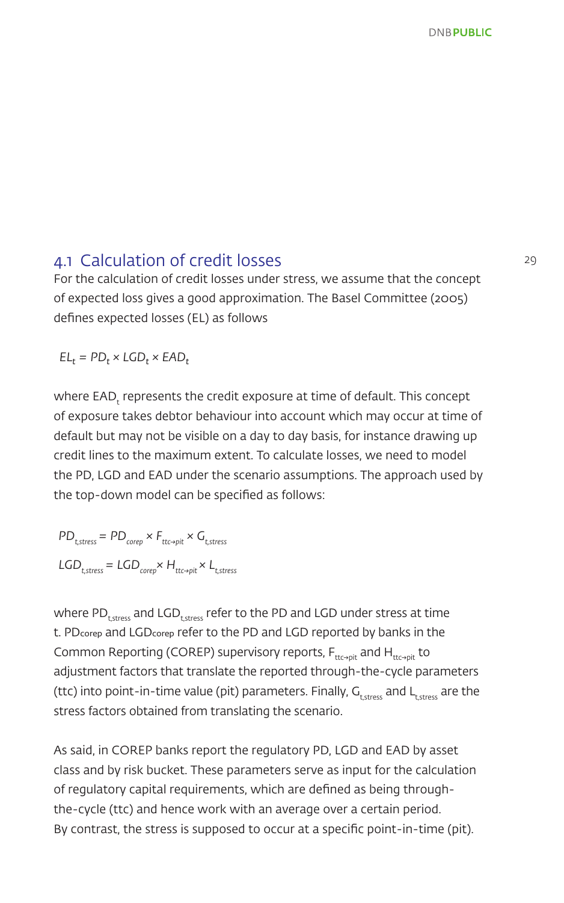## 4.1 Calculation of credit losses

For the calculation of credit losses under stress, we assume that the concept of expected loss gives a good approximation. The Basel Committee (2005) defines expected losses (EL) as follows

$$EL_t = PD_t \times LGD_t \times EAD_t$$

where $EAD_t$ represents the credit exposure at time of default. This concept of exposure takes debtor behaviour into account which may occur at time of default but may not be visible on a day to day basis, for instance drawing up credit lines to the maximum extent. To calculate losses, we need to model the PD, LGD and EAD under the scenario assumptions. The approach used by the top-down model can be specified as follows:

$$PD_{t,stress} = PD_{corep} \times F_{ttc \rightarrow pit} \times G_{t,stress}$$

$$LGD_{t,stress} = LGD_{corep} \times H_{ttc \rightarrow pit} \times L_{t,stress}$$

where $PD_{t,stress}$ and $LGD_{t,stress}$ refer to the PD and LGD under stress at time t. $PD_{corep}$ and $LGD_{corep}$ refer to the PD and LGD reported by banks in the Common Reporting (COREP) supervisory reports, $F_{ttc \rightarrow pit}$ and $H_{ttc \rightarrow pit}$ to adjustment factors that translate the reported through-the-cycle parameters (ttc) into point-in-time value (pit) parameters. Finally, $G_{t,stress}$ and $L_{t,stress}$ are the stress factors obtained from translating the scenario.

As said, in COREP banks report the regulatory PD, LGD and EAD by asset class and by risk bucket. These parameters serve as input for the calculation of regulatory capital requirements, which are defined as being through-the-cycle (ttc) and hence work with an average over a certain period. By contrast, the stress is supposed to occur at a specific point-in-time (pit).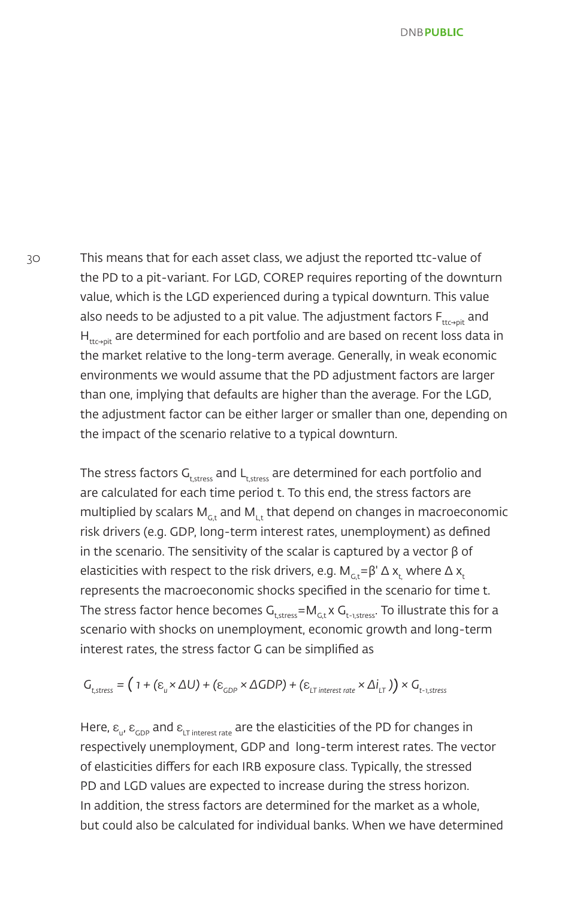This means that for each asset class, we adjust the reported ttc-value of the PD to a pit-variant. For LGD, COREP requires reporting of the downturn value, which is the LGD experienced during a typical downturn. This value also needs to be adjusted to a pit value. The adjustment factors $F_{ttc \rightarrow pit}$ and $H_{ttc \rightarrow pit}$ are determined for each portfolio and are based on recent loss data in the market relative to the long-term average. Generally, in weak economic environments we would assume that the PD adjustment factors are larger than one, implying that defaults are higher than the average. For the LGD, the adjustment factor can be either larger or smaller than one, depending on the impact of the scenario relative to a typical downturn.

The stress factors $G_{t,stress}$ and $L_{t,stress}$ are determined for each portfolio and are calculated for each time period t. To this end, the stress factors are multiplied by scalars $M_{G,t}$ and $M_{L,t}$ that depend on changes in macroeconomic risk drivers (e.g. GDP, long-term interest rates, unemployment) as defined in the scenario. The sensitivity of the scalar is captured by a vector β of elasticities with respect to the risk drivers, e.g. $M_{G,t} = \beta' \Delta x_t$ where $\Delta x_t$ represents the macroeconomic shocks specified in the scenario for time t. The stress factor hence becomes $G_{t,stress} = M_{G,t} \times G_{t-1,stress}$. To illustrate this for a scenario with shocks on unemployment, economic growth and long-term interest rates, the stress factor G can be simplified as

$$G_{t,stress} = \left( 1 + (\varepsilon_u \times \Delta U) + (\varepsilon_{GDP} \times \Delta GDP) + (\varepsilon_{LT\ interest\ rate} \times \Delta i_{LT}) \right) \times G_{t-1,stress}$$

Here, $\varepsilon_u$, $\varepsilon_{GDP}$ and $\varepsilon_{LT\ interest\ rate}$ are the elasticities of the PD for changes in respectively unemployment, GDP and long-term interest rates. The vector of elasticities differs for each IRB exposure class. Typically, the stressed PD and LGD values are expected to increase during the stress horizon. In addition, the stress factors are determined for the market as a whole, but could also be calculated for individual banks. When we have determined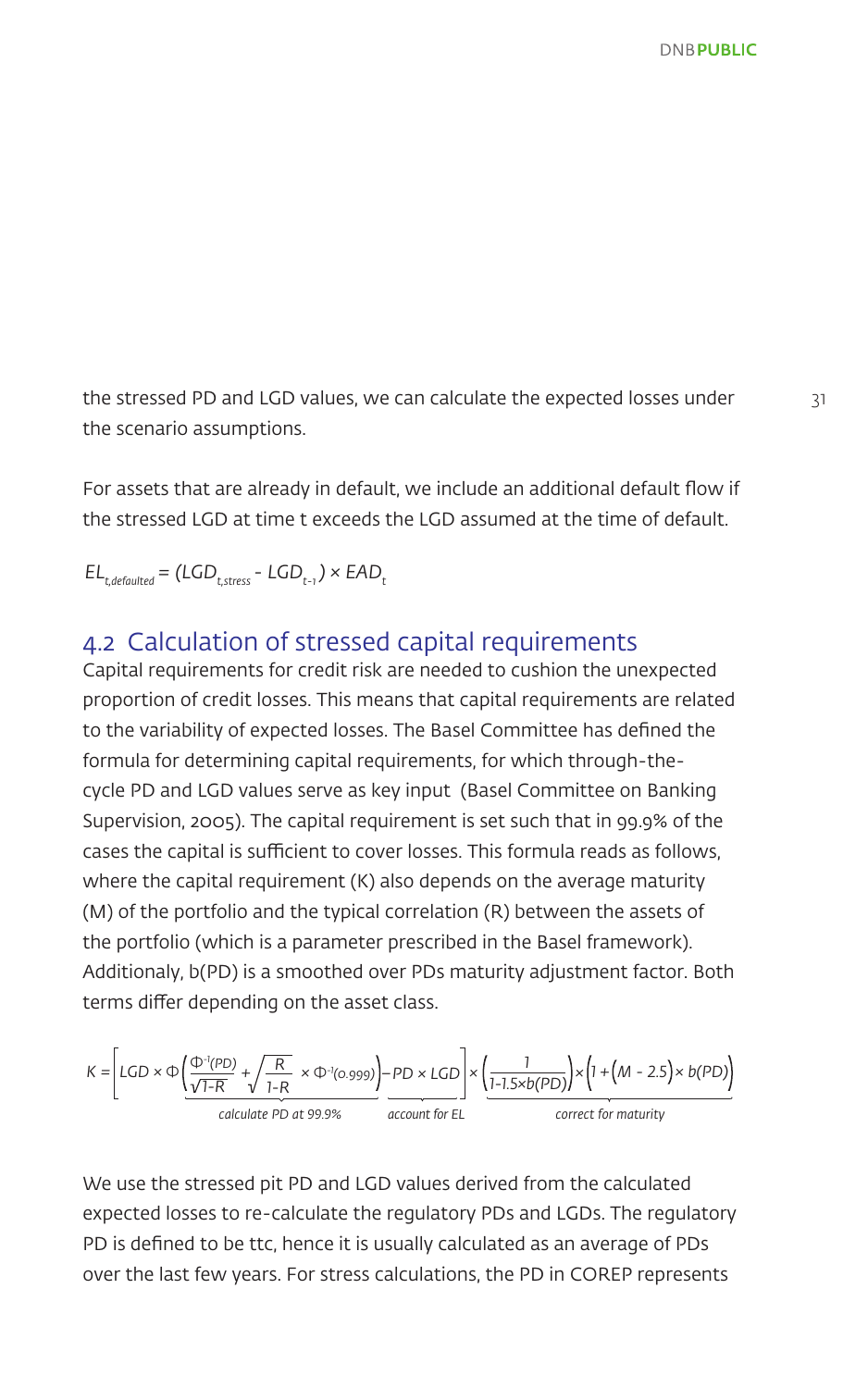the stressed PD and LGD values, we can calculate the expected losses under the scenario assumptions.

For assets that are already in default, we include an additional default flow if the stressed LGD at time t exceeds the LGD assumed at the time of default.

$$EL_{t,defaulted} = (LGD_{t,stress} - LGD_{t-1}) \times EAD_t$$

## 4.2 Calculation of stressed capital requirements

Capital requirements for credit risk are needed to cushion the unexpected proportion of credit losses. This means that capital requirements are related to the variability of expected losses. The Basel Committee has defined the formula for determining capital requirements, for which through-the-cycle PD and LGD values serve as key input (Basel Committee on Banking Supervision, 2005). The capital requirement is set such that in 99.9% of the cases the capital is sufficient to cover losses. This formula reads as follows, where the capital requirement (K) also depends on the average maturity (M) of the portfolio and the typical correlation (R) between the assets of the portfolio (which is a parameter prescribed in the Basel framework). Additionaly, b(PD) is a smoothed over PDs maturity adjustment factor. Both terms differ depending on the asset class.

$$K = \left[ \underbrace{LGD \times \Phi\left(\frac{\Phi^{-1}(PD)}{\sqrt{1-R}} + \sqrt{\frac{R}{1-R}} \times \Phi^{-1}(0.999)\right)}_{\text{calculate PD at 99.9\%}} - \underbrace{PD \times LGD}_{\text{account for EL}} \right] \times \underbrace{\left(\frac{1}{1-1.5 \times b(PD)}\right) \times \left(1 + (M - 2.5) \times b(PD)\right)}_{\text{correct for maturity}}$$

We use the stressed pit PD and LGD values derived from the calculated expected losses to re-calculate the regulatory PDs and LGDs. The regulatory PD is defined to be ttc, hence it is usually calculated as an average of PDs over the last few years. For stress calculations, the PD in COREP represents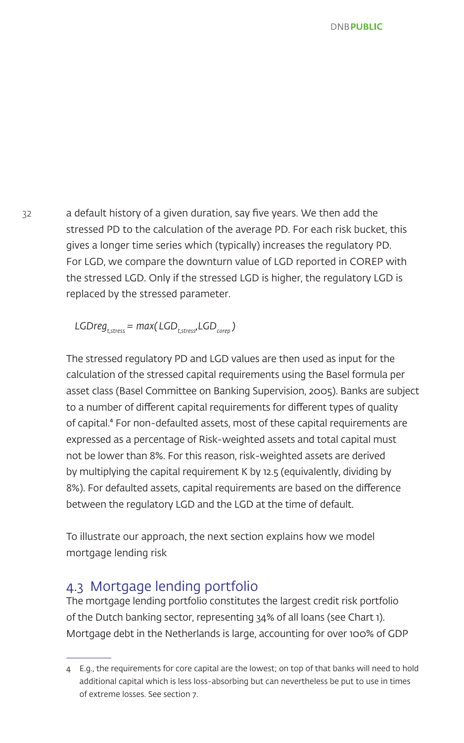a default history of a given duration, say five years. We then add the stressed PD to the calculation of the average PD. For each risk bucket, this gives a longer time series which (typically) increases the regulatory PD. For LGD, we compare the downturn value of LGD reported in COREP with the stressed LGD. Only if the stressed LGD is higher, the regulatory LGD is replaced by the stressed parameter.

$$LGDreg_{t,stress} = max(LGD_{t,stress}, LGD_{corep})$$

The stressed regulatory PD and LGD values are then used as input for the calculation of the stressed capital requirements using the Basel formula per asset class (Basel Committee on Banking Supervision, 2005). Banks are subject to a number of different capital requirements for different types of quality of capital.[4] For non-defaulted assets, most of these capital requirements are expressed as a percentage of Risk-weighted assets and total capital must not be lower than 8%. For this reason, risk-weighted assets are derived by multiplying the capital requirement K by 12.5 (equivalently, dividing by 8%). For defaulted assets, capital requirements are based on the difference between the regulatory LGD and the LGD at the time of default.

To illustrate our approach, the next section explains how we model mortgage lending risk

## 4.3 Mortgage lending portfolio

The mortgage lending portfolio constitutes the largest credit risk portfolio of the Dutch banking sector, representing 34% of all loans (see Chart 1). Mortgage debt in the Netherlands is large, accounting for over 100% of GDP

---

4 E.g., the requirements for core capital are the lowest; on top of that banks will need to hold additional capital which is less loss-absorbing but can nevertheless be put to use in times of extreme losses. See section 7.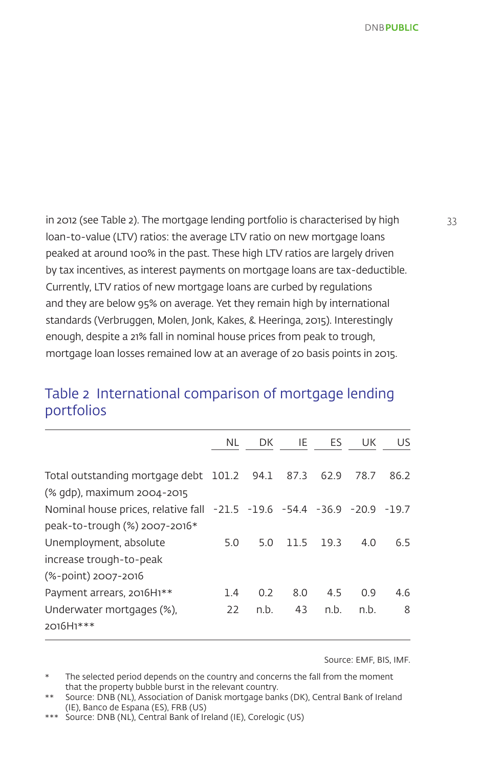in 2012 (see Table 2). The mortgage lending portfolio is characterised by high loan-to-value (LTV) ratios: the average LTV ratio on new mortgage loans peaked at around 100% in the past. These high LTV ratios are largely driven by tax incentives, as interest payments on mortgage loans are tax-deductible. Currently, LTV ratios of new mortgage loans are curbed by regulations and they are below 95% on average. Yet they remain high by international standards (Verbruggen, Molen, Jonk, Kakes, & Heeringa, 2015). Interestingly enough, despite a 21% fall in nominal house prices from peak to trough, mortgage loan losses remained low at an average of 20 basis points in 2015.

## Table 2 International comparison of mortgage lending portfolios

| | NL | DK | IE | ES | UK | US |
|---|---|---|---|---|---|---|
| Total outstanding mortgage debt (% gdp), maximum 2004-2015 | 101.2 | 94.1 | 87.3 | 62.9 | 78.7 | 86.2 |
| Nominal house prices, relative fall peak-to-trough (%) 2007-2016* | -21.5 | -19.6 | -54.4 | -36.9 | -20.9 | -19.7 |
| Unemployment, absolute increase trough-to-peak (%-point) 2007-2016 | 5.0 | 5.0 | 11.5 | 19.3 | 4.0 | 6.5 |
| Payment arrears, 2016H1** | 1.4 | 0.2 | 8.0 | 4.5 | 0.9 | 4.6 |
| Underwater mortgages (%), 2016H1*** | 22 | n.b. | 43 | n.b. | n.b. | 8 |

Source: EMF, BIS, IMF.

\* The selected period depends on the country and concerns the fall from the moment that the property bubble burst in the relevant country.

\** Source: DNB (NL), Association of Danisk mortgage banks (DK), Central Bank of Ireland (IE), Banco de Espana (ES), FRB (US)

\*** Source: DNB (NL), Central Bank of Ireland (IE), Corelogic (US)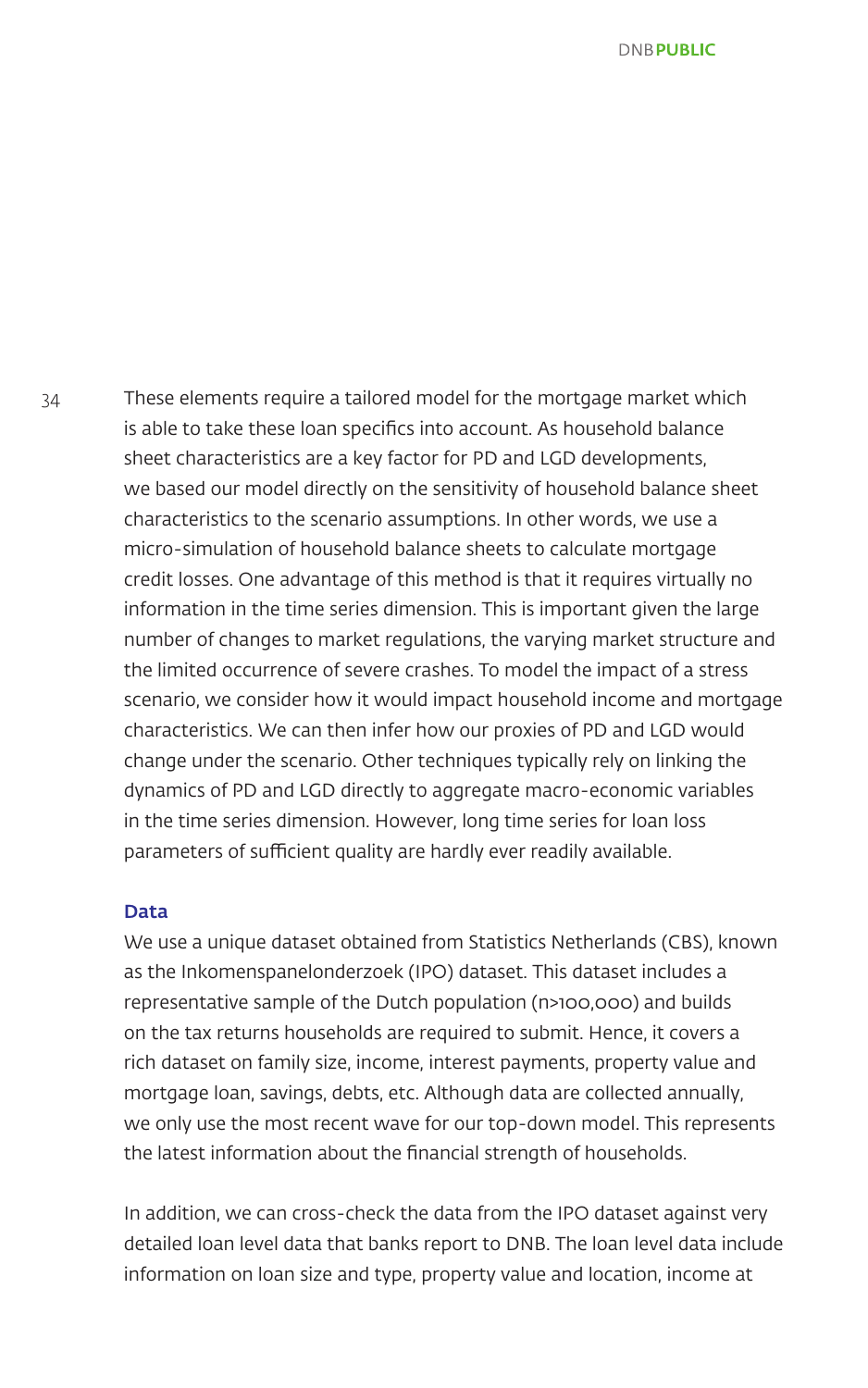These elements require a tailored model for the mortgage market which is able to take these loan specifics into account. As household balance sheet characteristics are a key factor for PD and LGD developments, we based our model directly on the sensitivity of household balance sheet characteristics to the scenario assumptions. In other words, we use a micro-simulation of household balance sheets to calculate mortgage credit losses. One advantage of this method is that it requires virtually no information in the time series dimension. This is important given the large number of changes to market regulations, the varying market structure and the limited occurrence of severe crashes. To model the impact of a stress scenario, we consider how it would impact household income and mortgage characteristics. We can then infer how our proxies of PD and LGD would change under the scenario. Other techniques typically rely on linking the dynamics of PD and LGD directly to aggregate macro-economic variables in the time series dimension. However, long time series for loan loss parameters of sufficient quality are hardly ever readily available.

### Data

We use a unique dataset obtained from Statistics Netherlands (CBS), known as the Inkomenspanelonderzoek (IPO) dataset. This dataset includes a representative sample of the Dutch population (n>100,000) and builds on the tax returns households are required to submit. Hence, it covers a rich dataset on family size, income, interest payments, property value and mortgage loan, savings, debts, etc. Although data are collected annually, we only use the most recent wave for our top-down model. This represents the latest information about the financial strength of households.

In addition, we can cross-check the data from the IPO dataset against very detailed loan level data that banks report to DNB. The loan level data include information on loan size and type, property value and location, income at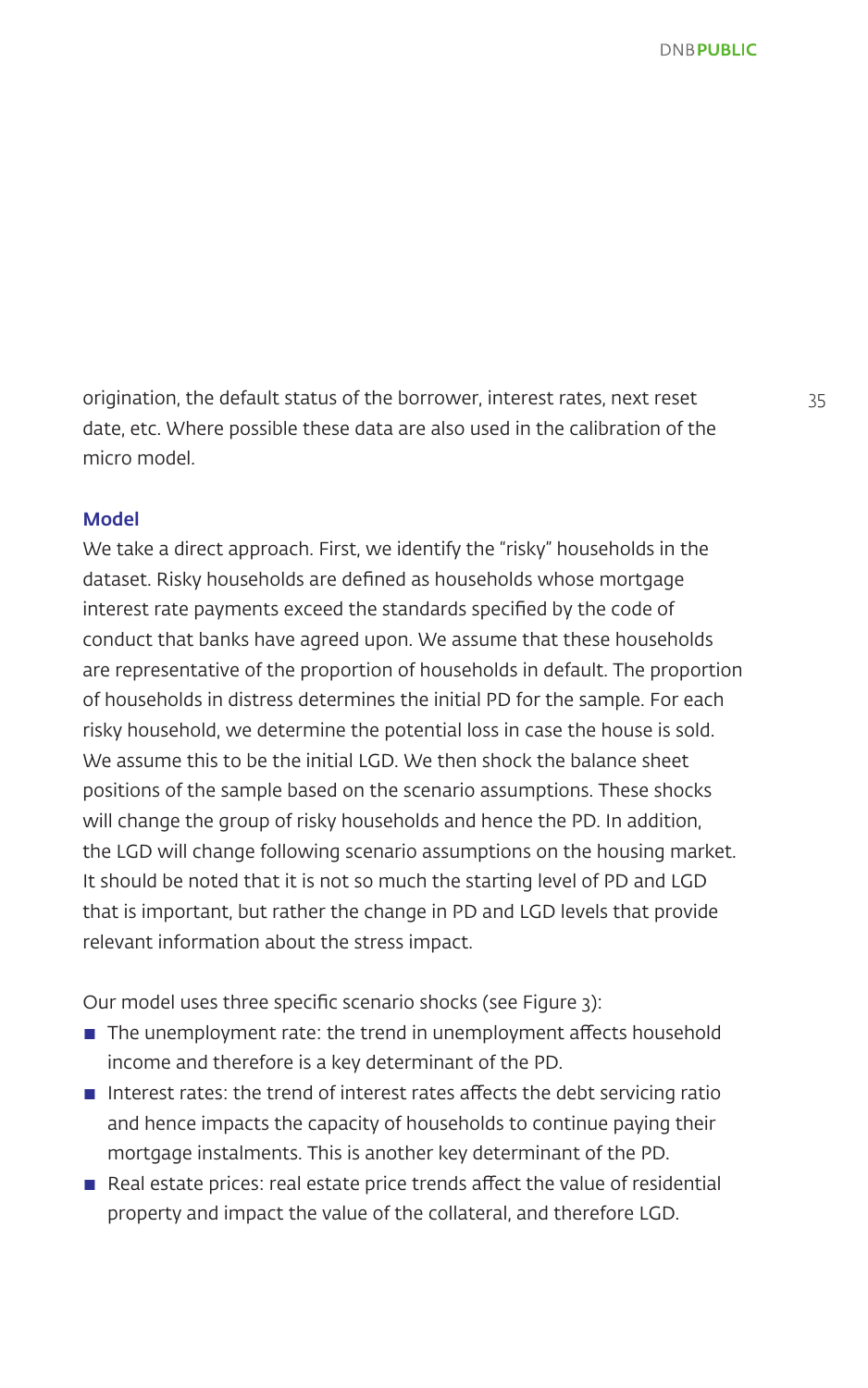origination, the default status of the borrower, interest rates, next reset date, etc. Where possible these data are also used in the calibration of the micro model.

### Model

We take a direct approach. First, we identify the "risky" households in the dataset. Risky households are defined as households whose mortgage interest rate payments exceed the standards specified by the code of conduct that banks have agreed upon. We assume that these households are representative of the proportion of households in default. The proportion of households in distress determines the initial PD for the sample. For each risky household, we determine the potential loss in case the house is sold. We assume this to be the initial LGD. We then shock the balance sheet positions of the sample based on the scenario assumptions. These shocks will change the group of risky households and hence the PD. In addition, the LGD will change following scenario assumptions on the housing market. It should be noted that it is not so much the starting level of PD and LGD that is important, but rather the change in PD and LGD levels that provide relevant information about the stress impact.

Our model uses three specific scenario shocks (see Figure 3):

- The unemployment rate: the trend in unemployment affects household income and therefore is a key determinant of the PD.
- Interest rates: the trend of interest rates affects the debt servicing ratio and hence impacts the capacity of households to continue paying their mortgage instalments. This is another key determinant of the PD.
- Real estate prices: real estate price trends affect the value of residential property and impact the value of the collateral, and therefore LGD.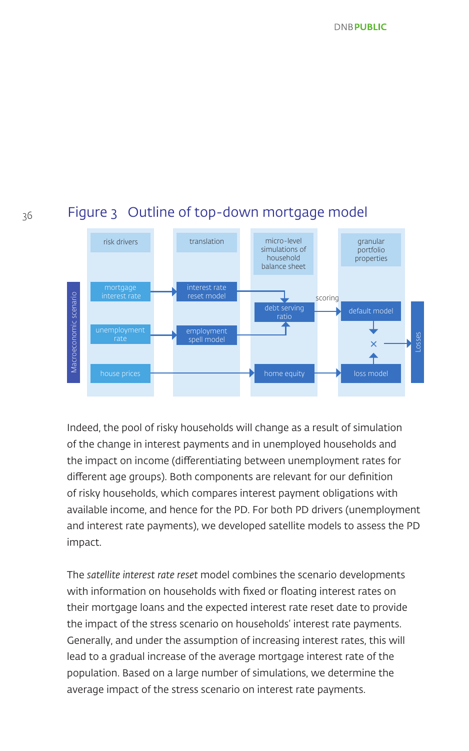## Figure 3 Outline of top-down mortgage model

Indeed, the pool of risky households will change as a result of simulation of the change in interest payments and in unemployed households and the impact on income (differentiating between unemployment rates for different age groups). Both components are relevant for our definition of risky households, which compares interest payment obligations with available income, and hence for the PD. For both PD drivers (unemployment and interest rate payments), we developed satellite models to assess the PD impact.

The *satellite interest rate reset* model combines the scenario developments with information on households with fixed or floating interest rates on their mortgage loans and the expected interest rate reset date to provide the impact of the stress scenario on households' interest rate payments. Generally, and under the assumption of increasing interest rates, this will lead to a gradual increase of the average mortgage interest rate of the population. Based on a large number of simulations, we determine the average impact of the stress scenario on interest rate payments.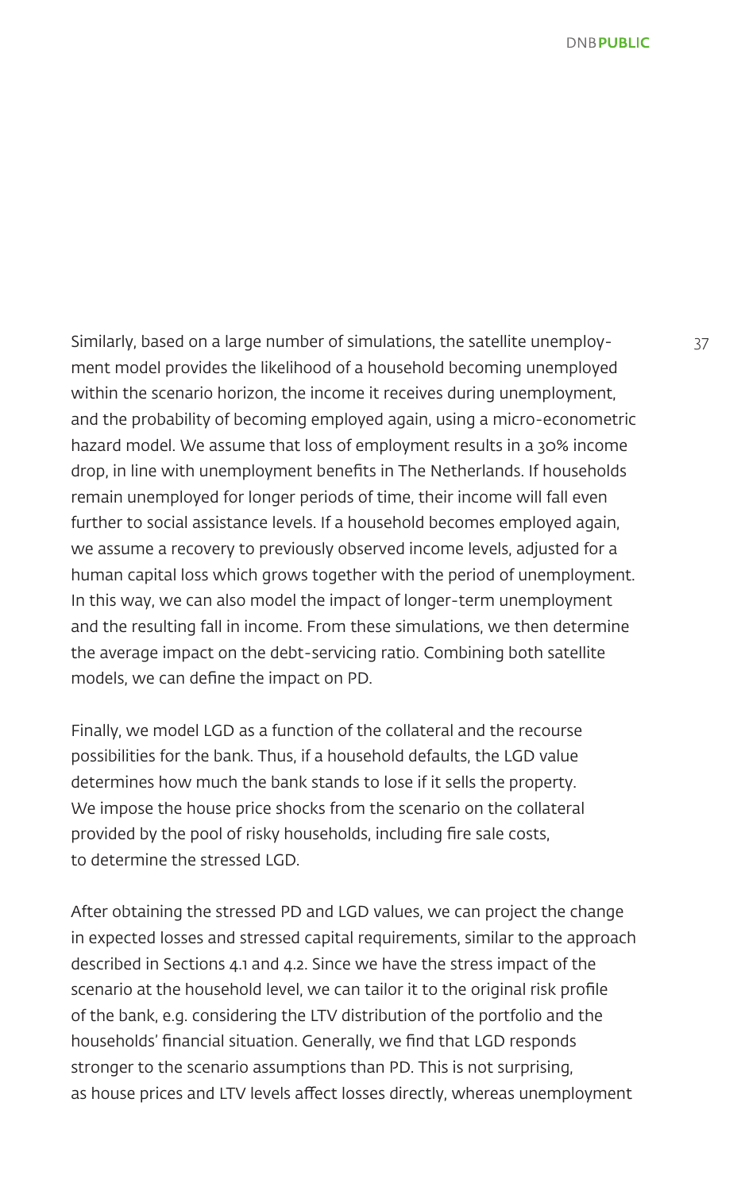Similarly, based on a large number of simulations, the satellite unemployment model provides the likelihood of a household becoming unemployed within the scenario horizon, the income it receives during unemployment, and the probability of becoming employed again, using a micro-econometric hazard model. We assume that loss of employment results in a 30% income drop, in line with unemployment benefits in The Netherlands. If households remain unemployed for longer periods of time, their income will fall even further to social assistance levels. If a household becomes employed again, we assume a recovery to previously observed income levels, adjusted for a human capital loss which grows together with the period of unemployment. In this way, we can also model the impact of longer-term unemployment and the resulting fall in income. From these simulations, we then determine the average impact on the debt-servicing ratio. Combining both satellite models, we can define the impact on PD.

Finally, we model LGD as a function of the collateral and the recourse possibilities for the bank. Thus, if a household defaults, the LGD value determines how much the bank stands to lose if it sells the property. We impose the house price shocks from the scenario on the collateral provided by the pool of risky households, including fire sale costs, to determine the stressed LGD.

After obtaining the stressed PD and LGD values, we can project the change in expected losses and stressed capital requirements, similar to the approach described in Sections 4.1 and 4.2. Since we have the stress impact of the scenario at the household level, we can tailor it to the original risk profile of the bank, e.g. considering the LTV distribution of the portfolio and the households' financial situation. Generally, we find that LGD responds stronger to the scenario assumptions than PD. This is not surprising, as house prices and LTV levels affect losses directly, whereas unemployment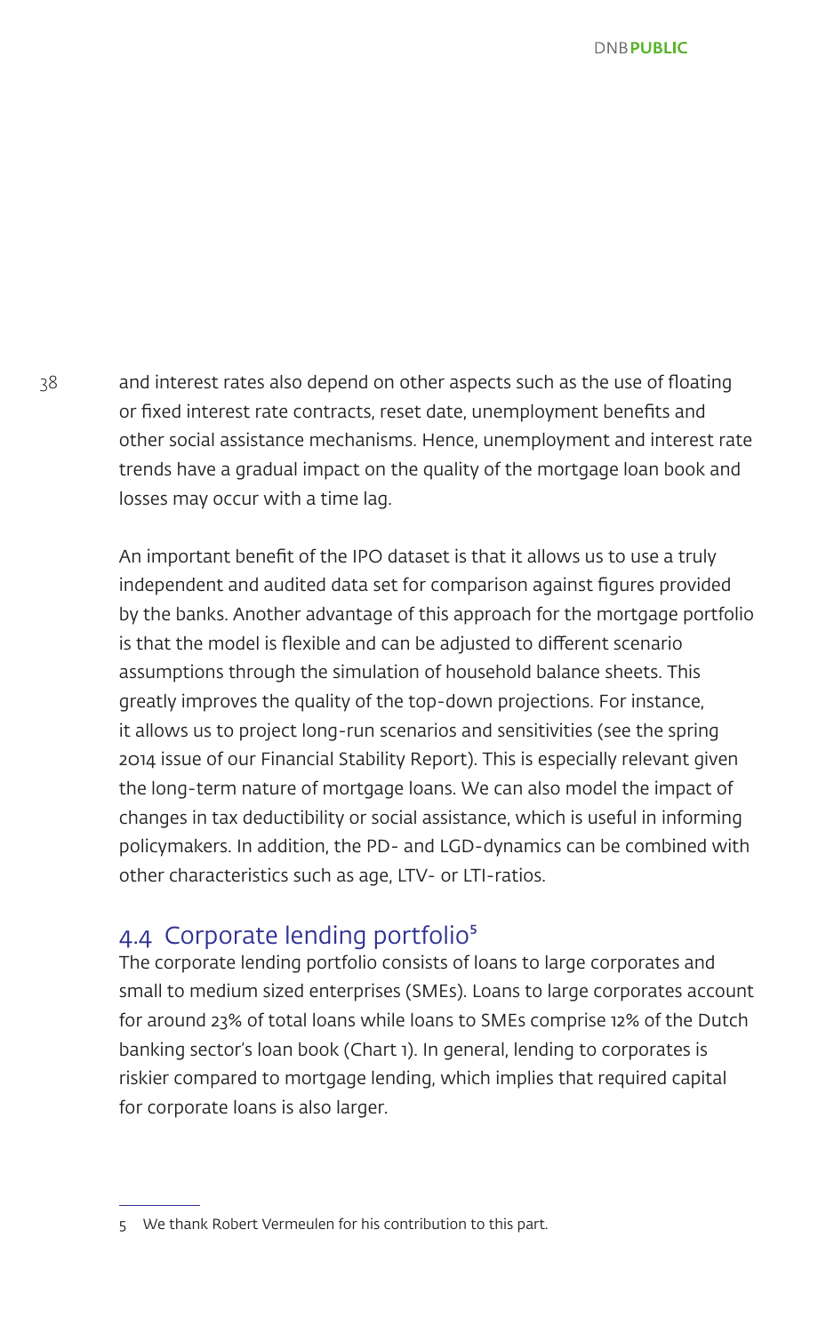and interest rates also depend on other aspects such as the use of floating or fixed interest rate contracts, reset date, unemployment benefits and other social assistance mechanisms. Hence, unemployment and interest rate trends have a gradual impact on the quality of the mortgage loan book and losses may occur with a time lag.

An important benefit of the IPO dataset is that it allows us to use a truly independent and audited data set for comparison against figures provided by the banks. Another advantage of this approach for the mortgage portfolio is that the model is flexible and can be adjusted to different scenario assumptions through the simulation of household balance sheets. This greatly improves the quality of the top-down projections. For instance, it allows us to project long-run scenarios and sensitivities (see the spring 2014 issue of our Financial Stability Report). This is especially relevant given the long-term nature of mortgage loans. We can also model the impact of changes in tax deductibility or social assistance, which is useful in informing policymakers. In addition, the PD- and LGD-dynamics can be combined with other characteristics such as age, LTV- or LTI-ratios.

## 4.4 Corporate lending portfolio[5]

The corporate lending portfolio consists of loans to large corporates and small to medium sized enterprises (SMEs). Loans to large corporates account for around 23% of total loans while loans to SMEs comprise 12% of the Dutch banking sector's loan book (Chart 1). In general, lending to corporates is riskier compared to mortgage lending, which implies that required capital for corporate loans is also larger.

5 We thank Robert Vermeulen for his contribution to this part.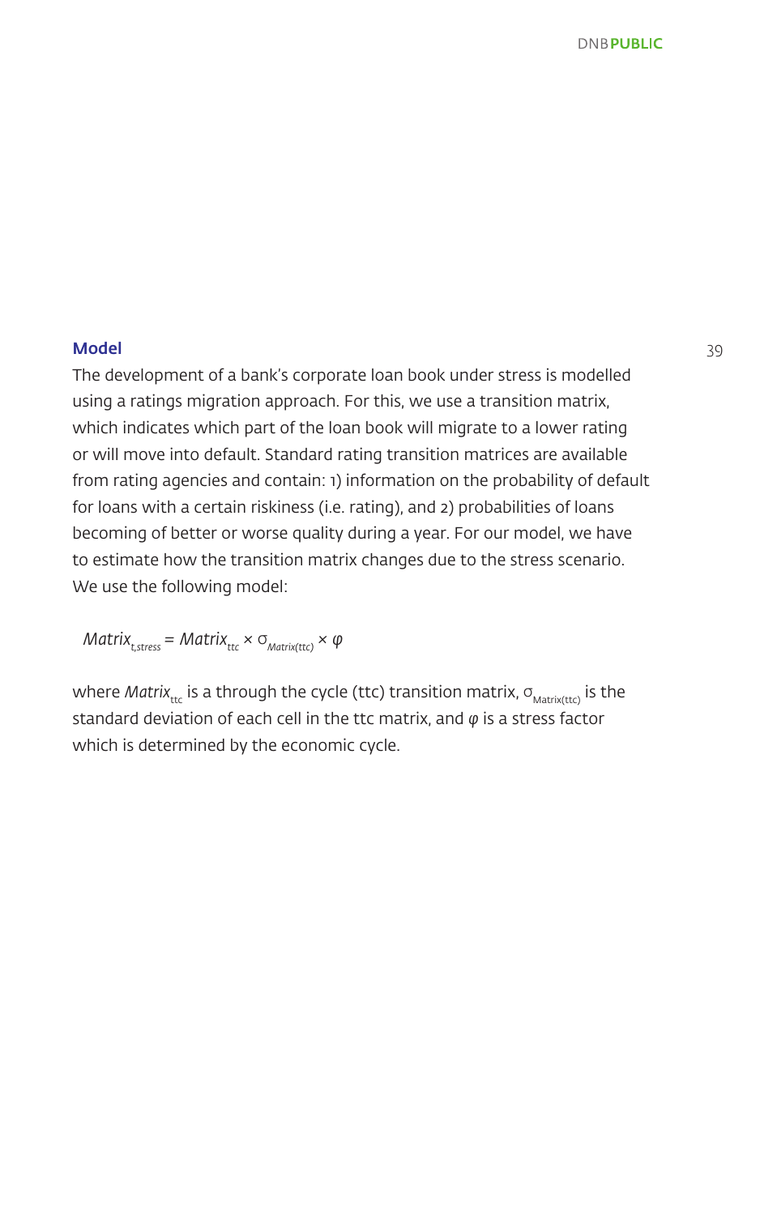### Model

The development of a bank's corporate loan book under stress is modelled using a ratings migration approach. For this, we use a transition matrix, which indicates which part of the loan book will migrate to a lower rating or will move into default. Standard rating transition matrices are available from rating agencies and contain: 1) information on the probability of default for loans with a certain riskiness (i.e. rating), and 2) probabilities of loans becoming of better or worse quality during a year. For our model, we have to estimate how the transition matrix changes due to the stress scenario. We use the following model:

$$Matrix_{t,stress} = Matrix_{ttc} \times \sigma_{Matrix(ttc)} \times \varphi$$

where $Matrix_{ttc}$ is a through the cycle (ttc) transition matrix, $\sigma_{Matrix(ttc)}$ is the standard deviation of each cell in the ttc matrix, and $\varphi$ is a stress factor which is determined by the economic cycle.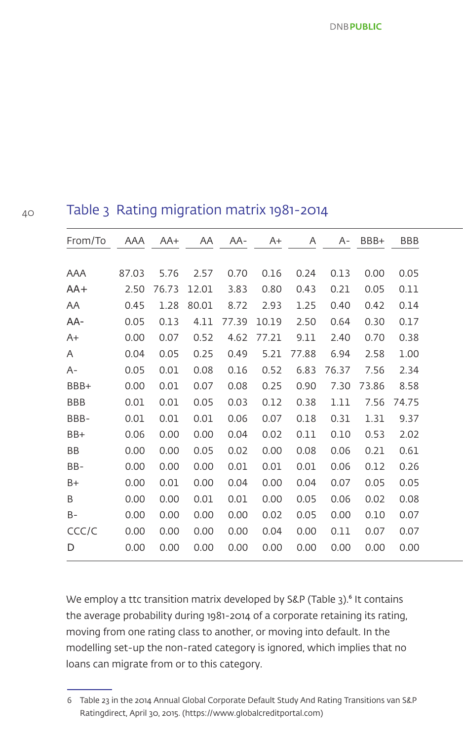## Table 3 Rating migration matrix 1981-2014

| From/To | AAA | AA+ | AA | AA- | A+ | A | A- | BBB+ | BBB |
|---|---|---|---|---|---|---|---|---|---|
| AAA | 87.03 | 5.76 | 2.57 | 0.70 | 0.16 | 0.24 | 0.13 | 0.00 | 0.05 |
| AA+ | 2.50 | 76.73 | 12.01 | 3.83 | 0.80 | 0.43 | 0.21 | 0.05 | 0.11 |
| AA | 0.45 | 1.28 | 80.01 | 8.72 | 2.93 | 1.25 | 0.40 | 0.42 | 0.14 |
| AA- | 0.05 | 0.13 | 4.11 | 77.39 | 10.19 | 2.50 | 0.64 | 0.30 | 0.17 |
| A+ | 0.00 | 0.07 | 0.52 | 4.62 | 77.21 | 9.11 | 2.40 | 0.70 | 0.38 |
| A | 0.04 | 0.05 | 0.25 | 0.49 | 5.21 | 77.88 | 6.94 | 2.58 | 1.00 |
| A- | 0.05 | 0.01 | 0.08 | 0.16 | 0.52 | 6.83 | 76.37 | 7.56 | 2.34 |
| BBB+ | 0.00 | 0.01 | 0.07 | 0.08 | 0.25 | 0.90 | 7.30 | 73.86 | 8.58 |
| BBB | 0.01 | 0.01 | 0.05 | 0.03 | 0.12 | 0.38 | 1.11 | 7.56 | 74.75 |
| BBB- | 0.01 | 0.01 | 0.01 | 0.06 | 0.07 | 0.18 | 0.31 | 1.31 | 9.37 |
| BB+ | 0.06 | 0.00 | 0.00 | 0.04 | 0.02 | 0.11 | 0.10 | 0.53 | 2.02 |
| BB | 0.00 | 0.00 | 0.05 | 0.02 | 0.00 | 0.08 | 0.06 | 0.21 | 0.61 |
| BB- | 0.00 | 0.00 | 0.00 | 0.01 | 0.01 | 0.01 | 0.06 | 0.12 | 0.26 |
| B+ | 0.00 | 0.01 | 0.00 | 0.04 | 0.00 | 0.04 | 0.07 | 0.05 | 0.05 |
| B | 0.00 | 0.00 | 0.01 | 0.01 | 0.00 | 0.05 | 0.06 | 0.02 | 0.08 |
| B- | 0.00 | 0.00 | 0.00 | 0.00 | 0.02 | 0.05 | 0.00 | 0.10 | 0.07 |
| CCC/C | 0.00 | 0.00 | 0.00 | 0.00 | 0.04 | 0.00 | 0.11 | 0.07 | 0.07 |
| D | 0.00 | 0.00 | 0.00 | 0.00 | 0.00 | 0.00 | 0.00 | 0.00 | 0.00 |

We employ a ttc transition matrix developed by S&P (Table 3).[6] It contains the average probability during 1981-2014 of a corporate retaining its rating, moving from one rating class to another, or moving into default. In the modelling set-up the non-rated category is ignored, which implies that no loans can migrate from or to this category.

6 Table 23 in the 2014 Annual Global Corporate Default Study And Rating Transitions van S&P Ratingdirect, April 30, 2015. (https://www.globalcreditportal.com)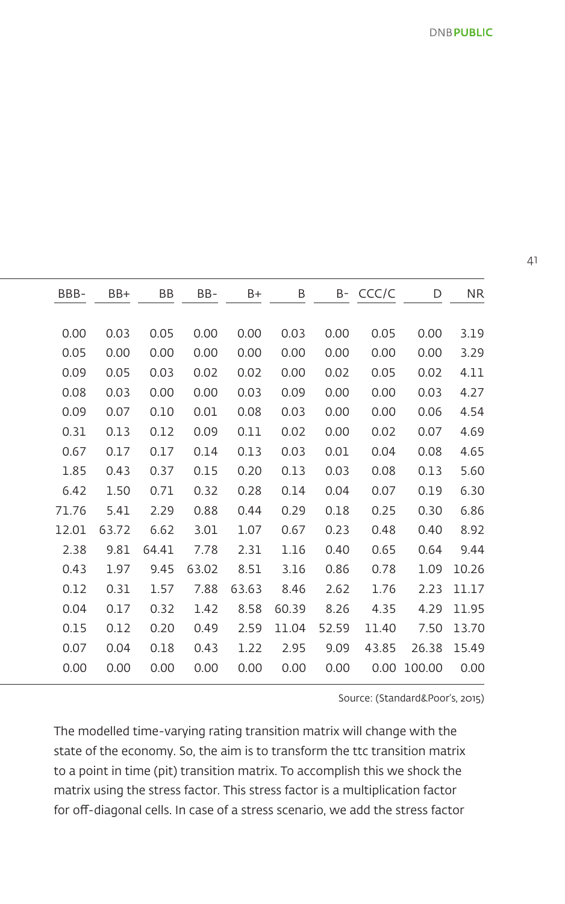| BBB- | BB+ | BB | BB- | B+ | B | B- | CCC/C | D | NR |
|---|---|---|---|---|---|---|---|---|---|
| 0.00 | 0.03 | 0.05 | 0.00 | 0.00 | 0.03 | 0.00 | 0.05 | 0.00 | 3.19 |
| 0.05 | 0.00 | 0.00 | 0.00 | 0.00 | 0.00 | 0.00 | 0.00 | 0.00 | 3.29 |
| 0.09 | 0.05 | 0.03 | 0.02 | 0.02 | 0.00 | 0.02 | 0.05 | 0.02 | 4.11 |
| 0.08 | 0.03 | 0.00 | 0.00 | 0.03 | 0.09 | 0.00 | 0.00 | 0.03 | 4.27 |
| 0.09 | 0.07 | 0.10 | 0.01 | 0.08 | 0.03 | 0.00 | 0.00 | 0.06 | 4.54 |
| 0.31 | 0.13 | 0.12 | 0.09 | 0.11 | 0.02 | 0.00 | 0.02 | 0.07 | 4.69 |
| 0.67 | 0.17 | 0.17 | 0.14 | 0.13 | 0.03 | 0.01 | 0.04 | 0.08 | 4.65 |
| 1.85 | 0.43 | 0.37 | 0.15 | 0.20 | 0.13 | 0.03 | 0.08 | 0.13 | 5.60 |
| 6.42 | 1.50 | 0.71 | 0.32 | 0.28 | 0.14 | 0.04 | 0.07 | 0.19 | 6.30 |
| 71.76 | 5.41 | 2.29 | 0.88 | 0.44 | 0.29 | 0.18 | 0.25 | 0.30 | 6.86 |
| 12.01 | 63.72 | 6.62 | 3.01 | 1.07 | 0.67 | 0.23 | 0.48 | 0.40 | 8.92 |
| 2.38 | 9.81 | 64.41 | 7.78 | 2.31 | 1.16 | 0.40 | 0.65 | 0.64 | 9.44 |
| 0.43 | 1.97 | 9.45 | 63.02 | 8.51 | 3.16 | 0.86 | 0.78 | 1.09 | 10.26 |
| 0.12 | 0.31 | 1.57 | 7.88 | 63.63 | 8.46 | 2.62 | 1.76 | 2.23 | 11.17 |
| 0.04 | 0.17 | 0.32 | 1.42 | 8.58 | 60.39 | 8.26 | 4.35 | 4.29 | 11.95 |
| 0.15 | 0.12 | 0.20 | 0.49 | 2.59 | 11.04 | 52.59 | 11.40 | 7.50 | 13.70 |
| 0.07 | 0.04 | 0.18 | 0.43 | 1.22 | 2.95 | 9.09 | 43.85 | 26.38 | 15.49 |
| 0.00 | 0.00 | 0.00 | 0.00 | 0.00 | 0.00 | 0.00 | 0.00 | 100.00 | 0.00 |

Source: (Standard&Poor's, 2015)

The modelled time-varying rating transition matrix will change with the state of the economy. So, the aim is to transform the ttc transition matrix to a point in time (pit) transition matrix. To accomplish this we shock the matrix using the stress factor. This stress factor is a multiplication factor for off-diagonal cells. In case of a stress scenario, we add the stress factor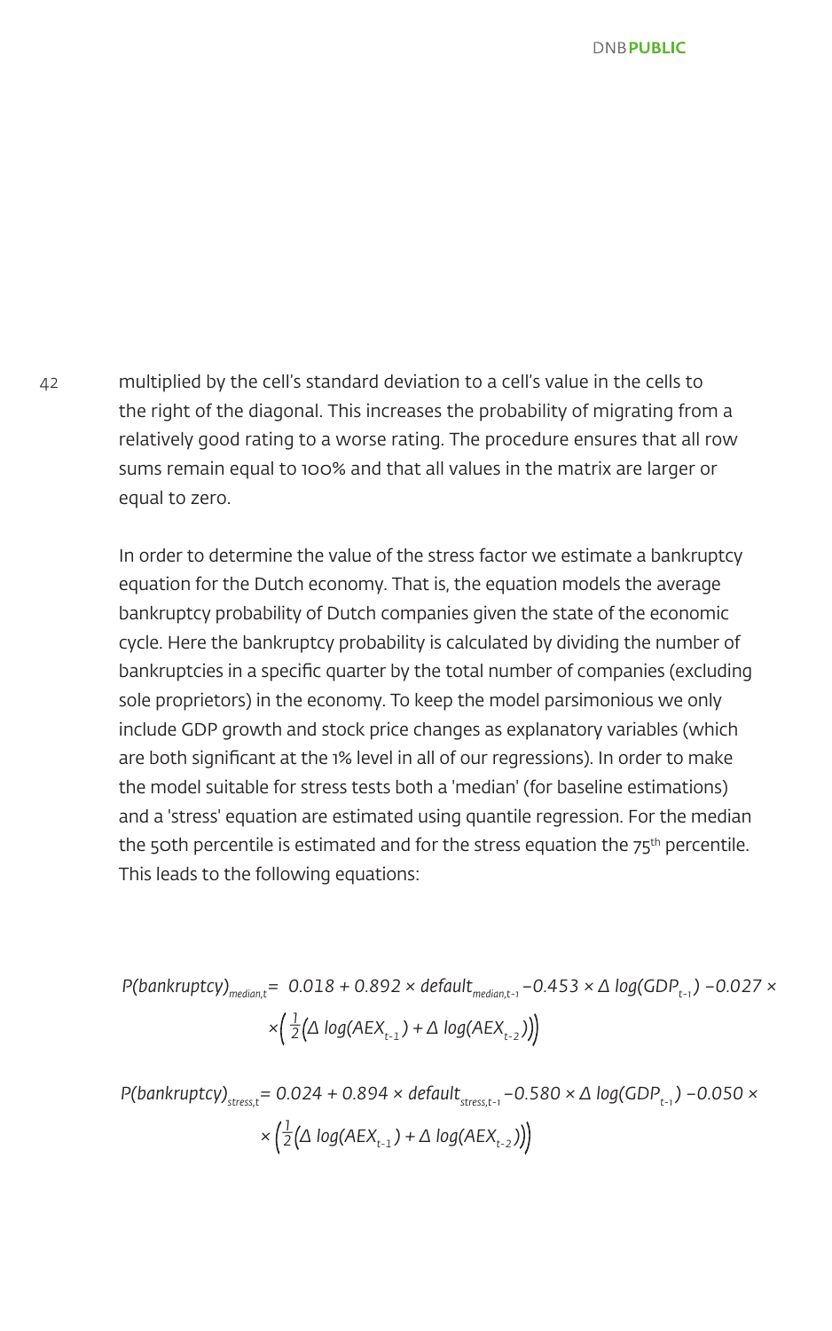multiplied by the cell's standard deviation to a cell's value in the cells to the right of the diagonal. This increases the probability of migrating from a relatively good rating to a worse rating. The procedure ensures that all row sums remain equal to 100% and that all values in the matrix are larger or equal to zero.

In order to determine the value of the stress factor we estimate a bankruptcy equation for the Dutch economy. That is, the equation models the average bankruptcy probability of Dutch companies given the state of the economic cycle. Here the bankruptcy probability is calculated by dividing the number of bankruptcies in a specific quarter by the total number of companies (excluding sole proprietors) in the economy. To keep the model parsimonious we only include GDP growth and stock price changes as explanatory variables (which are both significant at the 1% level in all of our regressions). In order to make the model suitable for stress tests both a 'median' (for baseline estimations) and a 'stress' equation are estimated using quantile regression. For the median the 50th percentile is estimated and for the stress equation the 75th percentile. This leads to the following equations:

$$P(bankruptcy)_{median,t} = 0.018 + 0.892 \times default_{median,t-1} - 0.453 \times \Delta\, log(GDP_{t-1}) - 0.027 \times \times \left( \frac{1}{2} \left( \Delta\, log(AEX_{t-1}) + \Delta\, log(AEX_{t-2}) \right) \right)$$

$$P(bankruptcy)_{stress,t} = 0.024 + 0.894 \times default_{stress,t-1} - 0.580 \times \Delta\, log(GDP_{t-1}) - 0.050 \times \times \left( \frac{1}{2} \left( \Delta\, log(AEX_{t-1}) + \Delta\, log(AEX_{t-2}) \right) \right)$$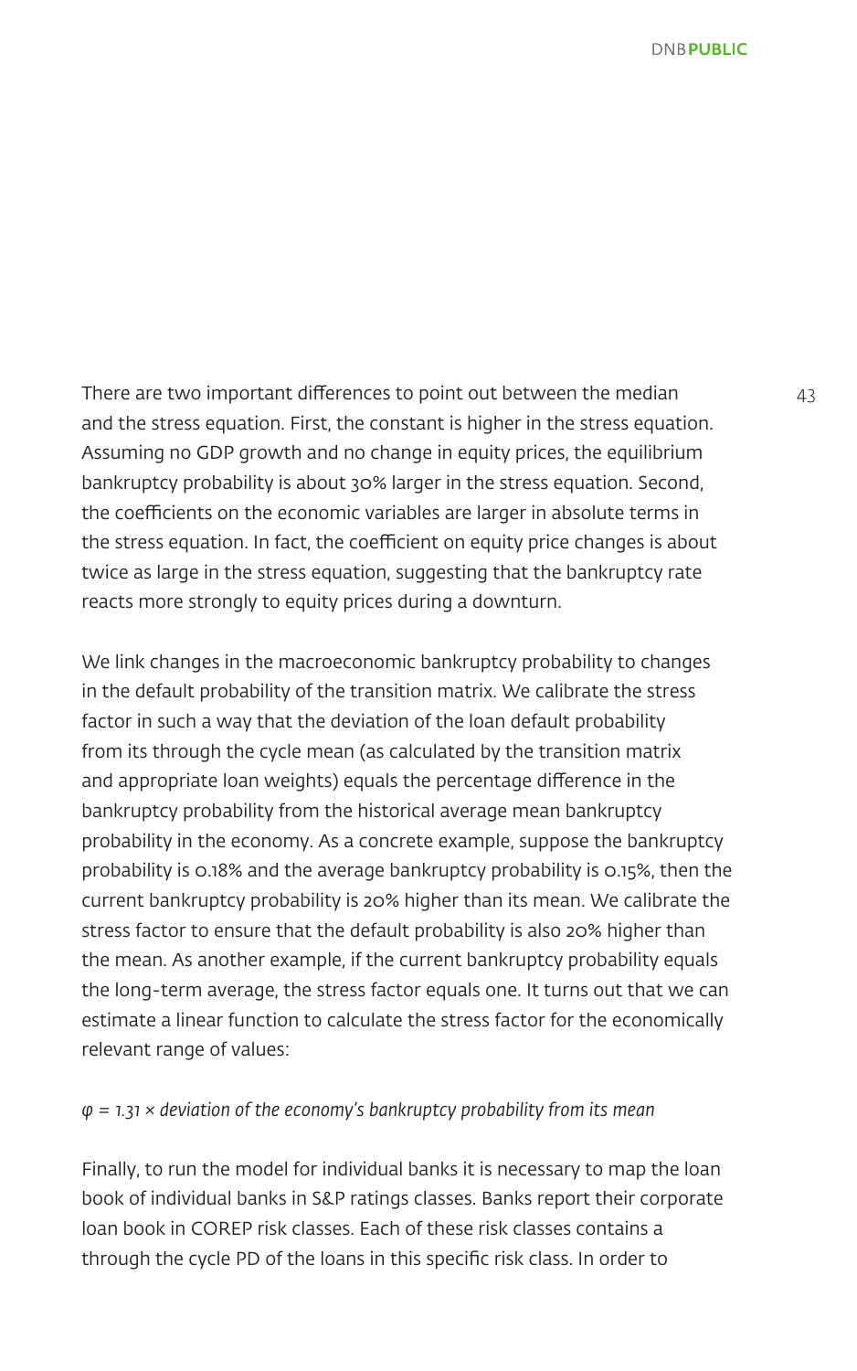There are two important differences to point out between the median and the stress equation. First, the constant is higher in the stress equation. Assuming no GDP growth and no change in equity prices, the equilibrium bankruptcy probability is about 30% larger in the stress equation. Second, the coefficients on the economic variables are larger in absolute terms in the stress equation. In fact, the coefficient on equity price changes is about twice as large in the stress equation, suggesting that the bankruptcy rate reacts more strongly to equity prices during a downturn.

We link changes in the macroeconomic bankruptcy probability to changes in the default probability of the transition matrix. We calibrate the stress factor in such a way that the deviation of the loan default probability from its through the cycle mean (as calculated by the transition matrix and appropriate loan weights) equals the percentage difference in the bankruptcy probability from the historical average mean bankruptcy probability in the economy. As a concrete example, suppose the bankruptcy probability is 0.18% and the average bankruptcy probability is 0.15%, then the current bankruptcy probability is 20% higher than its mean. We calibrate the stress factor to ensure that the default probability is also 20% higher than the mean. As another example, if the current bankruptcy probability equals the long-term average, the stress factor equals one. It turns out that we can estimate a linear function to calculate the stress factor for the economically relevant range of values:

$\varphi = 1.31 \times$ *deviation of the economy's bankruptcy probability from its mean*

Finally, to run the model for individual banks it is necessary to map the loan book of individual banks in S&P ratings classes. Banks report their corporate loan book in COREP risk classes. Each of these risk classes contains a through the cycle PD of the loans in this specific risk class. In order to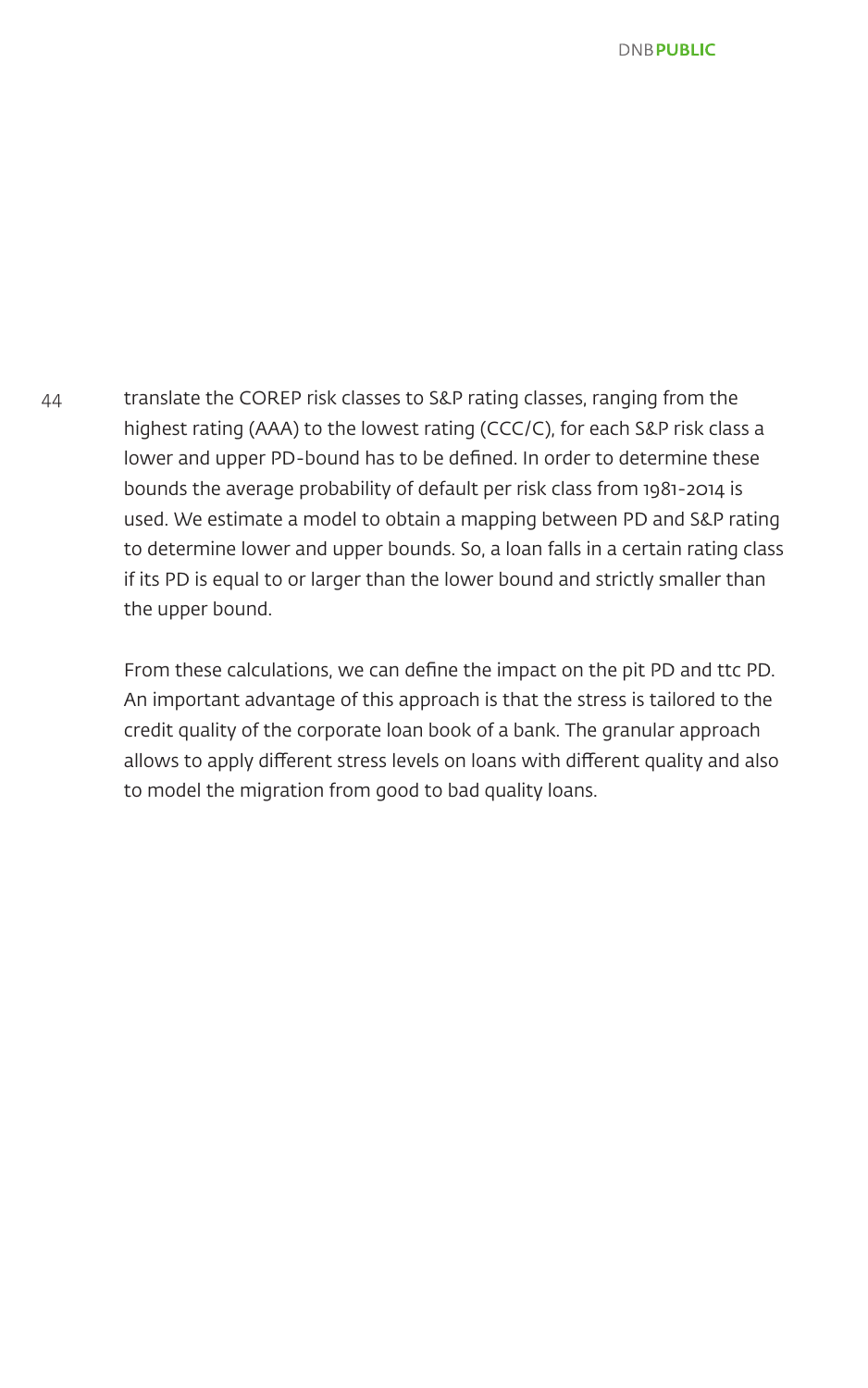translate the COREP risk classes to S&P rating classes, ranging from the highest rating (AAA) to the lowest rating (CCC/C), for each S&P risk class a lower and upper PD-bound has to be defined. In order to determine these bounds the average probability of default per risk class from 1981-2014 is used. We estimate a model to obtain a mapping between PD and S&P rating to determine lower and upper bounds. So, a loan falls in a certain rating class if its PD is equal to or larger than the lower bound and strictly smaller than the upper bound.

From these calculations, we can define the impact on the pit PD and ttc PD. An important advantage of this approach is that the stress is tailored to the credit quality of the corporate loan book of a bank. The granular approach allows to apply different stress levels on loans with different quality and also to model the migration from good to bad quality loans.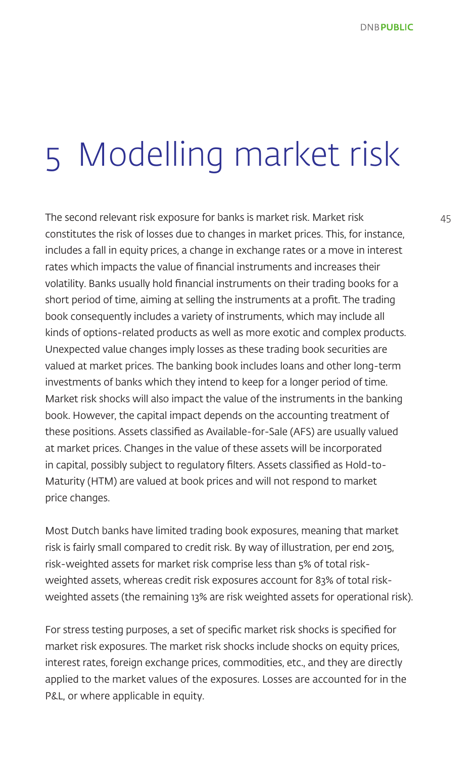# 5 Modelling market risk

The second relevant risk exposure for banks is market risk. Market risk constitutes the risk of losses due to changes in market prices. This, for instance, includes a fall in equity prices, a change in exchange rates or a move in interest rates which impacts the value of financial instruments and increases their volatility. Banks usually hold financial instruments on their trading books for a short period of time, aiming at selling the instruments at a profit. The trading book consequently includes a variety of instruments, which may include all kinds of options-related products as well as more exotic and complex products. Unexpected value changes imply losses as these trading book securities are valued at market prices. The banking book includes loans and other long-term investments of banks which they intend to keep for a longer period of time. Market risk shocks will also impact the value of the instruments in the banking book. However, the capital impact depends on the accounting treatment of these positions. Assets classified as Available-for-Sale (AFS) are usually valued at market prices. Changes in the value of these assets will be incorporated in capital, possibly subject to regulatory filters. Assets classified as Hold-to-Maturity (HTM) are valued at book prices and will not respond to market price changes.

Most Dutch banks have limited trading book exposures, meaning that market risk is fairly small compared to credit risk. By way of illustration, per end 2015, risk-weighted assets for market risk comprise less than 5% of total risk-weighted assets, whereas credit risk exposures account for 83% of total risk-weighted assets (the remaining 13% are risk weighted assets for operational risk).

For stress testing purposes, a set of specific market risk shocks is specified for market risk exposures. The market risk shocks include shocks on equity prices, interest rates, foreign exchange prices, commodities, etc., and they are directly applied to the market values of the exposures. Losses are accounted for in the P&L, or where applicable in equity.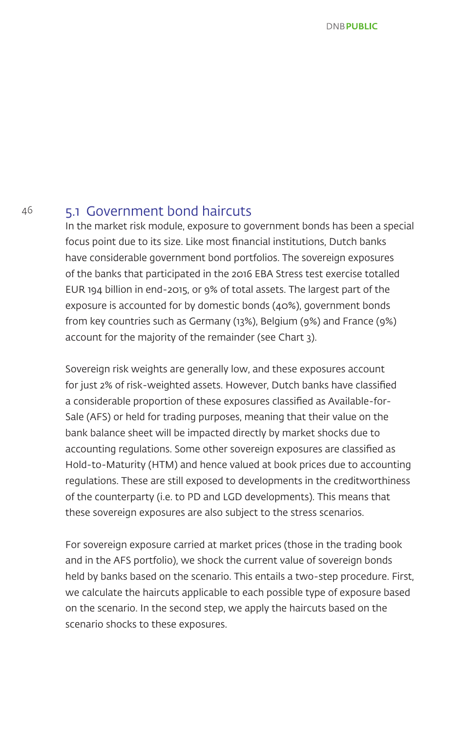## 5.1 Government bond haircuts

In the market risk module, exposure to government bonds has been a special focus point due to its size. Like most financial institutions, Dutch banks have considerable government bond portfolios. The sovereign exposures of the banks that participated in the 2016 EBA Stress test exercise totalled EUR 194 billion in end-2015, or 9% of total assets. The largest part of the exposure is accounted for by domestic bonds (40%), government bonds from key countries such as Germany (13%), Belgium (9%) and France (9%) account for the majority of the remainder (see Chart 3).

Sovereign risk weights are generally low, and these exposures account for just 2% of risk-weighted assets. However, Dutch banks have classified a considerable proportion of these exposures classified as Available-for-Sale (AFS) or held for trading purposes, meaning that their value on the bank balance sheet will be impacted directly by market shocks due to accounting regulations. Some other sovereign exposures are classified as Hold-to-Maturity (HTM) and hence valued at book prices due to accounting regulations. These are still exposed to developments in the creditworthiness of the counterparty (i.e. to PD and LGD developments). This means that these sovereign exposures are also subject to the stress scenarios.

For sovereign exposure carried at market prices (those in the trading book and in the AFS portfolio), we shock the current value of sovereign bonds held by banks based on the scenario. This entails a two-step procedure. First, we calculate the haircuts applicable to each possible type of exposure based on the scenario. In the second step, we apply the haircuts based on the scenario shocks to these exposures.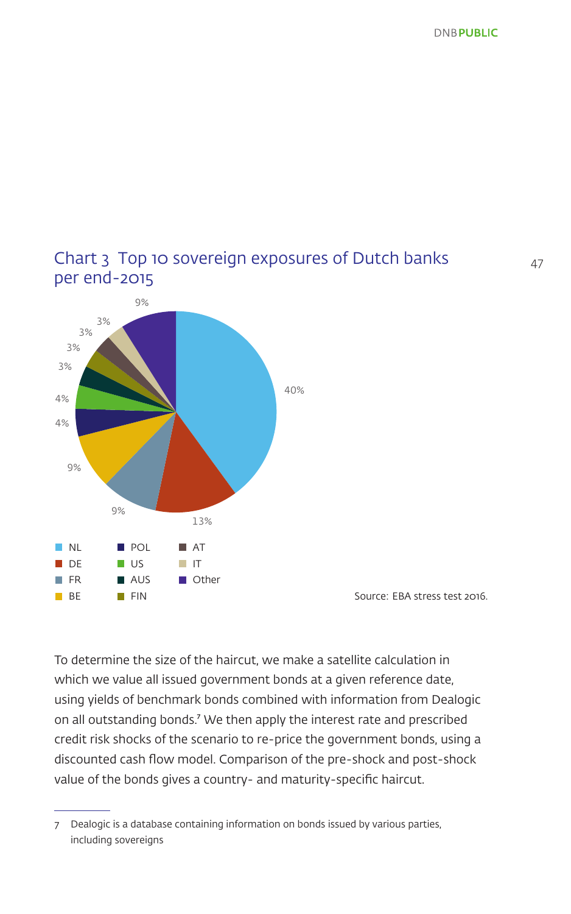## Chart 3 Top 10 sovereign exposures of Dutch banks per end-2015

| Country | Share |
|---|---|
| NL | 40% |
| DE | 13% |
| FR | 9% |
| BE | 9% |
| POL | 4% |
| US | 4% |
| AUS | 3% |
| FIN | 3% |
| AT | 3% |
| IT | 3% |
| Other | 9% |

Source: EBA stress test 2016.

To determine the size of the haircut, we make a satellite calculation in which we value all issued government bonds at a given reference date, using yields of benchmark bonds combined with information from Dealogic on all outstanding bonds.[7] We then apply the interest rate and prescribed credit risk shocks of the scenario to re-price the government bonds, using a discounted cash flow model. Comparison of the pre-shock and post-shock value of the bonds gives a country- and maturity-specific haircut.

7 Dealogic is a database containing information on bonds issued by various parties, including sovereigns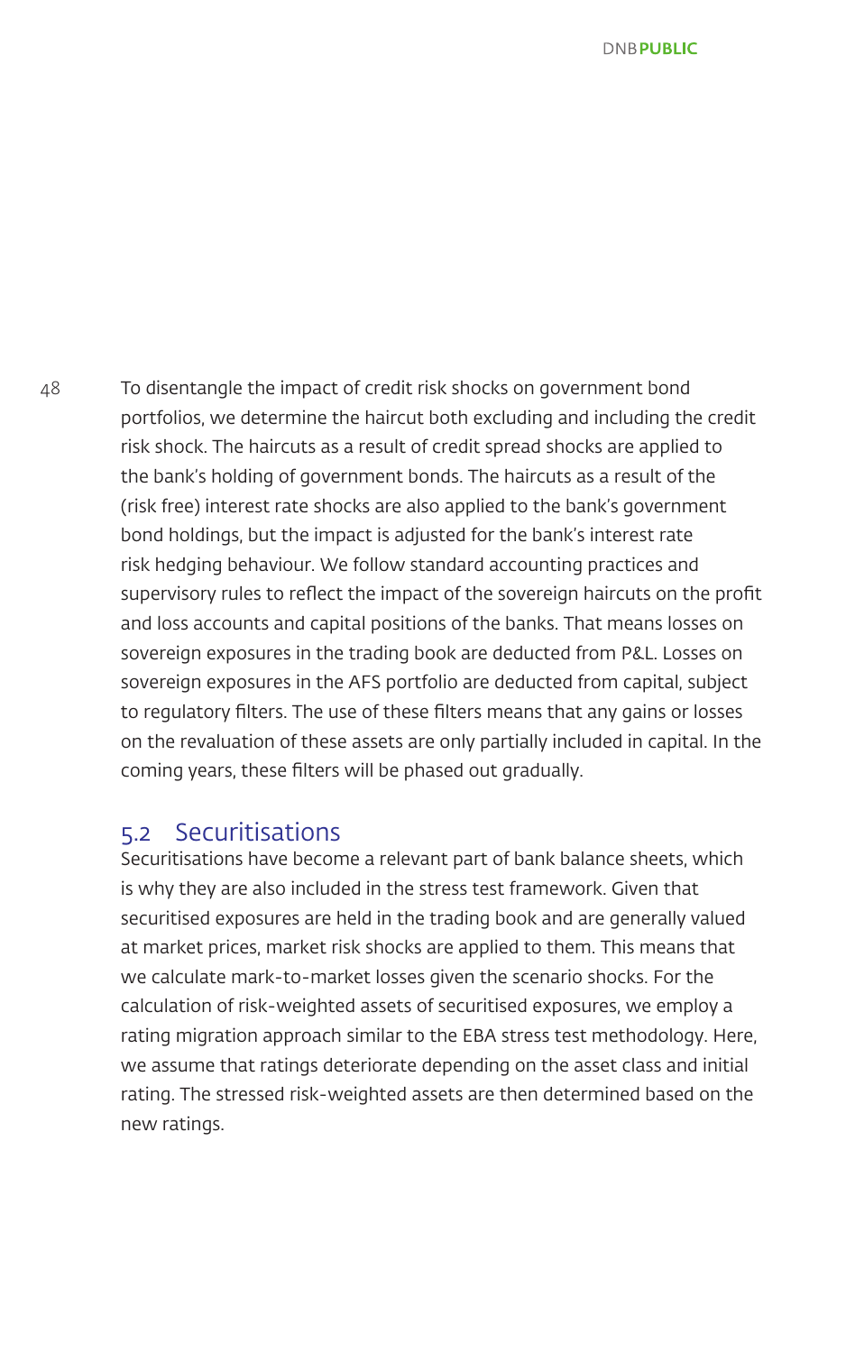To disentangle the impact of credit risk shocks on government bond portfolios, we determine the haircut both excluding and including the credit risk shock. The haircuts as a result of credit spread shocks are applied to the bank's holding of government bonds. The haircuts as a result of the (risk free) interest rate shocks are also applied to the bank's government bond holdings, but the impact is adjusted for the bank's interest rate risk hedging behaviour. We follow standard accounting practices and supervisory rules to reflect the impact of the sovereign haircuts on the profit and loss accounts and capital positions of the banks. That means losses on sovereign exposures in the trading book are deducted from P&L. Losses on sovereign exposures in the AFS portfolio are deducted from capital, subject to regulatory filters. The use of these filters means that any gains or losses on the revaluation of these assets are only partially included in capital. In the coming years, these filters will be phased out gradually.

## 5.2 Securitisations

Securitisations have become a relevant part of bank balance sheets, which is why they are also included in the stress test framework. Given that securitised exposures are held in the trading book and are generally valued at market prices, market risk shocks are applied to them. This means that we calculate mark-to-market losses given the scenario shocks. For the calculation of risk-weighted assets of securitised exposures, we employ a rating migration approach similar to the EBA stress test methodology. Here, we assume that ratings deteriorate depending on the asset class and initial rating. The stressed risk-weighted assets are then determined based on the new ratings.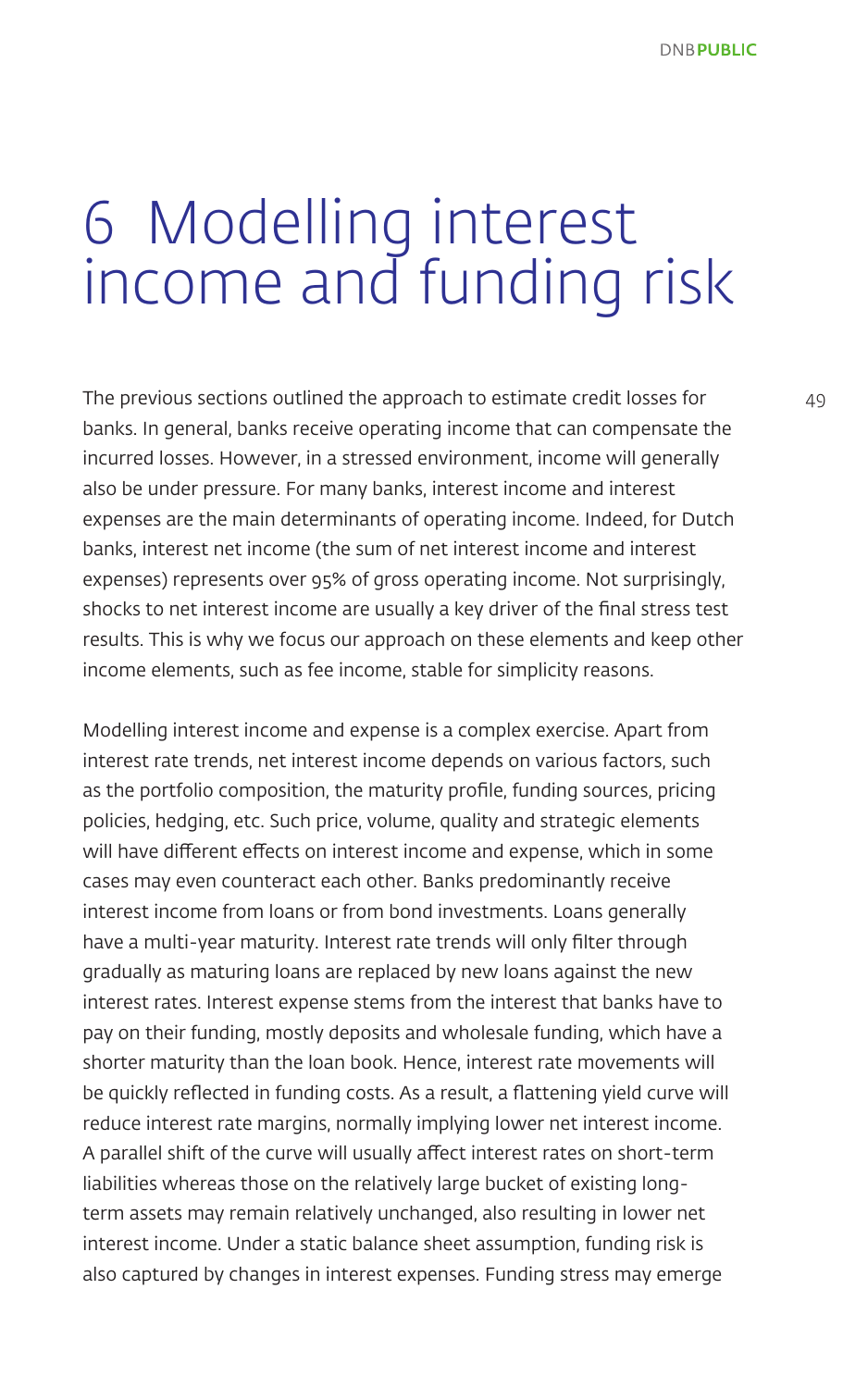# 6 Modelling interest income and funding risk

The previous sections outlined the approach to estimate credit losses for banks. In general, banks receive operating income that can compensate the incurred losses. However, in a stressed environment, income will generally also be under pressure. For many banks, interest income and interest expenses are the main determinants of operating income. Indeed, for Dutch banks, interest net income (the sum of net interest income and interest expenses) represents over 95% of gross operating income. Not surprisingly, shocks to net interest income are usually a key driver of the final stress test results. This is why we focus our approach on these elements and keep other income elements, such as fee income, stable for simplicity reasons.

Modelling interest income and expense is a complex exercise. Apart from interest rate trends, net interest income depends on various factors, such as the portfolio composition, the maturity profile, funding sources, pricing policies, hedging, etc. Such price, volume, quality and strategic elements will have different effects on interest income and expense, which in some cases may even counteract each other. Banks predominantly receive interest income from loans or from bond investments. Loans generally have a multi-year maturity. Interest rate trends will only filter through gradually as maturing loans are replaced by new loans against the new interest rates. Interest expense stems from the interest that banks have to pay on their funding, mostly deposits and wholesale funding, which have a shorter maturity than the loan book. Hence, interest rate movements will be quickly reflected in funding costs. As a result, a flattening yield curve will reduce interest rate margins, normally implying lower net interest income. A parallel shift of the curve will usually affect interest rates on short-term liabilities whereas those on the relatively large bucket of existing long-term assets may remain relatively unchanged, also resulting in lower net interest income. Under a static balance sheet assumption, funding risk is also captured by changes in interest expenses. Funding stress may emerge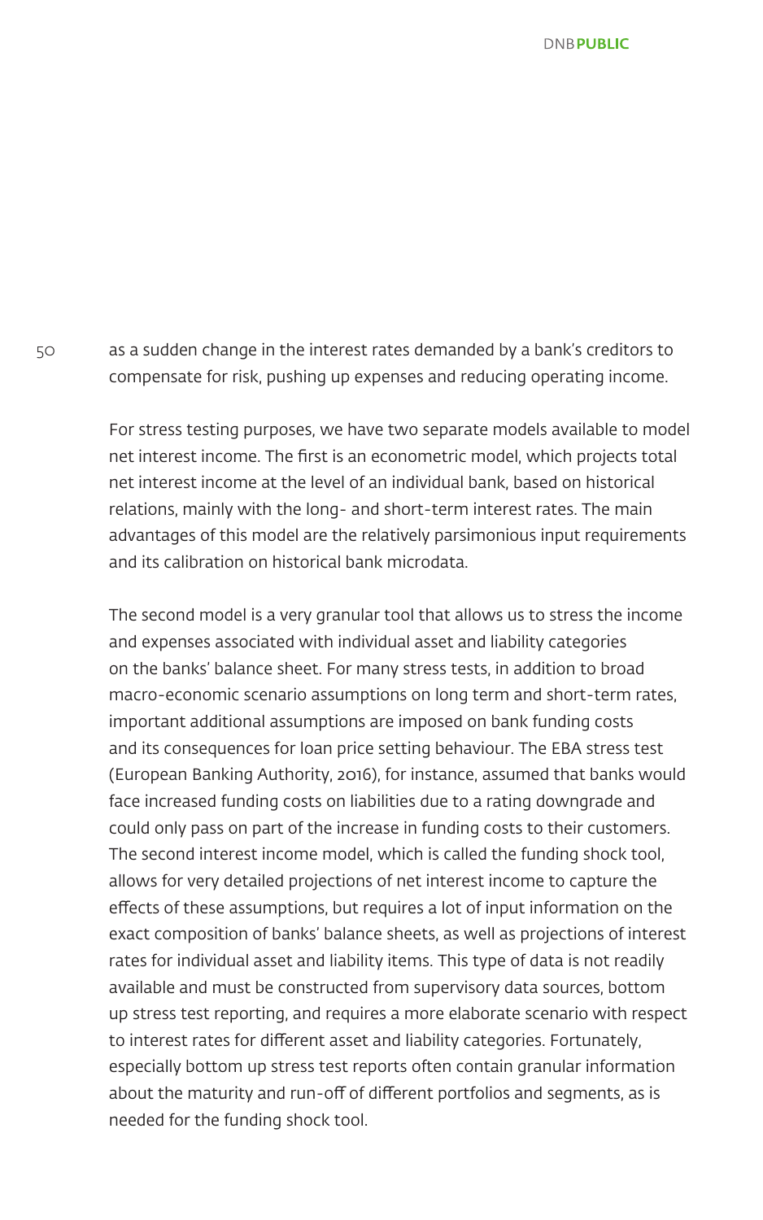as a sudden change in the interest rates demanded by a bank's creditors to compensate for risk, pushing up expenses and reducing operating income.

For stress testing purposes, we have two separate models available to model net interest income. The first is an econometric model, which projects total net interest income at the level of an individual bank, based on historical relations, mainly with the long- and short-term interest rates. The main advantages of this model are the relatively parsimonious input requirements and its calibration on historical bank microdata.

The second model is a very granular tool that allows us to stress the income and expenses associated with individual asset and liability categories on the banks' balance sheet. For many stress tests, in addition to broad macro-economic scenario assumptions on long term and short-term rates, important additional assumptions are imposed on bank funding costs and its consequences for loan price setting behaviour. The EBA stress test (European Banking Authority, 2016), for instance, assumed that banks would face increased funding costs on liabilities due to a rating downgrade and could only pass on part of the increase in funding costs to their customers. The second interest income model, which is called the funding shock tool, allows for very detailed projections of net interest income to capture the effects of these assumptions, but requires a lot of input information on the exact composition of banks' balance sheets, as well as projections of interest rates for individual asset and liability items. This type of data is not readily available and must be constructed from supervisory data sources, bottom up stress test reporting, and requires a more elaborate scenario with respect to interest rates for different asset and liability categories. Fortunately, especially bottom up stress test reports often contain granular information about the maturity and run-off of different portfolios and segments, as is needed for the funding shock tool.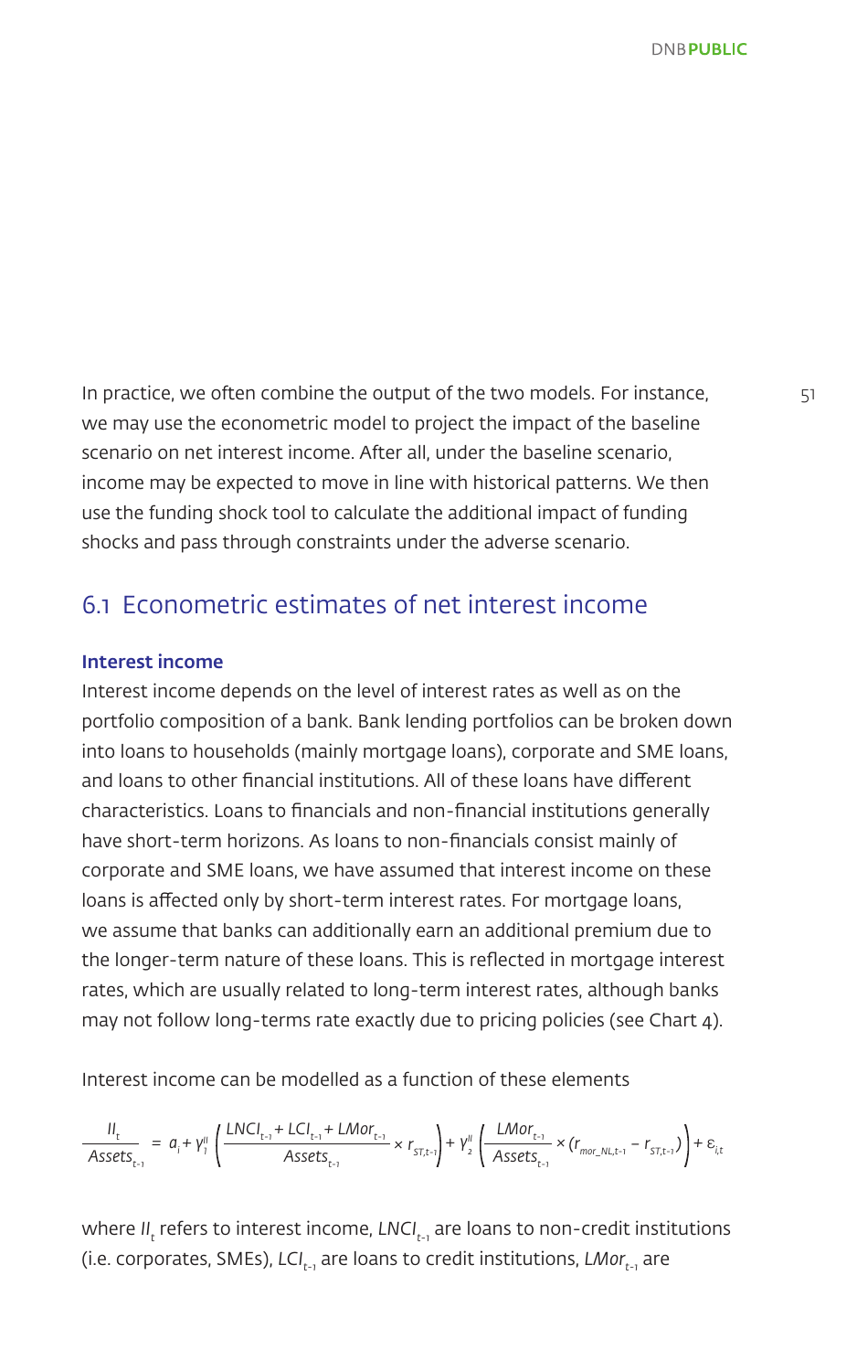In practice, we often combine the output of the two models. For instance, we may use the econometric model to project the impact of the baseline scenario on net interest income. After all, under the baseline scenario, income may be expected to move in line with historical patterns. We then use the funding shock tool to calculate the additional impact of funding shocks and pass through constraints under the adverse scenario.

## 6.1 Econometric estimates of net interest income

### Interest income

Interest income depends on the level of interest rates as well as on the portfolio composition of a bank. Bank lending portfolios can be broken down into loans to households (mainly mortgage loans), corporate and SME loans, and loans to other financial institutions. All of these loans have different characteristics. Loans to financials and non-financial institutions generally have short-term horizons. As loans to non-financials consist mainly of corporate and SME loans, we have assumed that interest income on these loans is affected only by short-term interest rates. For mortgage loans, we assume that banks can additionally earn an additional premium due to the longer-term nature of these loans. This is reflected in mortgage interest rates, which are usually related to long-term interest rates, although banks may not follow long-terms rate exactly due to pricing policies (see Chart 4).

Interest income can be modelled as a function of these elements

$$\frac{II_t}{Assets_{t-1}} = a_i + \gamma_1^{II}\left(\frac{LNCI_{t-1} + LCI_{t-1} + LMor_{t-1}}{Assets_{t-1}} \times r_{ST,t-1}\right) + \gamma_2^{II}\left(\frac{LMor_{t-1}}{Assets_{t-1}} \times (r_{mor\_NL,t-1} - r_{ST,t-1})\right) + \varepsilon_{i,t}$$

where $II_t$ refers to interest income, $LNCI_{t-1}$ are loans to non-credit institutions (i.e. corporates, SMEs), $LCI_{t-1}$ are loans to credit institutions, $LMor_{t-1}$ are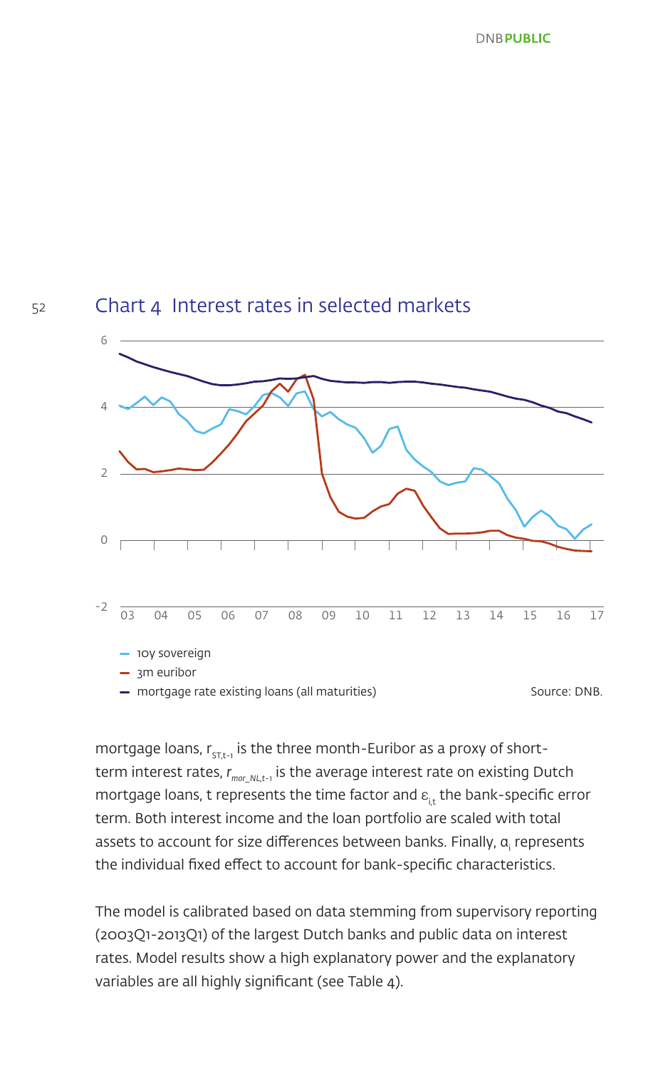## Chart 4 Interest rates in selected markets

- 10y sovereign
- 3m euribor
- mortgage rate existing loans (all maturities)

Source: DNB.

mortgage loans, $r_{ST,t-1}$ is the three month-Euribor as a proxy of short-term interest rates, $r_{mor\_NL,t-1}$ is the average interest rate on existing Dutch mortgage loans, t represents the time factor and $\varepsilon_{i,t}$ the bank-specific error term. Both interest income and the loan portfolio are scaled with total assets to account for size differences between banks. Finally, $\alpha_i$ represents the individual fixed effect to account for bank-specific characteristics.

The model is calibrated based on data stemming from supervisory reporting (2003Q1-2013Q1) of the largest Dutch banks and public data on interest rates. Model results show a high explanatory power and the explanatory variables are all highly significant (see Table 4).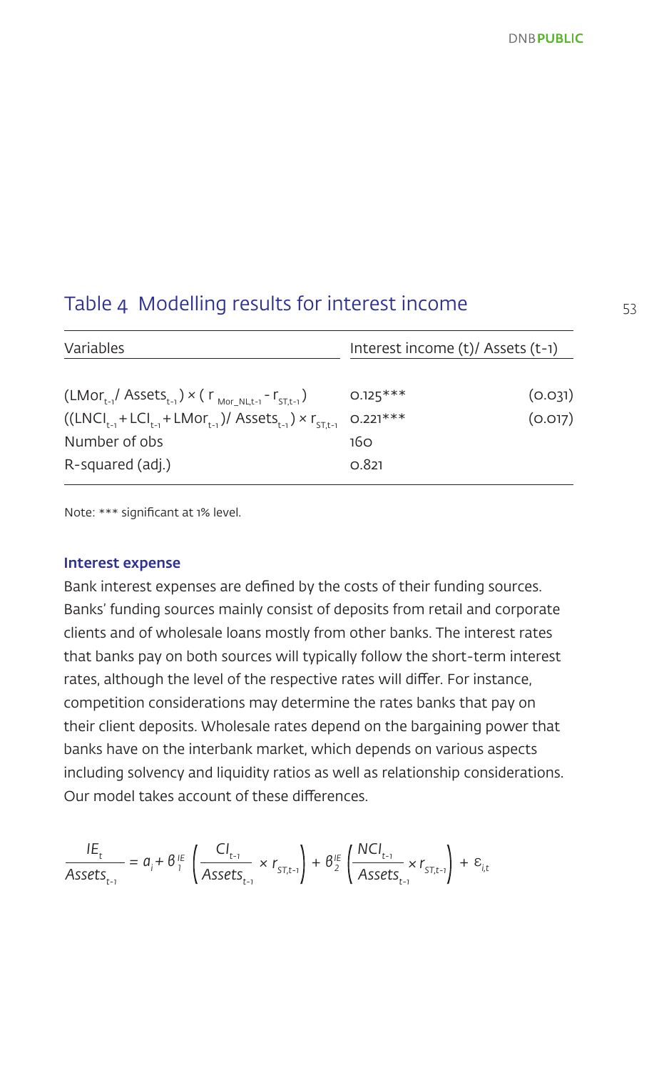## Table 4 Modelling results for interest income

| Variables | Interest income (t)/ Assets (t-1) | |
|---|---|---|
| $(LMor_{t-1}/ Assets_{t-1}) \times (r_{Mor\_NL,t-1} - r_{ST,t-1})$ | 0.125*** | (0.031) |
| $((LNCI_{t-1} + LCI_{t-1} + LMor_{t-1})/ Assets_{t-1}) \times r_{ST,t-1}$ | 0.221*** | (0.017) |
| Number of obs | 160 | |
| R-squared (adj.) | 0.821 | |

Note: *** significant at 1% level.

**Interest expense**

Bank interest expenses are defined by the costs of their funding sources. Banks' funding sources mainly consist of deposits from retail and corporate clients and of wholesale loans mostly from other banks. The interest rates that banks pay on both sources will typically follow the short-term interest rates, although the level of the respective rates will differ. For instance, competition considerations may determine the rates banks that pay on their client deposits. Wholesale rates depend on the bargaining power that banks have on the interbank market, which depends on various aspects including solvency and liquidity ratios as well as relationship considerations. Our model takes account of these differences.

$$\frac{IE_t}{Assets_{t-1}} = \alpha_i + \beta_1^{IE}\left(\frac{CI_{t-1}}{Assets_{t-1}} \times r_{ST,t-1}\right) + \beta_2^{IE}\left(\frac{NCI_{t-1}}{Assets_{t-1}} \times r_{ST,t-1}\right) + \varepsilon_{i,t}$$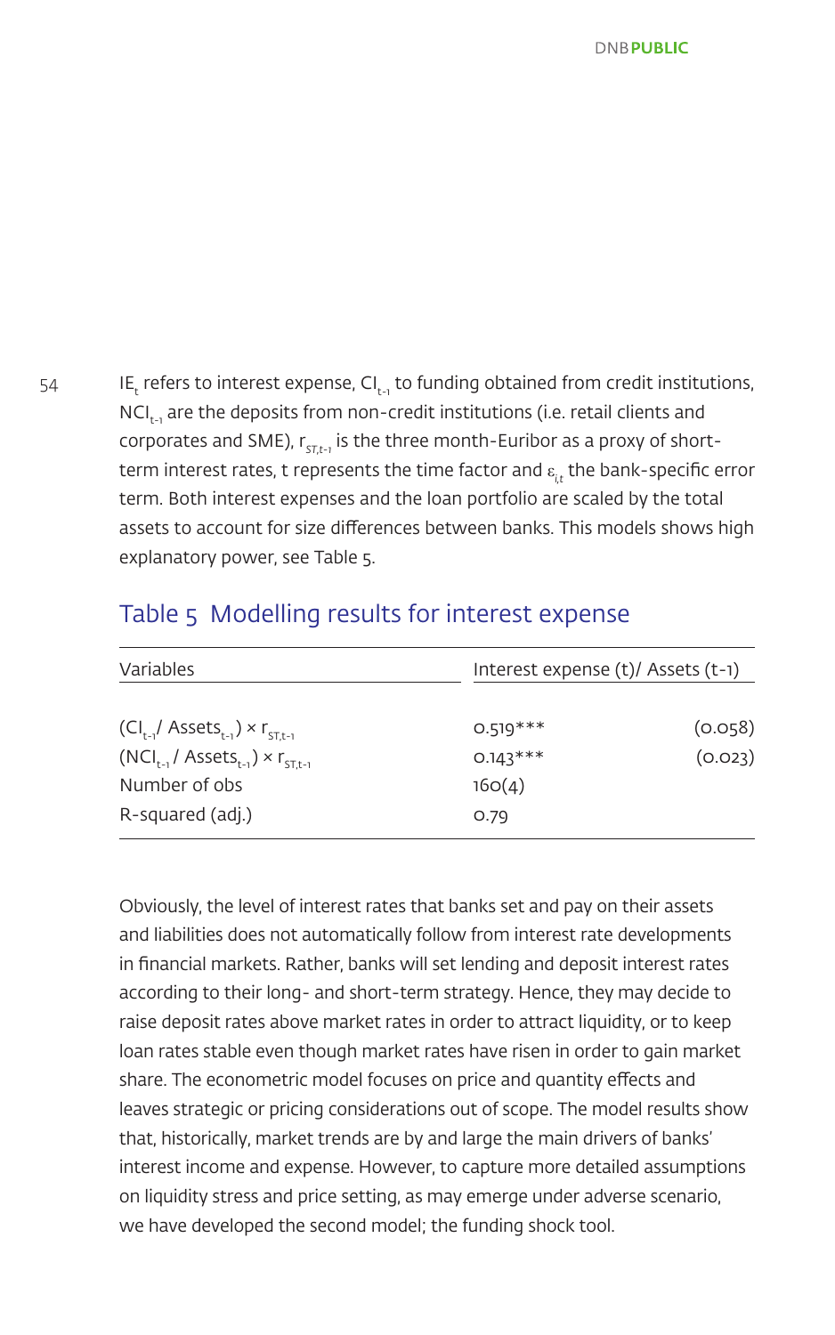$IE_t$ refers to interest expense, $CI_{t-1}$ to funding obtained from credit institutions, $NCI_{t-1}$ are the deposits from non-credit institutions (i.e. retail clients and corporates and SME), $r_{ST,t-1}$ is the three month-Euribor as a proxy of short-term interest rates, t represents the time factor and $\varepsilon_{i,t}$ the bank-specific error term. Both interest expenses and the loan portfolio are scaled by the total assets to account for size differences between banks. This models shows high explanatory power, see Table 5.

## Table 5 Modelling results for interest expense

| Variables | Interest expense (t)/ Assets (t-1) | |
|---|---|---|
| $(CI_{t-1}/ Assets_{t-1}) \times r_{ST,t-1}$ | 0.519*** | (0.058) |
| $(NCI_{t-1}/ Assets_{t-1}) \times r_{ST,t-1}$ | 0.143*** | (0.023) |
| Number of obs | 160(4) | |
| R-squared (adj.) | 0.79 | |

Obviously, the level of interest rates that banks set and pay on their assets and liabilities does not automatically follow from interest rate developments in financial markets. Rather, banks will set lending and deposit interest rates according to their long- and short-term strategy. Hence, they may decide to raise deposit rates above market rates in order to attract liquidity, or to keep loan rates stable even though market rates have risen in order to gain market share. The econometric model focuses on price and quantity effects and leaves strategic or pricing considerations out of scope. The model results show that, historically, market trends are by and large the main drivers of banks' interest income and expense. However, to capture more detailed assumptions on liquidity stress and price setting, as may emerge under adverse scenario, we have developed the second model; the funding shock tool.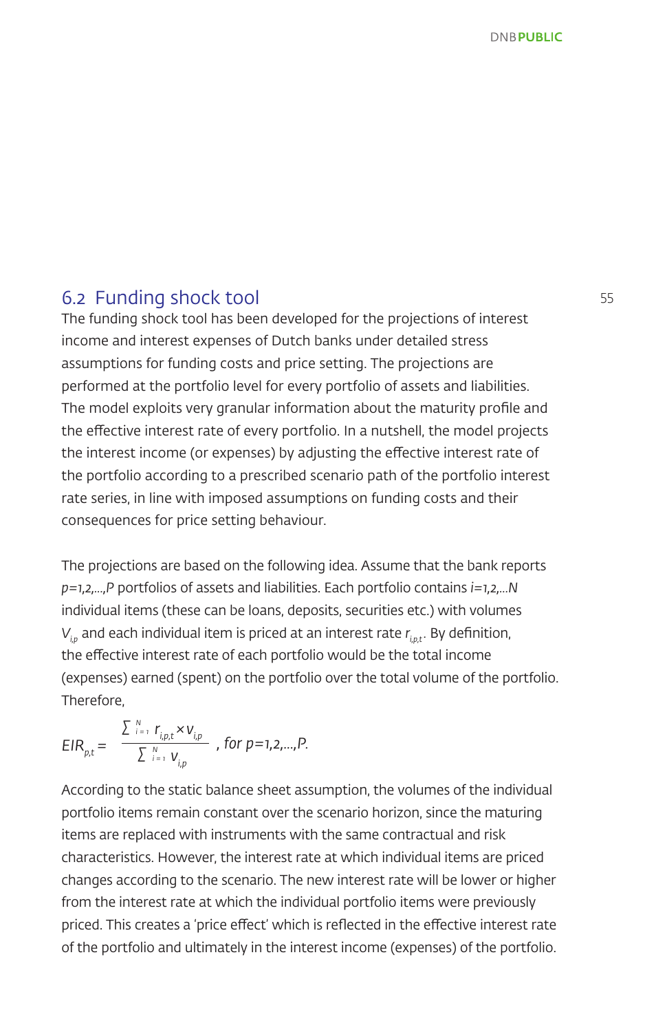## 6.2 Funding shock tool

The funding shock tool has been developed for the projections of interest income and interest expenses of Dutch banks under detailed stress assumptions for funding costs and price setting. The projections are performed at the portfolio level for every portfolio of assets and liabilities. The model exploits very granular information about the maturity profile and the effective interest rate of every portfolio. In a nutshell, the model projects the interest income (or expenses) by adjusting the effective interest rate of the portfolio according to a prescribed scenario path of the portfolio interest rate series, in line with imposed assumptions on funding costs and their consequences for price setting behaviour.

The projections are based on the following idea. Assume that the bank reports $p=1,2,\ldots,P$ portfolios of assets and liabilities. Each portfolio contains $i=1,2,\ldots N$ individual items (these can be loans, deposits, securities etc.) with volumes $V_{i,p}$ and each individual item is priced at an interest rate $r_{i,p,t}$. By definition, the effective interest rate of each portfolio would be the total income (expenses) earned (spent) on the portfolio over the total volume of the portfolio. Therefore,

$$EIR_{p,t} = \frac{\sum_{i=1}^{N} r_{i,p,t} \times v_{i,p}}{\sum_{i=1}^{N} v_{i,p}} \text{ , for } p=1,2,\ldots,P.$$

According to the static balance sheet assumption, the volumes of the individual portfolio items remain constant over the scenario horizon, since the maturing items are replaced with instruments with the same contractual and risk characteristics. However, the interest rate at which individual items are priced changes according to the scenario. The new interest rate will be lower or higher from the interest rate at which the individual portfolio items were previously priced. This creates a 'price effect' which is reflected in the effective interest rate of the portfolio and ultimately in the interest income (expenses) of the portfolio.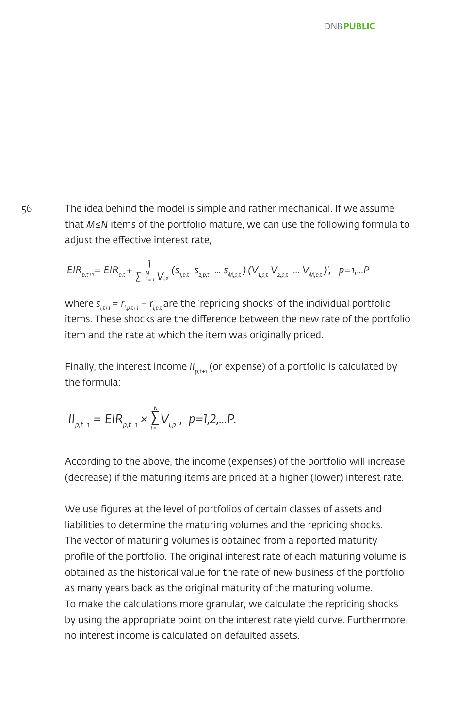The idea behind the model is simple and rather mechanical. If we assume that $M \leq N$ items of the portfolio mature, we can use the following formula to adjust the effective interest rate,

$$EIR_{p,t+1} = EIR_{p,t} + \frac{1}{\sum_{i=1}^{N} V_{i,p}} \left(s_{1,p,t} \;\; s_{2,p,t} \; \dots \; s_{M,p,t}\right) \left(V_{1,p,t} \; V_{2,p,t} \; \dots \; V_{M,p,t}\right)', \quad p=1,\dots P$$

where $s_{i,t+1} = r_{i,p,t+1} - r_{i,p,t}$ are the ‘repricing shocks’ of the individual portfolio items. These shocks are the difference between the new rate of the portfolio item and the rate at which the item was originally priced.

Finally, the interest income $II_{p,t+1}$ (or expense) of a portfolio is calculated by the formula:

$$II_{p,t+1} = EIR_{p,t+1} \times \sum_{i=1}^{N} V_{i,p}, \quad p=1,2,\dots P.$$

According to the above, the income (expenses) of the portfolio will increase (decrease) if the maturing items are priced at a higher (lower) interest rate.

We use figures at the level of portfolios of certain classes of assets and liabilities to determine the maturing volumes and the repricing shocks. The vector of maturing volumes is obtained from a reported maturity profile of the portfolio. The original interest rate of each maturing volume is obtained as the historical value for the rate of new business of the portfolio as many years back as the original maturity of the maturing volume. To make the calculations more granular, we calculate the repricing shocks by using the appropriate point on the interest rate yield curve. Furthermore, no interest income is calculated on defaulted assets.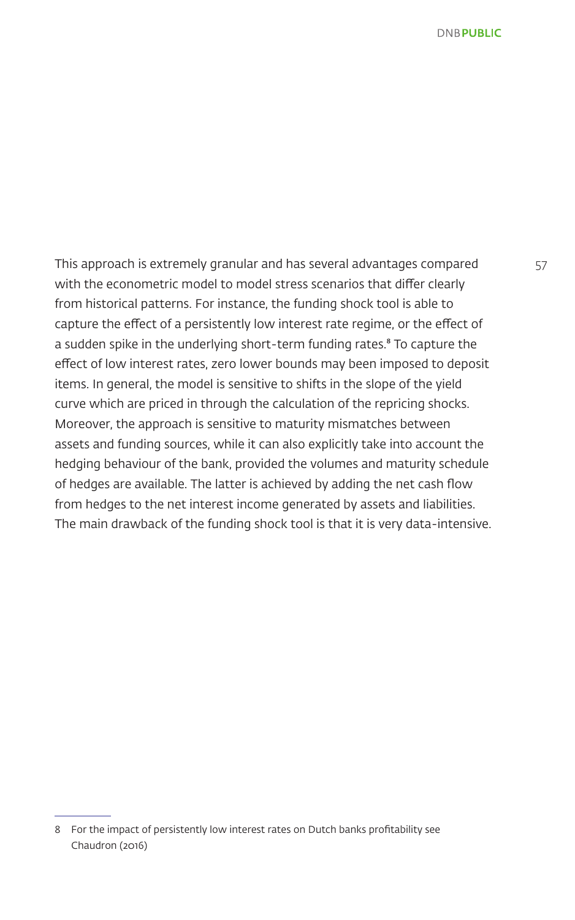This approach is extremely granular and has several advantages compared with the econometric model to model stress scenarios that differ clearly from historical patterns. For instance, the funding shock tool is able to capture the effect of a persistently low interest rate regime, or the effect of a sudden spike in the underlying short-term funding rates.[8] To capture the effect of low interest rates, zero lower bounds may been imposed to deposit items. In general, the model is sensitive to shifts in the slope of the yield curve which are priced in through the calculation of the repricing shocks. Moreover, the approach is sensitive to maturity mismatches between assets and funding sources, while it can also explicitly take into account the hedging behaviour of the bank, provided the volumes and maturity schedule of hedges are available. The latter is achieved by adding the net cash flow from hedges to the net interest income generated by assets and liabilities. The main drawback of the funding shock tool is that it is very data-intensive.

8 For the impact of persistently low interest rates on Dutch banks profitability see Chaudron (2016)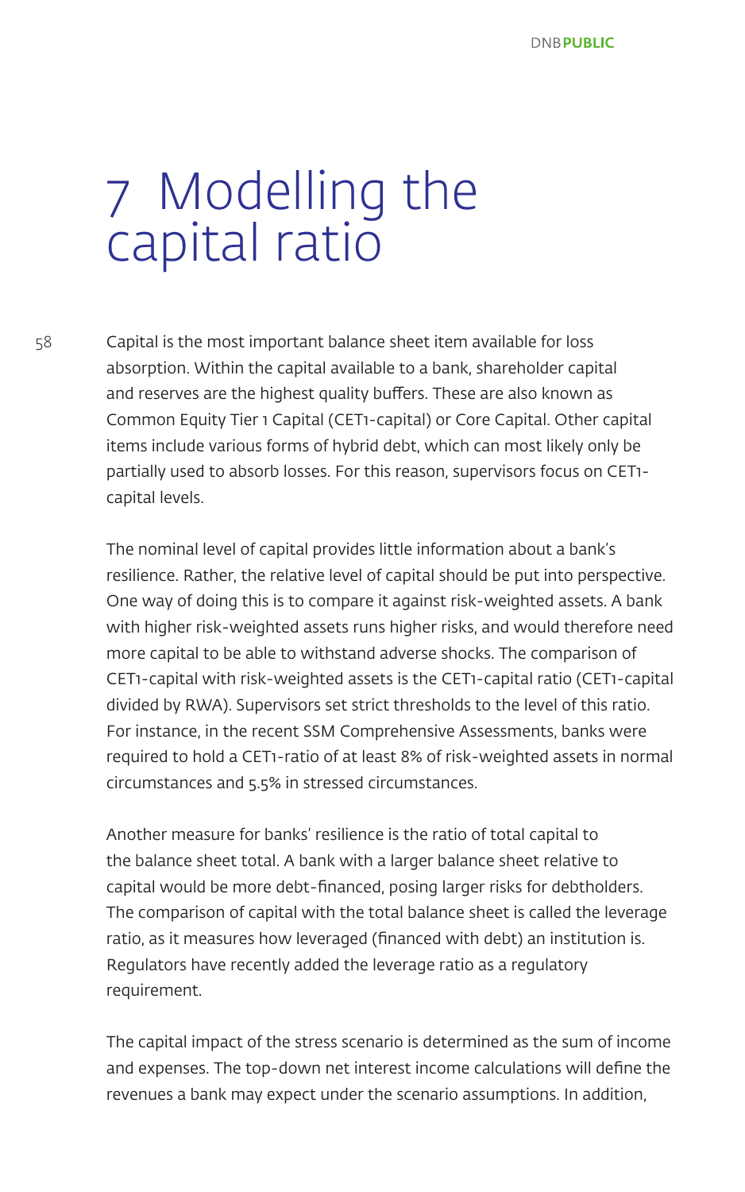# 7 Modelling the capital ratio

Capital is the most important balance sheet item available for loss absorption. Within the capital available to a bank, shareholder capital and reserves are the highest quality buffers. These are also known as Common Equity Tier 1 Capital (CET1-capital) or Core Capital. Other capital items include various forms of hybrid debt, which can most likely only be partially used to absorb losses. For this reason, supervisors focus on CET1-capital levels.

The nominal level of capital provides little information about a bank's resilience. Rather, the relative level of capital should be put into perspective. One way of doing this is to compare it against risk-weighted assets. A bank with higher risk-weighted assets runs higher risks, and would therefore need more capital to be able to withstand adverse shocks. The comparison of CET1-capital with risk-weighted assets is the CET1-capital ratio (CET1-capital divided by RWA). Supervisors set strict thresholds to the level of this ratio. For instance, in the recent SSM Comprehensive Assessments, banks were required to hold a CET1-ratio of at least 8% of risk-weighted assets in normal circumstances and 5.5% in stressed circumstances.

Another measure for banks' resilience is the ratio of total capital to the balance sheet total. A bank with a larger balance sheet relative to capital would be more debt-financed, posing larger risks for debtholders. The comparison of capital with the total balance sheet is called the leverage ratio, as it measures how leveraged (financed with debt) an institution is. Regulators have recently added the leverage ratio as a regulatory requirement.

The capital impact of the stress scenario is determined as the sum of income and expenses. The top-down net interest income calculations will define the revenues a bank may expect under the scenario assumptions. In addition,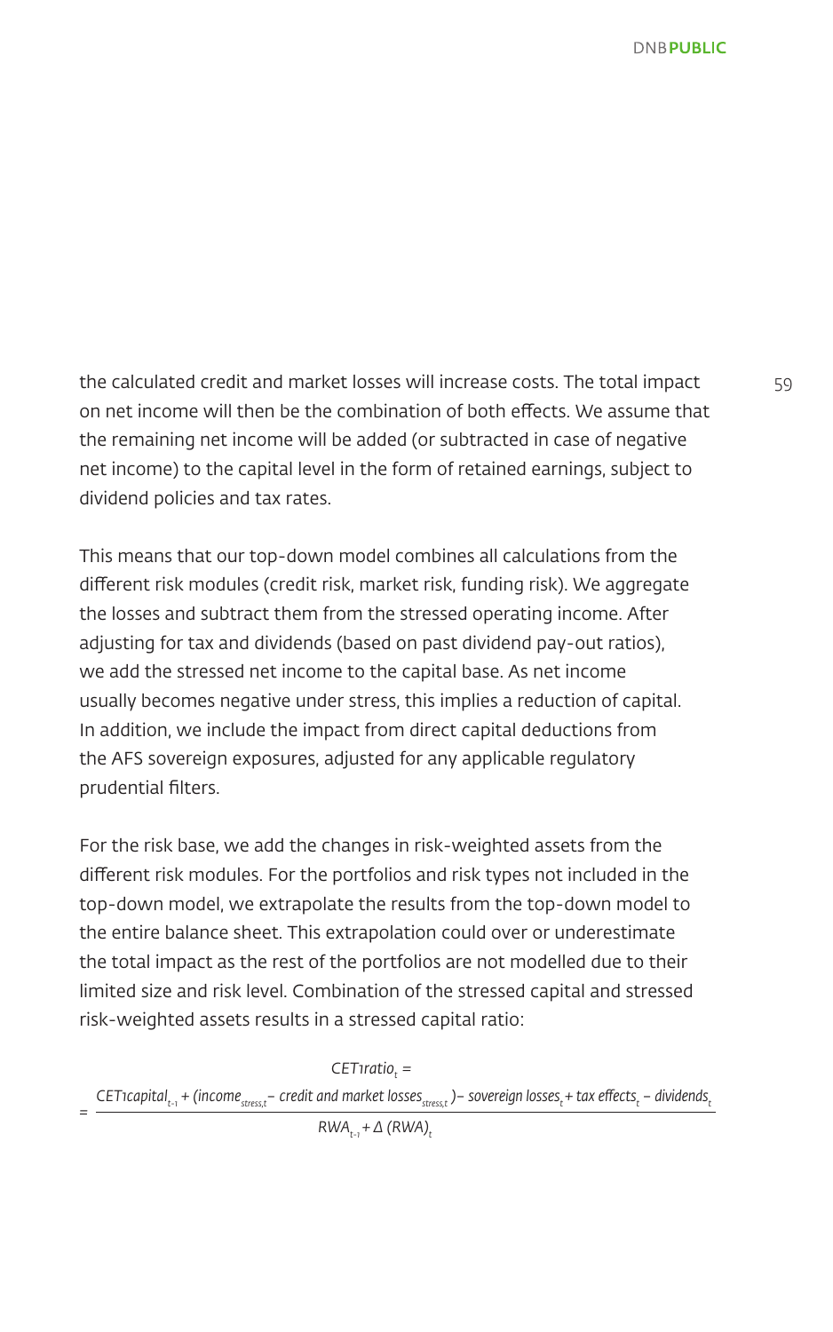the calculated credit and market losses will increase costs. The total impact on net income will then be the combination of both effects. We assume that the remaining net income will be added (or subtracted in case of negative net income) to the capital level in the form of retained earnings, subject to dividend policies and tax rates.

This means that our top-down model combines all calculations from the different risk modules (credit risk, market risk, funding risk). We aggregate the losses and subtract them from the stressed operating income. After adjusting for tax and dividends (based on past dividend pay-out ratios), we add the stressed net income to the capital base. As net income usually becomes negative under stress, this implies a reduction of capital. In addition, we include the impact from direct capital deductions from the AFS sovereign exposures, adjusted for any applicable regulatory prudential filters.

For the risk base, we add the changes in risk-weighted assets from the different risk modules. For the portfolios and risk types not included in the top-down model, we extrapolate the results from the top-down model to the entire balance sheet. This extrapolation could over or underestimate the total impact as the rest of the portfolios are not modelled due to their limited size and risk level. Combination of the stressed capital and stressed risk-weighted assets results in a stressed capital ratio:

$$CET1ratio_t = \frac{CET1capital_{t-1} + (income_{stress,t} - \text{credit and market losses}_{stress,t}) - \text{sovereign losses}_t + \text{tax effects}_t - dividends_t}{RWA_{t-1} + \Delta\,(RWA)_t}$$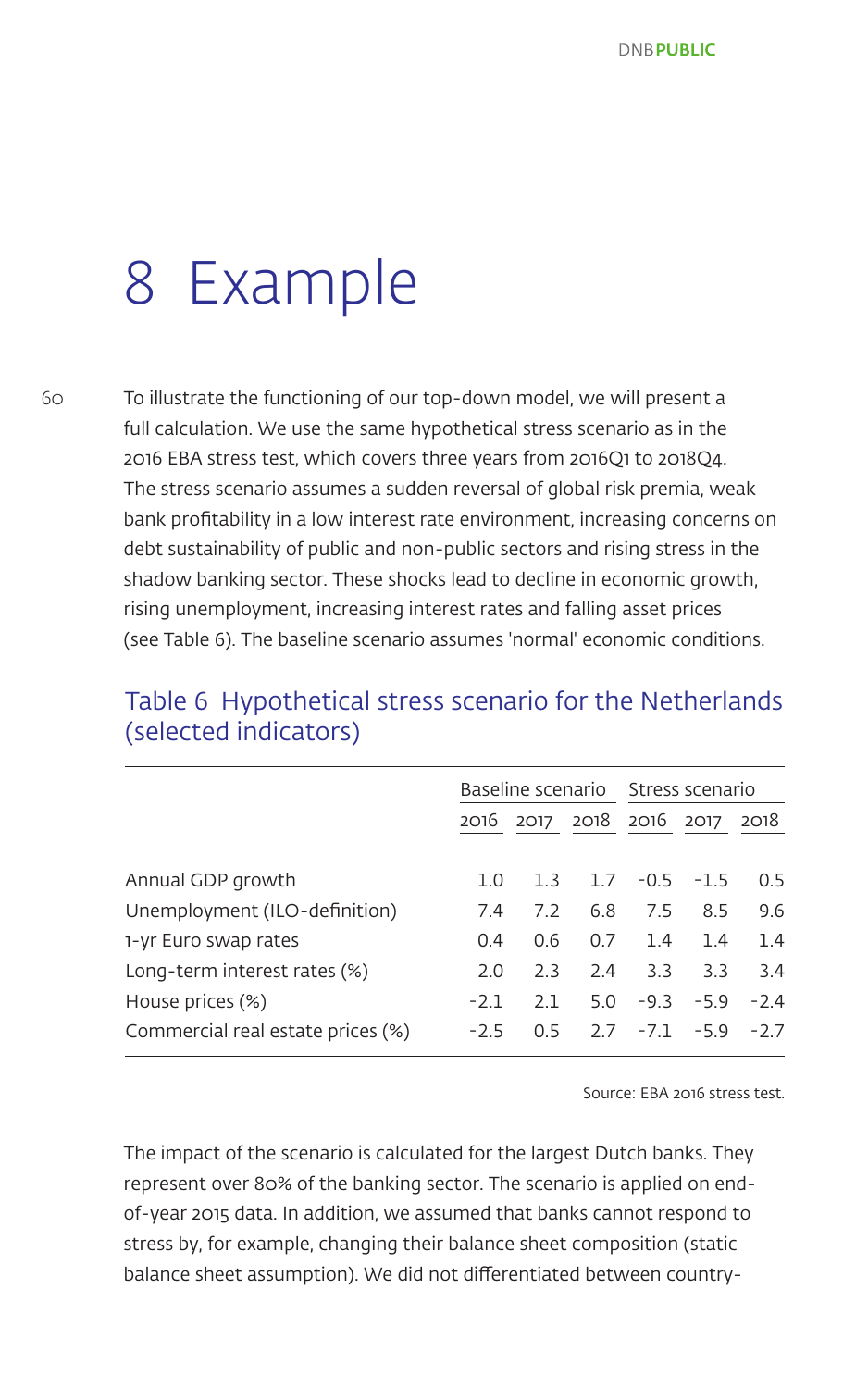# 8 Example

To illustrate the functioning of our top-down model, we will present a full calculation. We use the same hypothetical stress scenario as in the 2016 EBA stress test, which covers three years from 2016Q1 to 2018Q4. The stress scenario assumes a sudden reversal of global risk premia, weak bank profitability in a low interest rate environment, increasing concerns on debt sustainability of public and non-public sectors and rising stress in the shadow banking sector. These shocks lead to decline in economic growth, rising unemployment, increasing interest rates and falling asset prices (see Table 6). The baseline scenario assumes 'normal' economic conditions.

## Table 6 Hypothetical stress scenario for the Netherlands (selected indicators)

| | Baseline scenario | | | Stress scenario | | |
|---|---|---|---|---|---|---|
| | 2016 | 2017 | 2018 | 2016 | 2017 | 2018 |
| Annual GDP growth | 1.0 | 1.3 | 1.7 | -0.5 | -1.5 | 0.5 |
| Unemployment (ILO-definition) | 7.4 | 7.2 | 6.8 | 7.5 | 8.5 | 9.6 |
| 1-yr Euro swap rates | 0.4 | 0.6 | 0.7 | 1.4 | 1.4 | 1.4 |
| Long-term interest rates (%) | 2.0 | 2.3 | 2.4 | 3.3 | 3.3 | 3.4 |
| House prices (%) | -2.1 | 2.1 | 5.0 | -9.3 | -5.9 | -2.4 |
| Commercial real estate prices (%) | -2.5 | 0.5 | 2.7 | -7.1 | -5.9 | -2.7 |

Source: EBA 2016 stress test.

The impact of the scenario is calculated for the largest Dutch banks. They represent over 80% of the banking sector. The scenario is applied on end-of-year 2015 data. In addition, we assumed that banks cannot respond to stress by, for example, changing their balance sheet composition (static balance sheet assumption). We did not differentiated between country-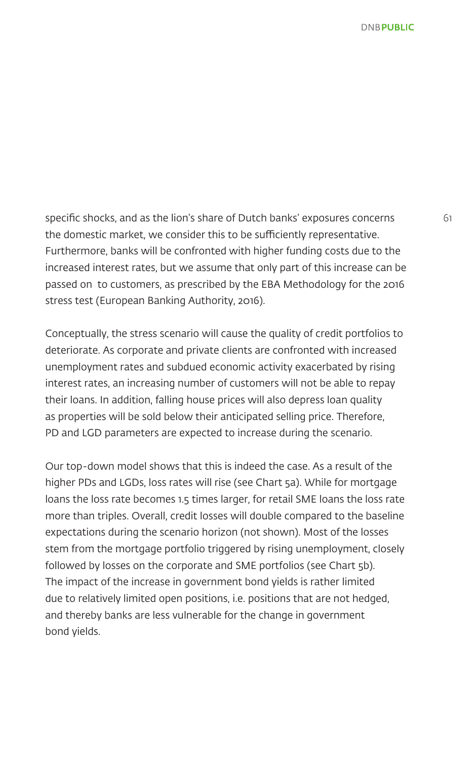specific shocks, and as the lion's share of Dutch banks' exposures concerns the domestic market, we consider this to be sufficiently representative. Furthermore, banks will be confronted with higher funding costs due to the increased interest rates, but we assume that only part of this increase can be passed on to customers, as prescribed by the EBA Methodology for the 2016 stress test (European Banking Authority, 2016).

Conceptually, the stress scenario will cause the quality of credit portfolios to deteriorate. As corporate and private clients are confronted with increased unemployment rates and subdued economic activity exacerbated by rising interest rates, an increasing number of customers will not be able to repay their loans. In addition, falling house prices will also depress loan quality as properties will be sold below their anticipated selling price. Therefore, PD and LGD parameters are expected to increase during the scenario.

Our top-down model shows that this is indeed the case. As a result of the higher PDs and LGDs, loss rates will rise (see Chart 5a). While for mortgage loans the loss rate becomes 1.5 times larger, for retail SME loans the loss rate more than triples. Overall, credit losses will double compared to the baseline expectations during the scenario horizon (not shown). Most of the losses stem from the mortgage portfolio triggered by rising unemployment, closely followed by losses on the corporate and SME portfolios (see Chart 5b). The impact of the increase in government bond yields is rather limited due to relatively limited open positions, i.e. positions that are not hedged, and thereby banks are less vulnerable for the change in government bond yields.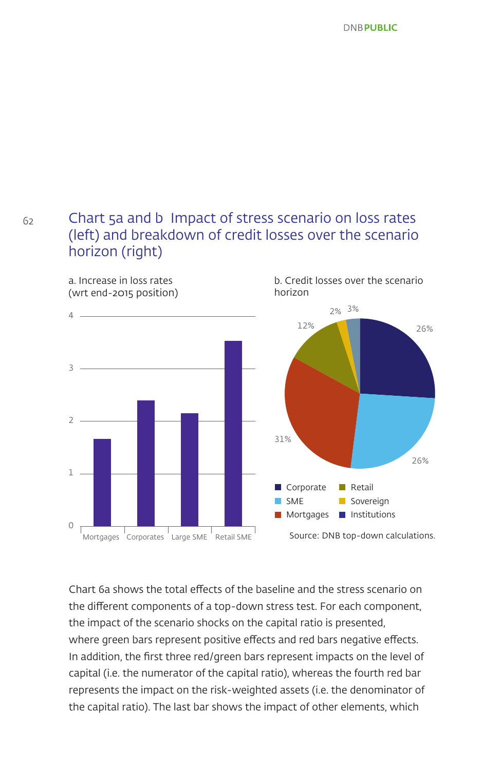## Chart 5a and b  Impact of stress scenario on loss rates (left) and breakdown of credit losses over the scenario horizon (right)

a. Increase in loss rates (wrt end-2015 position)

b. Credit losses over the scenario horizon

| Category | Increase in loss rates |
| --- | --- |
| Mortgages | ~1.65 |
| Corporates | ~2.4 |
| Large SME | ~2.15 |
| Retail SME | ~3.55 |

| Category | Share of credit losses |
| --- | --- |
| Corporate | 26% |
| SME | 26% |
| Mortgages | 31% |
| Retail | 12% |
| Sovereign | 2% |
| Institutions | 3% |

Source: DNB top-down calculations.

Chart 6a shows the total effects of the baseline and the stress scenario on the different components of a top-down stress test. For each component, the impact of the scenario shocks on the capital ratio is presented, where green bars represent positive effects and red bars negative effects. In addition, the first three red/green bars represent impacts on the level of capital (i.e. the numerator of the capital ratio), whereas the fourth red bar represents the impact on the risk-weighted assets (i.e. the denominator of the capital ratio). The last bar shows the impact of other elements, which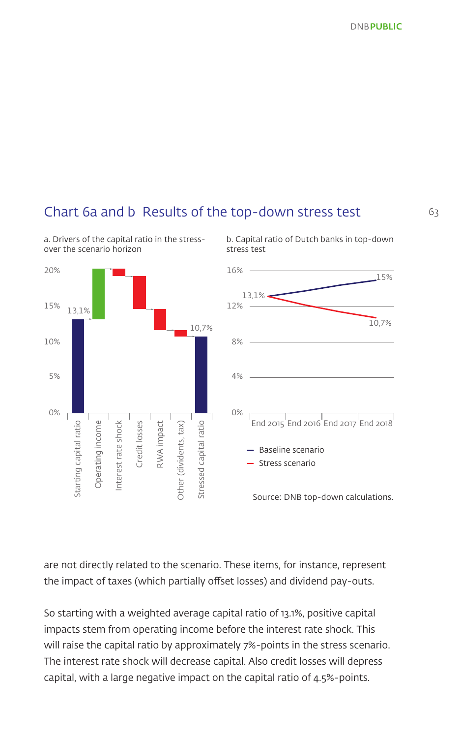## Chart 6a and b Results of the top-down stress test

a. Drivers of the capital ratio in the stress-over the scenario horizon

b. Capital ratio of Dutch banks in top-down stress test

Source: DNB top-down calculations.

are not directly related to the scenario. These items, for instance, represent the impact of taxes (which partially offset losses) and dividend pay-outs.

So starting with a weighted average capital ratio of 13.1%, positive capital impacts stem from operating income before the interest rate shock. This will raise the capital ratio by approximately 7%-points in the stress scenario. The interest rate shock will decrease capital. Also credit losses will depress capital, with a large negative impact on the capital ratio of 4.5%-points.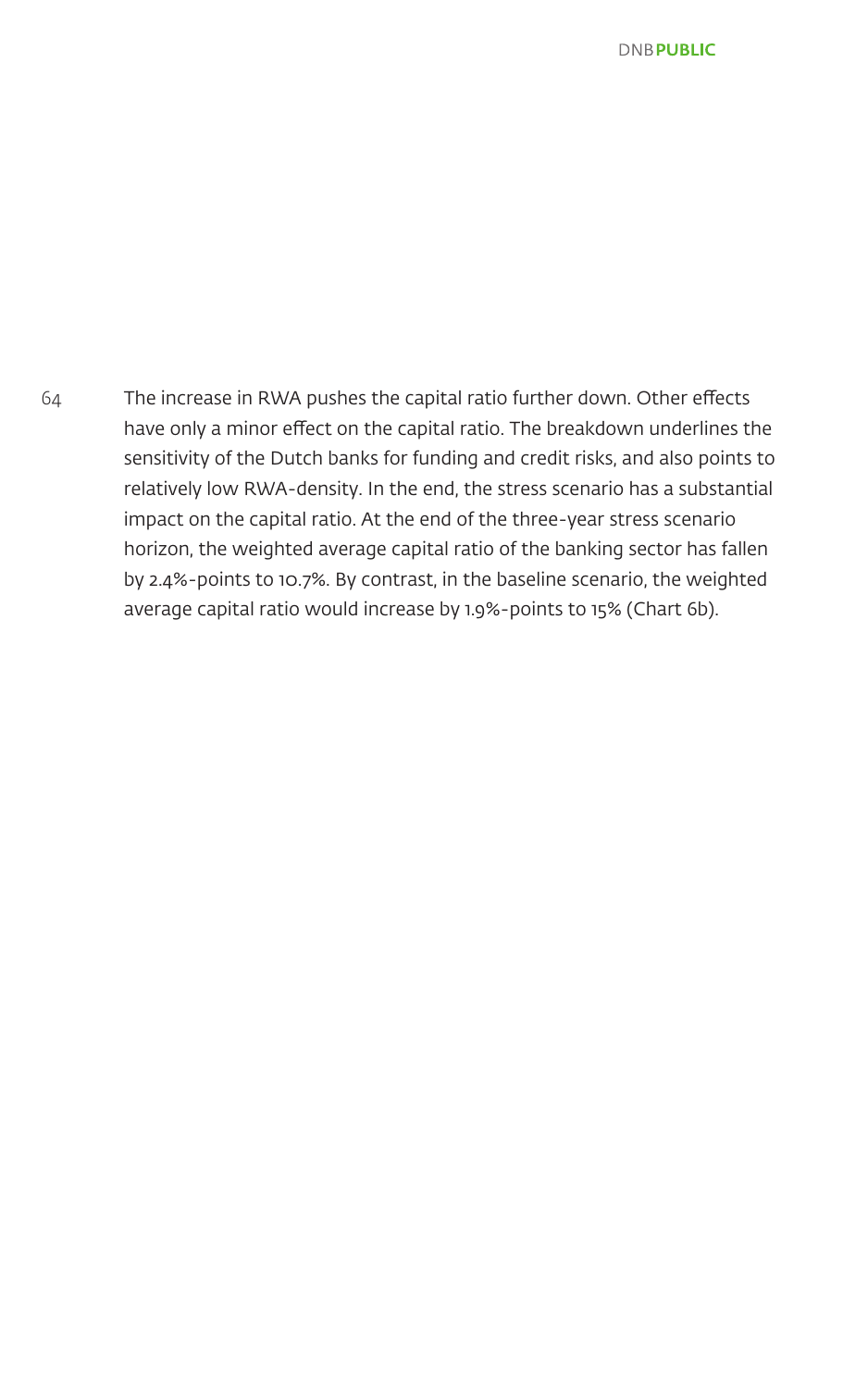The increase in RWA pushes the capital ratio further down. Other effects have only a minor effect on the capital ratio. The breakdown underlines the sensitivity of the Dutch banks for funding and credit risks, and also points to relatively low RWA-density. In the end, the stress scenario has a substantial impact on the capital ratio. At the end of the three-year stress scenario horizon, the weighted average capital ratio of the banking sector has fallen by 2.4%-points to 10.7%. By contrast, in the baseline scenario, the weighted average capital ratio would increase by 1.9%-points to 15% (Chart 6b).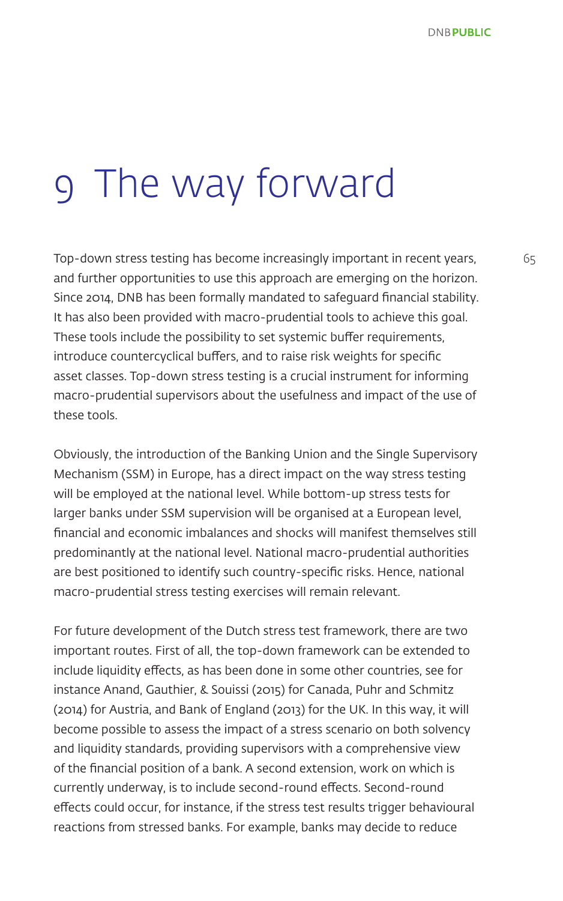# 9 The way forward

Top-down stress testing has become increasingly important in recent years, and further opportunities to use this approach are emerging on the horizon. Since 2014, DNB has been formally mandated to safeguard financial stability. It has also been provided with macro-prudential tools to achieve this goal. These tools include the possibility to set systemic buffer requirements, introduce countercyclical buffers, and to raise risk weights for specific asset classes. Top-down stress testing is a crucial instrument for informing macro-prudential supervisors about the usefulness and impact of the use of these tools.

Obviously, the introduction of the Banking Union and the Single Supervisory Mechanism (SSM) in Europe, has a direct impact on the way stress testing will be employed at the national level. While bottom-up stress tests for larger banks under SSM supervision will be organised at a European level, financial and economic imbalances and shocks will manifest themselves still predominantly at the national level. National macro-prudential authorities are best positioned to identify such country-specific risks. Hence, national macro-prudential stress testing exercises will remain relevant.

For future development of the Dutch stress test framework, there are two important routes. First of all, the top-down framework can be extended to include liquidity effects, as has been done in some other countries, see for instance Anand, Gauthier, & Souissi (2015) for Canada, Puhr and Schmitz (2014) for Austria, and Bank of England (2013) for the UK. In this way, it will become possible to assess the impact of a stress scenario on both solvency and liquidity standards, providing supervisors with a comprehensive view of the financial position of a bank. A second extension, work on which is currently underway, is to include second-round effects. Second-round effects could occur, for instance, if the stress test results trigger behavioural reactions from stressed banks. For example, banks may decide to reduce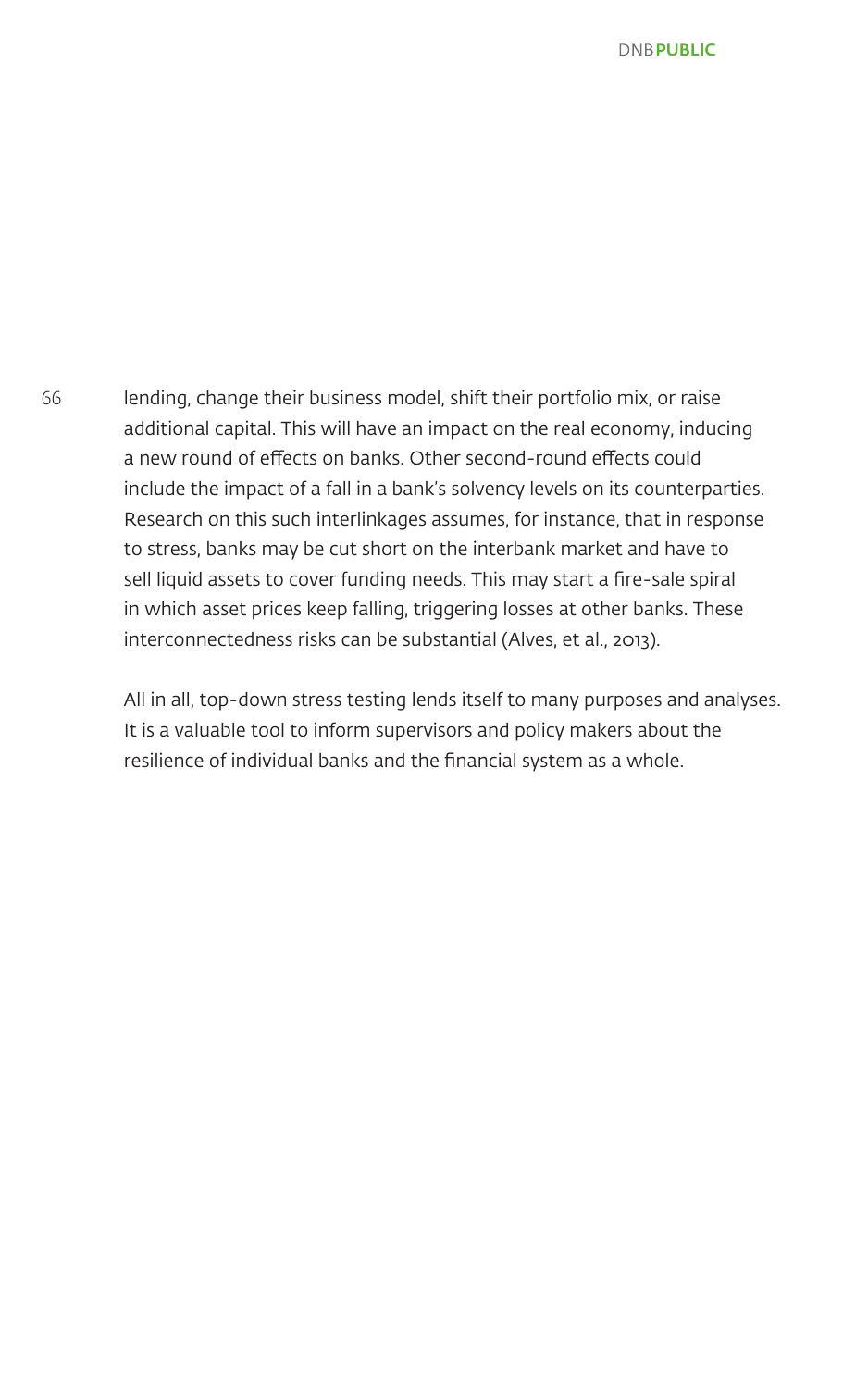lending, change their business model, shift their portfolio mix, or raise additional capital. This will have an impact on the real economy, inducing a new round of effects on banks. Other second-round effects could include the impact of a fall in a bank's solvency levels on its counterparties. Research on this such interlinkages assumes, for instance, that in response to stress, banks may be cut short on the interbank market and have to sell liquid assets to cover funding needs. This may start a fire-sale spiral in which asset prices keep falling, triggering losses at other banks. These interconnectedness risks can be substantial (Alves, et al., 2013).

All in all, top-down stress testing lends itself to many purposes and analyses. It is a valuable tool to inform supervisors and policy makers about the resilience of individual banks and the financial system as a whole.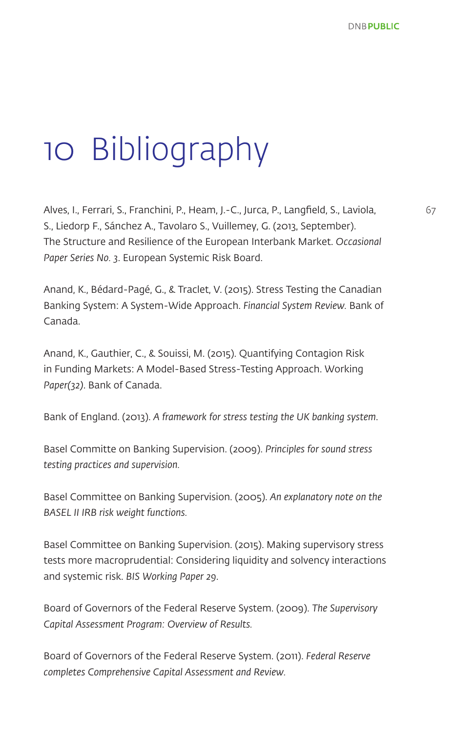# 10 Bibliography

Alves, I., Ferrari, S., Franchini, P., Heam, J.-C., Jurca, P., Langfield, S., Laviola, S., Liedorp F., Sánchez A., Tavolaro S., Vuillemey, G. (2013, September). The Structure and Resilience of the European Interbank Market. *Occasional Paper Series No. 3*. European Systemic Risk Board.

Anand, K., Bédard-Pagé, G., & Traclet, V. (2015). Stress Testing the Canadian Banking System: A System-Wide Approach. *Financial System Review.* Bank of Canada.

Anand, K., Gauthier, C., & Souissi, M. (2015). Quantifying Contagion Risk in Funding Markets: A Model-Based Stress-Testing Approach. Working *Paper(32)*. Bank of Canada.

Bank of England. (2013). *A framework for stress testing the UK banking system*.

Basel Committe on Banking Supervision. (2009). *Principles for sound stress testing practices and supervision.*

Basel Committee on Banking Supervision. (2005). *An explanatory note on the BASEL II IRB risk weight functions.*

Basel Committee on Banking Supervision. (2015). Making supervisory stress tests more macroprudential: Considering liquidity and solvency interactions and systemic risk. *BIS Working Paper 29*.

Board of Governors of the Federal Reserve System. (2009). *The Supervisory Capital Assessment Program: Overview of Results.*

Board of Governors of the Federal Reserve System. (2011). *Federal Reserve completes Comprehensive Capital Assessment and Review.*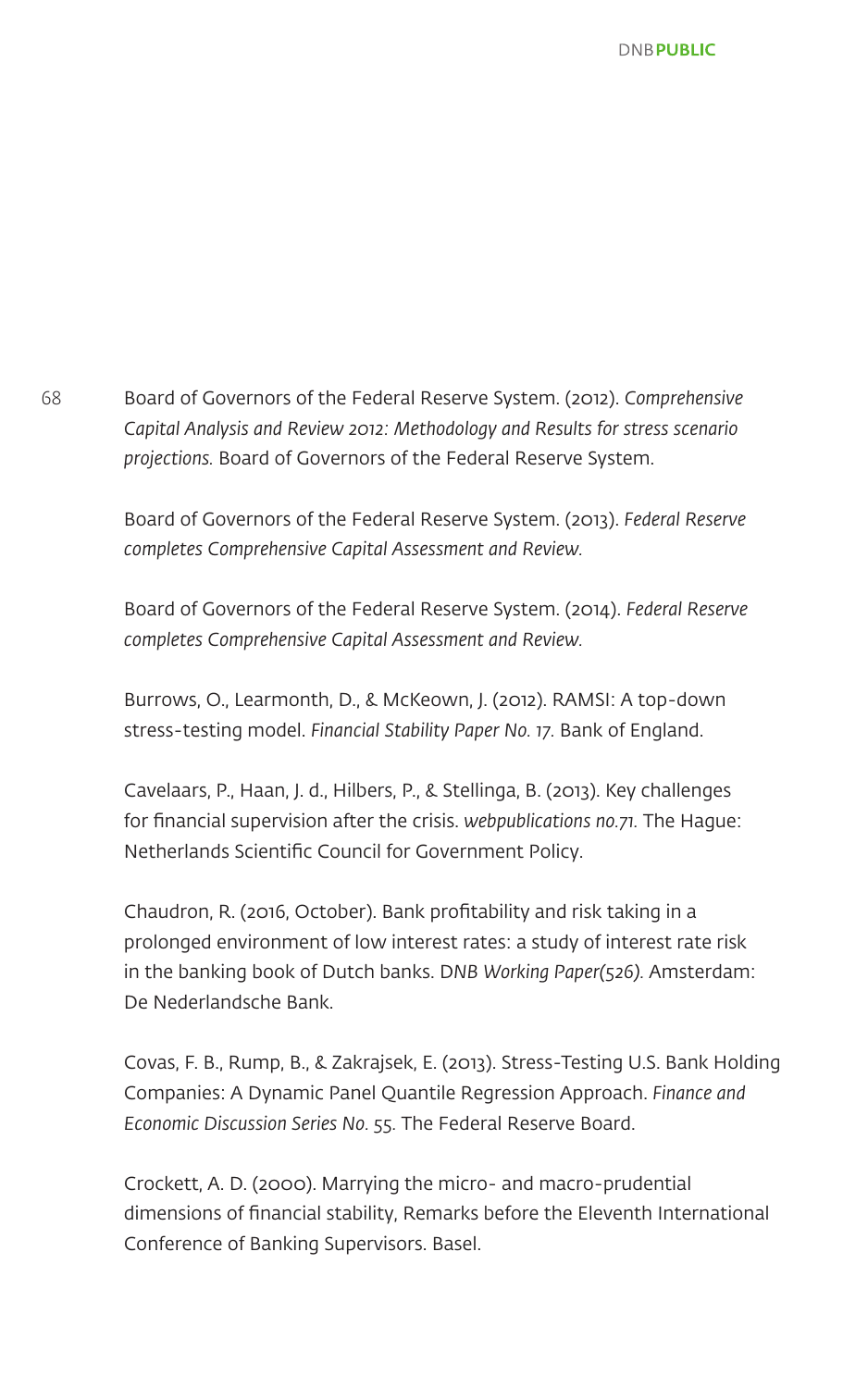Board of Governors of the Federal Reserve System. (2012). *Comprehensive Capital Analysis and Review 2012: Methodology and Results for stress scenario projections.* Board of Governors of the Federal Reserve System.

Board of Governors of the Federal Reserve System. (2013). *Federal Reserve completes Comprehensive Capital Assessment and Review.*

Board of Governors of the Federal Reserve System. (2014). *Federal Reserve completes Comprehensive Capital Assessment and Review.*

Burrows, O., Learmonth, D., & McKeown, J. (2012). RAMSI: A top-down stress-testing model. *Financial Stability Paper No. 17.* Bank of England.

Cavelaars, P., Haan, J. d., Hilbers, P., & Stellinga, B. (2013). Key challenges for financial supervision after the crisis. *webpublications no.71.* The Hague: Netherlands Scientific Council for Government Policy.

Chaudron, R. (2016, October). Bank profitability and risk taking in a prolonged environment of low interest rates: a study of interest rate risk in the banking book of Dutch banks. *DNB Working Paper(526).* Amsterdam: De Nederlandsche Bank.

Covas, F. B., Rump, B., & Zakrajsek, E. (2013). Stress-Testing U.S. Bank Holding Companies: A Dynamic Panel Quantile Regression Approach. *Finance and Economic Discussion Series No.* 55. The Federal Reserve Board.

Crockett, A. D. (2000). Marrying the micro- and macro-prudential dimensions of financial stability, Remarks before the Eleventh International Conference of Banking Supervisors. Basel.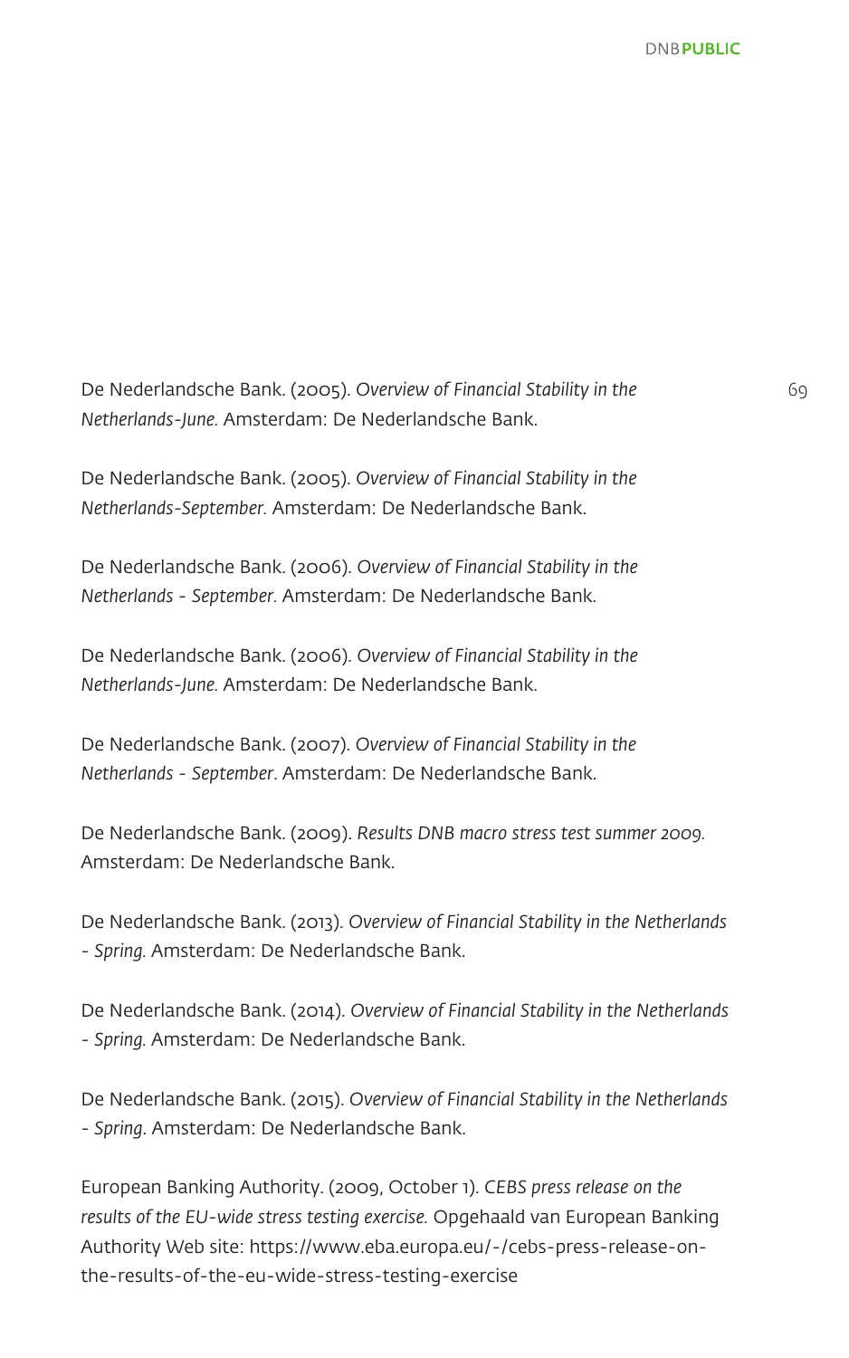De Nederlandsche Bank. (2005). *Overview of Financial Stability in the Netherlands-June.* Amsterdam: De Nederlandsche Bank.

De Nederlandsche Bank. (2005). *Overview of Financial Stability in the Netherlands-September.* Amsterdam: De Nederlandsche Bank.

De Nederlandsche Bank. (2006). *Overview of Financial Stability in the Netherlands - September.* Amsterdam: De Nederlandsche Bank.

De Nederlandsche Bank. (2006). *Overview of Financial Stability in the Netherlands-June.* Amsterdam: De Nederlandsche Bank.

De Nederlandsche Bank. (2007). *Overview of Financial Stability in the Netherlands - September*. Amsterdam: De Nederlandsche Bank.

De Nederlandsche Bank. (2009). *Results DNB macro stress test summer 2009.* Amsterdam: De Nederlandsche Bank.

De Nederlandsche Bank. (2013). *Overview of Financial Stability in the Netherlands - Spring.* Amsterdam: De Nederlandsche Bank.

De Nederlandsche Bank. (2014). *Overview of Financial Stability in the Netherlands - Spring.* Amsterdam: De Nederlandsche Bank.

De Nederlandsche Bank. (2015). *Overview of Financial Stability in the Netherlands - Spring*. Amsterdam: De Nederlandsche Bank.

European Banking Authority. (2009, October 1). *CEBS press release on the results of the EU-wide stress testing exercise.* Opgehaald van European Banking Authority Web site: https://www.eba.europa.eu/-/cebs-press-release-on-the-results-of-the-eu-wide-stress-testing-exercise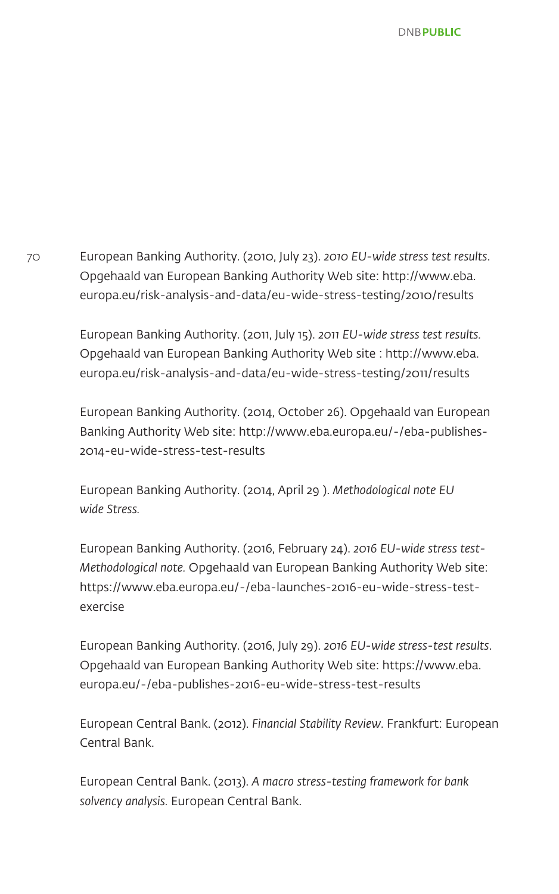European Banking Authority. (2010, July 23). *2010 EU-wide stress test results*. Opgehaald van European Banking Authority Web site: http://www.eba.europa.eu/risk-analysis-and-data/eu-wide-stress-testing/2010/results

European Banking Authority. (2011, July 15). *2011 EU-wide stress test results.* Opgehaald van European Banking Authority Web site : http://www.eba.europa.eu/risk-analysis-and-data/eu-wide-stress-testing/2011/results

European Banking Authority. (2014, October 26). Opgehaald van European Banking Authority Web site: http://www.eba.europa.eu/-/eba-publishes-2014-eu-wide-stress-test-results

European Banking Authority. (2014, April 29 ). *Methodological note EU wide Stress.*

European Banking Authority. (2016, February 24). *2016 EU-wide stress test-Methodological note.* Opgehaald van European Banking Authority Web site: https://www.eba.europa.eu/-/eba-launches-2016-eu-wide-stress-test-exercise

European Banking Authority. (2016, July 29). *2016 EU-wide stress-test results*. Opgehaald van European Banking Authority Web site: https://www.eba.europa.eu/-/eba-publishes-2016-eu-wide-stress-test-results

European Central Bank. (2012). *Financial Stability Review*. Frankfurt: European Central Bank.

European Central Bank. (2013). *A macro stress-testing framework for bank solvency analysis.* European Central Bank.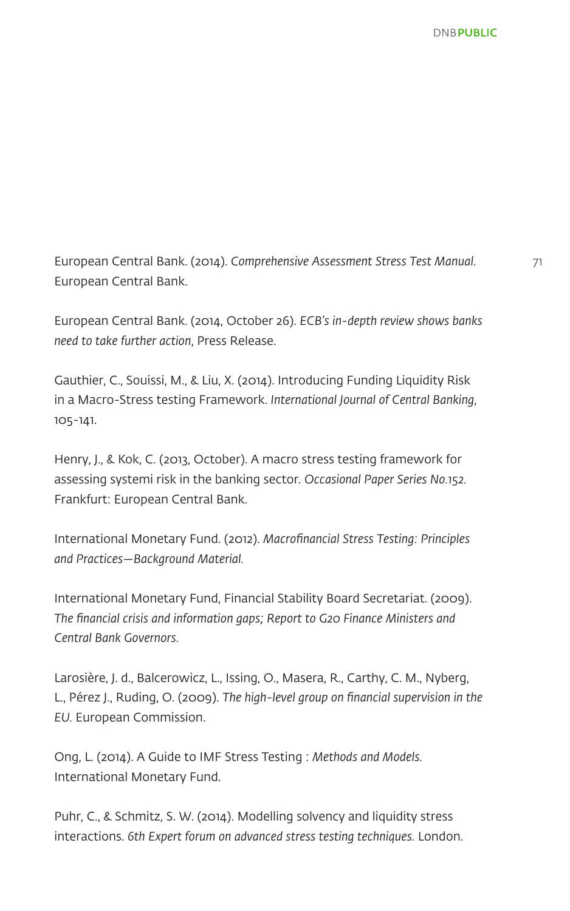European Central Bank. (2014). *Comprehensive Assessment Stress Test Manual.* European Central Bank.

European Central Bank. (2014, October 26). *ECB's in-depth review shows banks need to take further action*, Press Release.

Gauthier, C., Souissi, M., & Liu, X. (2014). Introducing Funding Liquidity Risk in a Macro-Stress testing Framework. *International Journal of Central Banking*, 105-141.

Henry, J., & Kok, C. (2013, October). A macro stress testing framework for assessing systemi risk in the banking sector. *Occasional Paper Series No.152.* Frankfurt: European Central Bank.

International Monetary Fund. (2012). *Macrofinancial Stress Testing: Principles and Practices—Background Material.*

International Monetary Fund, Financial Stability Board Secretariat. (2009). *The financial crisis and information gaps; Report to G20 Finance Ministers and Central Bank Governors.*

Larosière, J. d., Balcerowicz, L., Issing, O., Masera, R., Carthy, C. M., Nyberg, L., Pérez J., Ruding, O. (2009). *The high-level group on financial supervision in the EU.* European Commission.

Ong, L. (2014). A Guide to IMF Stress Testing : *Methods and Models.* International Monetary Fund.

Puhr, C., & Schmitz, S. W. (2014). Modelling solvency and liquidity stress interactions. *6th Expert forum on advanced stress testing techniques.* London.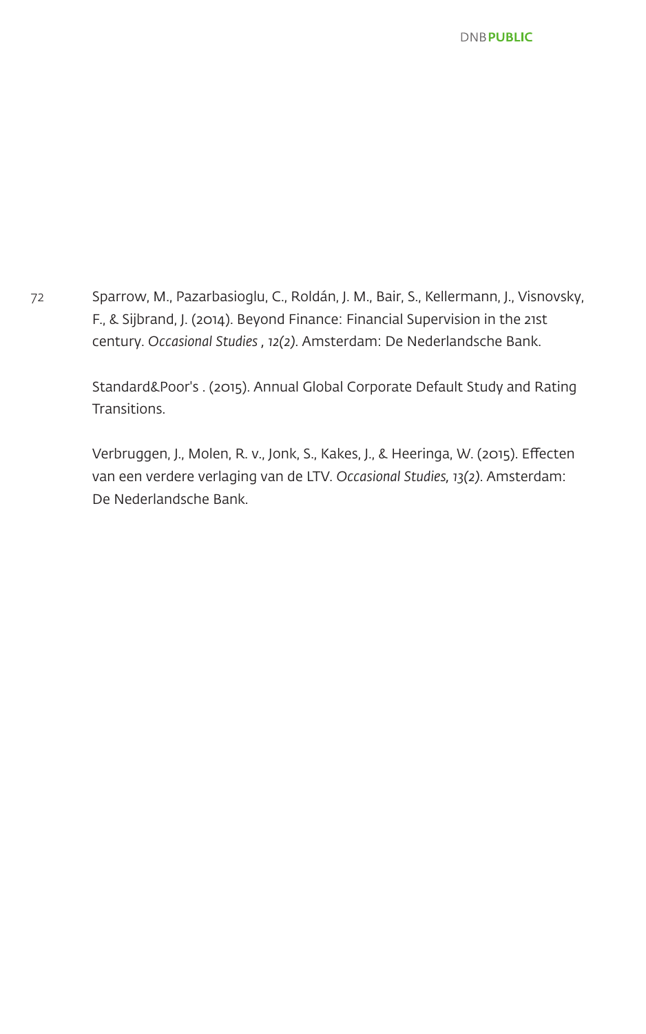Sparrow, M., Pazarbasioglu, C., Roldán, J. M., Bair, S., Kellermann, J., Visnovsky, F., & Sijbrand, J. (2014). Beyond Finance: Financial Supervision in the 21st century. *Occasional Studies , 12(2)*. Amsterdam: De Nederlandsche Bank.

Standard&Poor's . (2015). Annual Global Corporate Default Study and Rating Transitions.

Verbruggen, J., Molen, R. v., Jonk, S., Kakes, J., & Heeringa, W. (2015). Effecten van een verdere verlaging van de LTV. *Occasional Studies, 13(2)*. Amsterdam: De Nederlandsche Bank.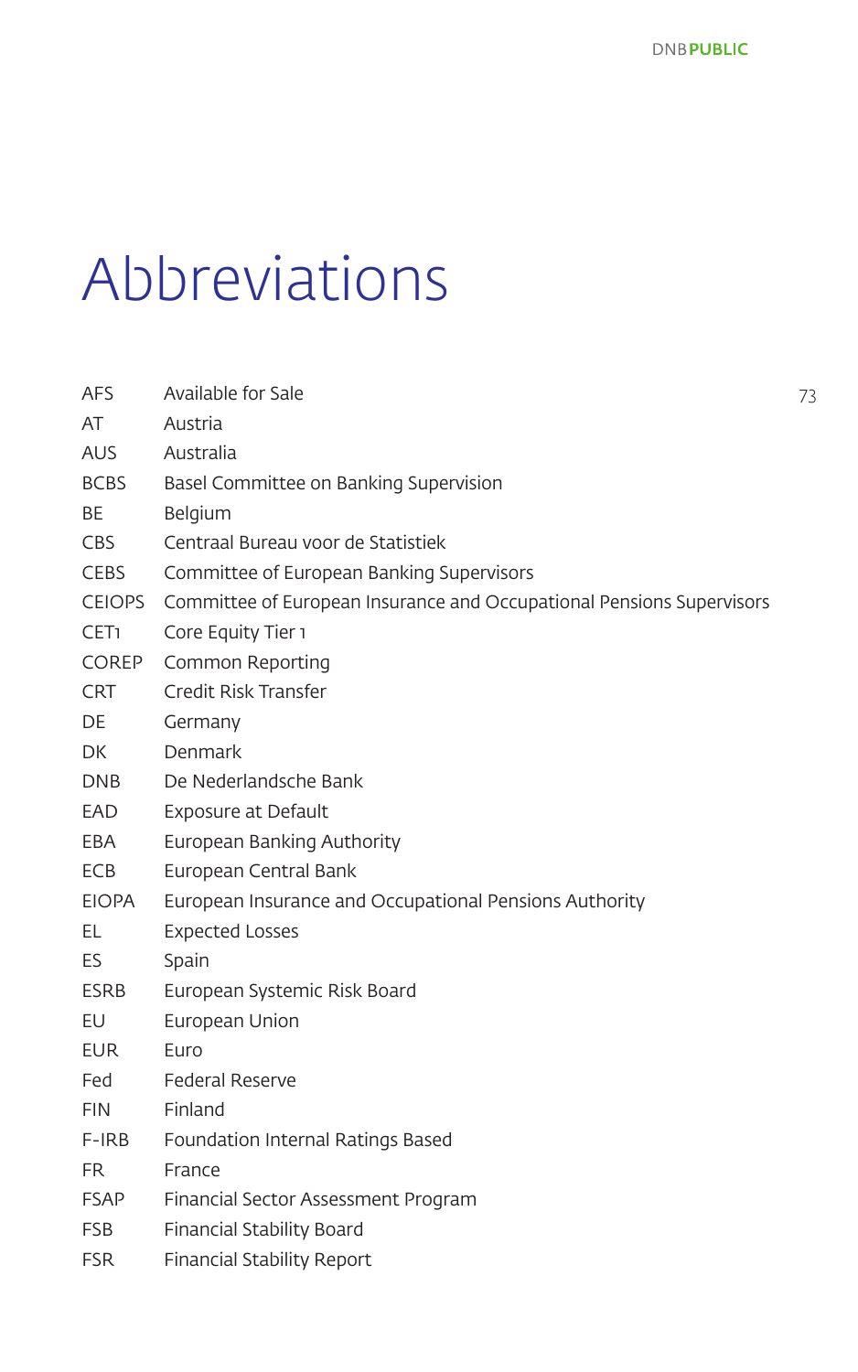# Abbreviations

| | |
|---|---|
| AFS | Available for Sale |
| AT | Austria |
| AUS | Australia |
| BCBS | Basel Committee on Banking Supervision |
| BE | Belgium |
| CBS | Centraal Bureau voor de Statistiek |
| CEBS | Committee of European Banking Supervisors |
| CEIOPS | Committee of European Insurance and Occupational Pensions Supervisors |
| CET1 | Core Equity Tier 1 |
| COREP | Common Reporting |
| CRT | Credit Risk Transfer |
| DE | Germany |
| DK | Denmark |
| DNB | De Nederlandsche Bank |
| EAD | Exposure at Default |
| EBA | European Banking Authority |
| ECB | European Central Bank |
| EIOPA | European Insurance and Occupational Pensions Authority |
| EL | Expected Losses |
| ES | Spain |
| ESRB | European Systemic Risk Board |
| EU | European Union |
| EUR | Euro |
| Fed | Federal Reserve |
| FIN | Finland |
| F-IRB | Foundation Internal Ratings Based |
| FR | France |
| FSAP | Financial Sector Assessment Program |
| FSB | Financial Stability Board |
| FSR | Financial Stability Report |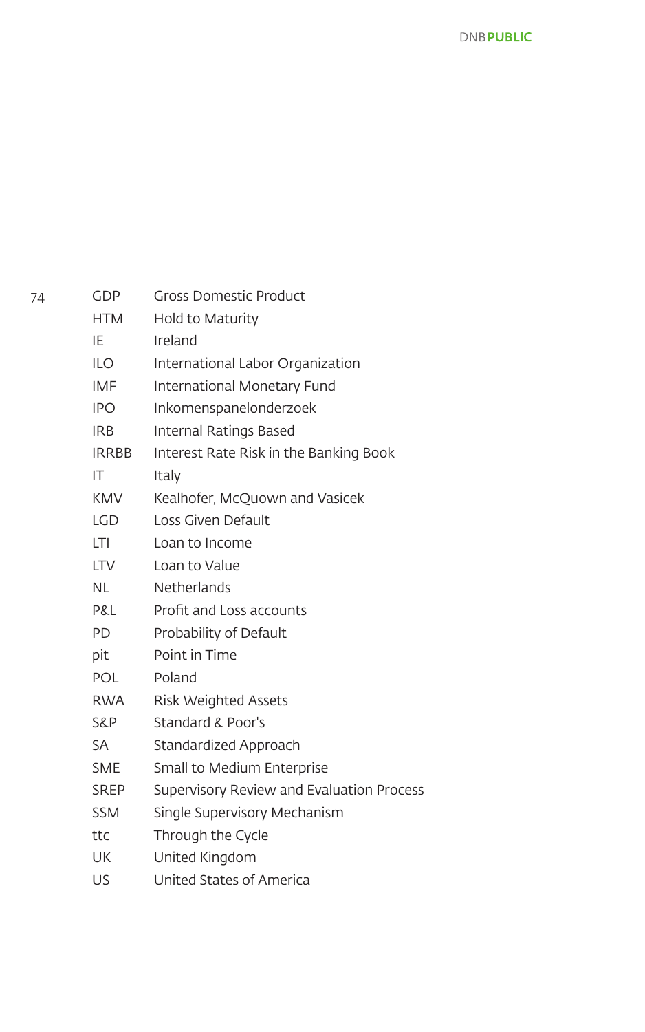| | |
|---|---|
| GDP | Gross Domestic Product |
| HTM | Hold to Maturity |
| IE | Ireland |
| ILO | International Labor Organization |
| IMF | International Monetary Fund |
| IPO | Inkomenspanelonderzoek |
| IRB | Internal Ratings Based |
| IRRBB | Interest Rate Risk in the Banking Book |
| IT | Italy |
| KMV | Kealhofer, McQuown and Vasicek |
| LGD | Loss Given Default |
| LTI | Loan to Income |
| LTV | Loan to Value |
| NL | Netherlands |
| P&L | Profit and Loss accounts |
| PD | Probability of Default |
| pit | Point in Time |
| POL | Poland |
| RWA | Risk Weighted Assets |
| S&P | Standard & Poor's |
| SA | Standardized Approach |
| SME | Small to Medium Enterprise |
| SREP | Supervisory Review and Evaluation Process |
| SSM | Single Supervisory Mechanism |
| ttc | Through the Cycle |
| UK | United Kingdom |
| US | United States of America |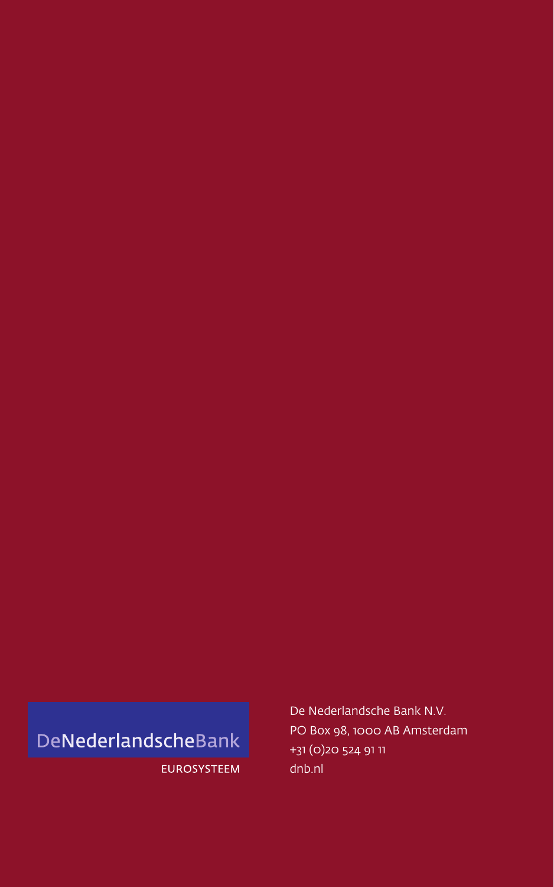DeNederlandscheBank

EUROSYSTEEM

De Nederlandsche Bank N.V.
PO Box 98, 1000 AB Amsterdam
+31 (0)20 524 91 11
dnb.nl